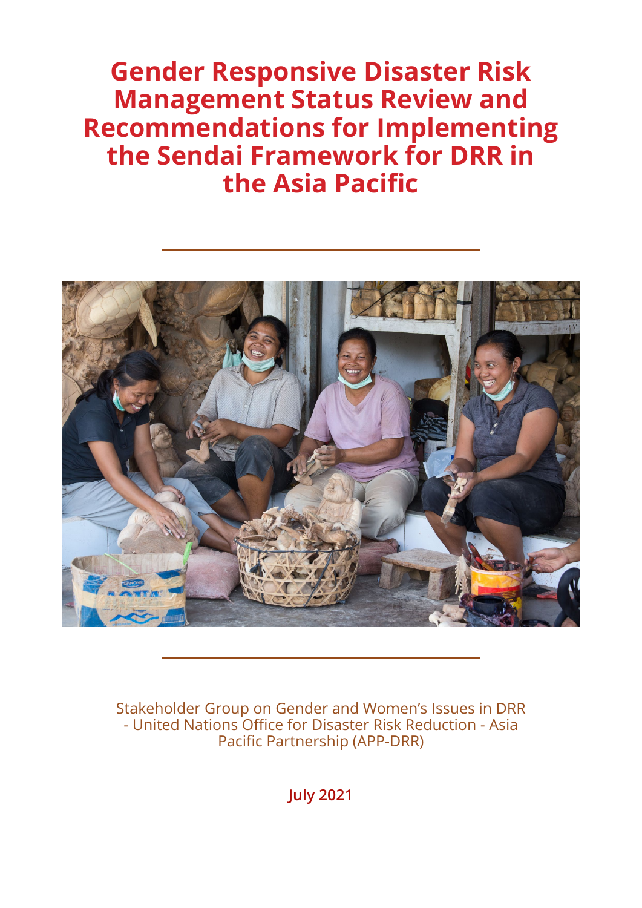# Gender Responsive Disaster Risk Management Status Review and Recommendations for Implementing the Sendai Framework for DRR in the Asia Pacific

Stakeholder Group on Gender and Women's Issues in DRR - United Nations Office for Disaster Risk Reduction - Asia Pacific Partnership (APP-DRR)

**July 2021**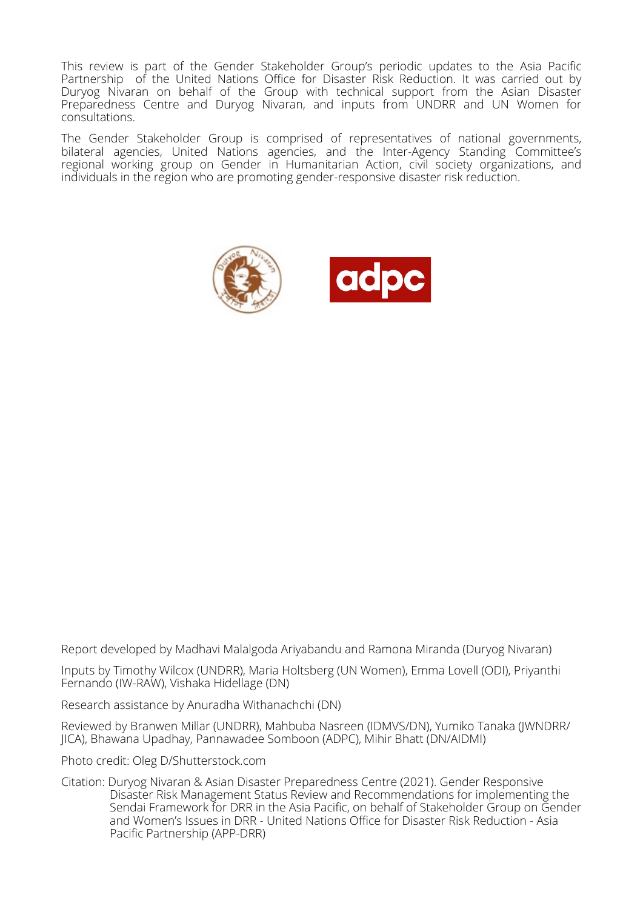This review is part of the Gender Stakeholder Group's periodic updates to the Asia Pacific Partnership of the United Nations Office for Disaster Risk Reduction. It was carried out by Duryog Nivaran on behalf of the Group with technical support from the Asian Disaster Preparedness Centre and Duryog Nivaran, and inputs from UNDRR and UN Women for consultations.

The Gender Stakeholder Group is comprised of representatives of national governments, bilateral agencies, United Nations agencies, and the Inter-Agency Standing Committee's regional working group on Gender in Humanitarian Action, civil society organizations, and individuals in the region who are promoting gender-responsive disaster risk reduction.

Report developed by Madhavi Malalgoda Ariyabandu and Ramona Miranda (Duryog Nivaran)

Inputs by Timothy Wilcox (UNDRR), Maria Holtsberg (UN Women), Emma Lovell (ODI), Priyanthi Fernando (IW-RAW), Vishaka Hidellage (DN)

Research assistance by Anuradha Withanachchi (DN)

Reviewed by Branwen Millar (UNDRR), Mahbuba Nasreen (IDMVS/DN), Yumiko Tanaka (JWNDRR/JICA), Bhawana Upadhay, Pannawadee Somboon (ADPC), Mihir Bhatt (DN/AIDMI)

Photo credit: Oleg D/Shutterstock.com

Citation: Duryog Nivaran & Asian Disaster Preparedness Centre (2021). Gender Responsive Disaster Risk Management Status Review and Recommendations for implementing the Sendai Framework for DRR in the Asia Pacific, on behalf of Stakeholder Group on Gender and Women's Issues in DRR - United Nations Office for Disaster Risk Reduction - Asia Pacific Partnership (APP-DRR)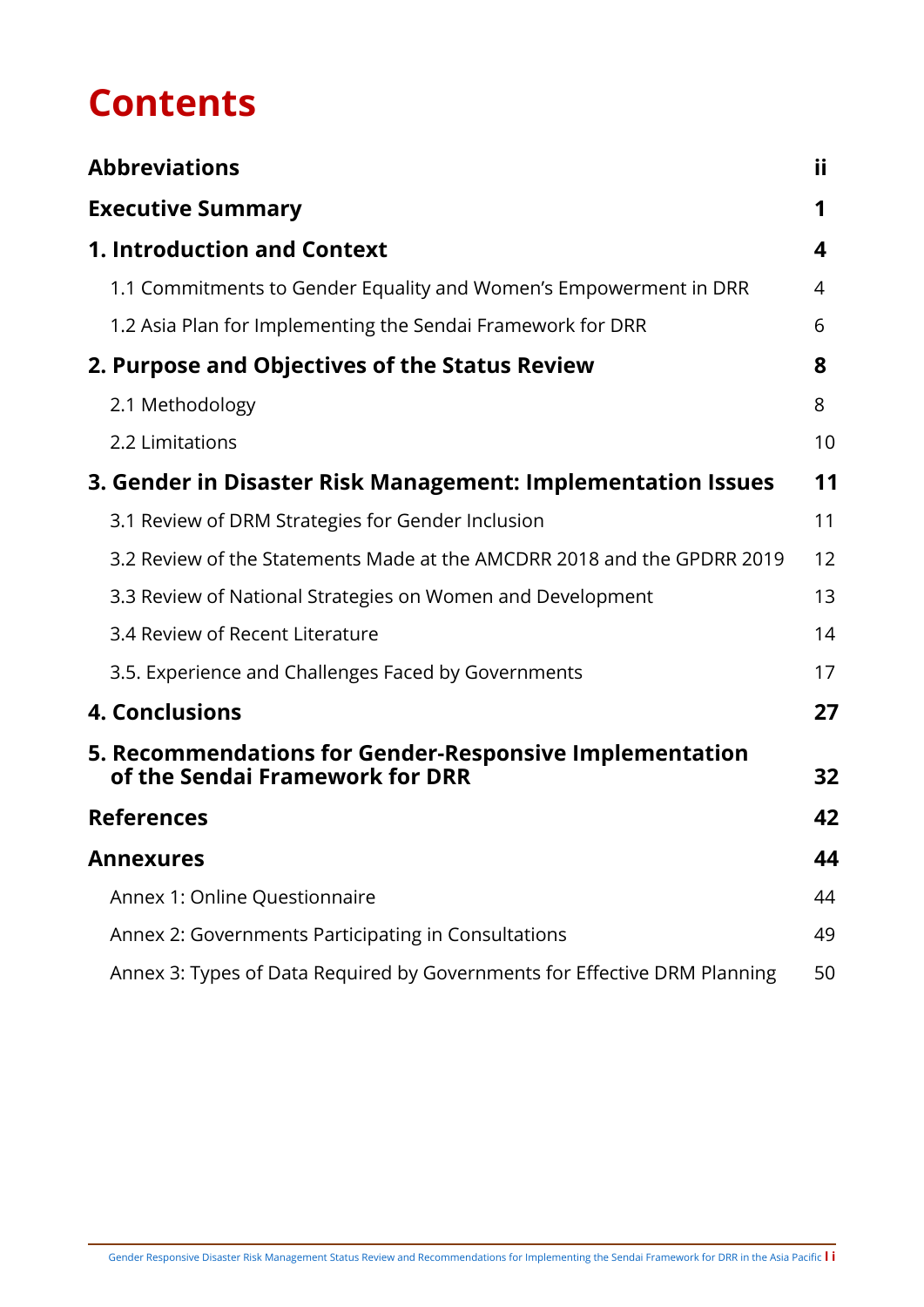# Contents

| | |
|---|---|
| **Abbreviations** | **ii** |
| **Executive Summary** | **1** |
| **1. Introduction and Context** | **4** |
| 1.1 Commitments to Gender Equality and Women's Empowerment in DRR | 4 |
| 1.2 Asia Plan for Implementing the Sendai Framework for DRR | 6 |
| **2. Purpose and Objectives of the Status Review** | **8** |
| 2.1 Methodology | 8 |
| 2.2 Limitations | 10 |
| **3. Gender in Disaster Risk Management: Implementation Issues** | **11** |
| 3.1 Review of DRM Strategies for Gender Inclusion | 11 |
| 3.2 Review of the Statements Made at the AMCDRR 2018 and the GPDRR 2019 | 12 |
| 3.3 Review of National Strategies on Women and Development | 13 |
| 3.4 Review of Recent Literature | 14 |
| 3.5. Experience and Challenges Faced by Governments | 17 |
| **4. Conclusions** | **27** |
| **5. Recommendations for Gender-Responsive Implementation of the Sendai Framework for DRR** | **32** |
| **References** | **42** |
| **Annexures** | **44** |
| Annex 1: Online Questionnaire | 44 |
| Annex 2: Governments Participating in Consultations | 49 |
| Annex 3: Types of Data Required by Governments for Effective DRM Planning | 50 |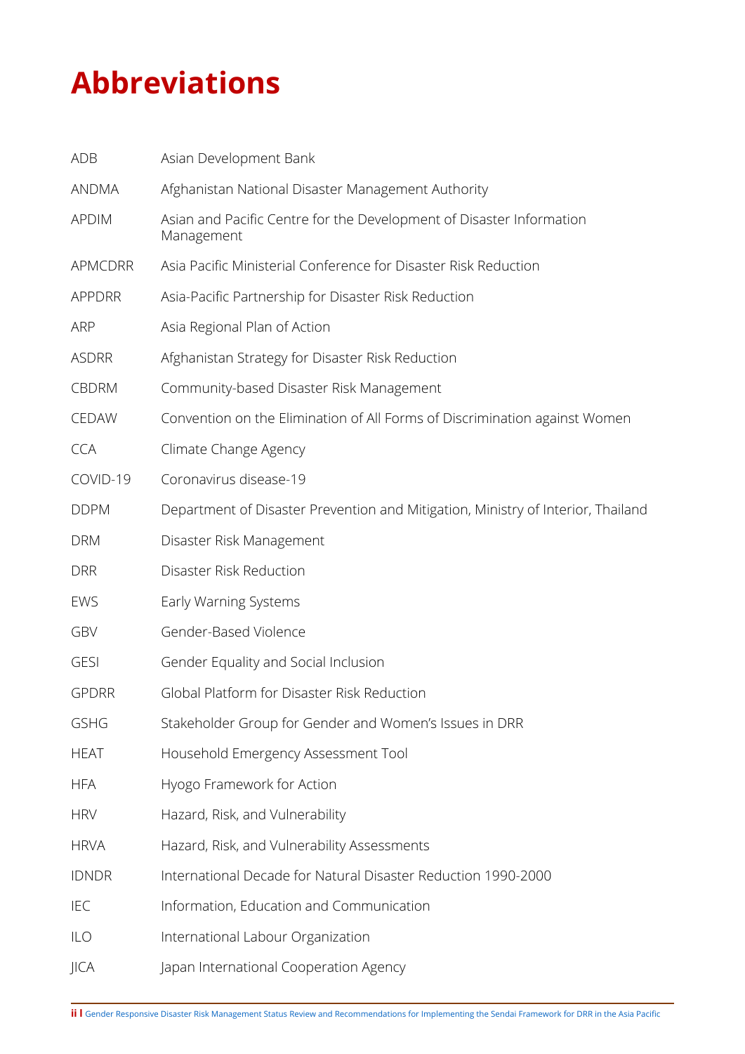# Abbreviations

| | |
|---|---|
| ADB | Asian Development Bank |
| ANDMA | Afghanistan National Disaster Management Authority |
| APDIM | Asian and Pacific Centre for the Development of Disaster Information Management |
| APMCDRR | Asia Pacific Ministerial Conference for Disaster Risk Reduction |
| APPDRR | Asia-Pacific Partnership for Disaster Risk Reduction |
| ARP | Asia Regional Plan of Action |
| ASDRR | Afghanistan Strategy for Disaster Risk Reduction |
| CBDRM | Community-based Disaster Risk Management |
| CEDAW | Convention on the Elimination of All Forms of Discrimination against Women |
| CCA | Climate Change Agency |
| COVID-19 | Coronavirus disease-19 |
| DDPM | Department of Disaster Prevention and Mitigation, Ministry of Interior, Thailand |
| DRM | Disaster Risk Management |
| DRR | Disaster Risk Reduction |
| EWS | Early Warning Systems |
| GBV | Gender-Based Violence |
| GESI | Gender Equality and Social Inclusion |
| GPDRR | Global Platform for Disaster Risk Reduction |
| GSHG | Stakeholder Group for Gender and Women's Issues in DRR |
| HEAT | Household Emergency Assessment Tool |
| HFA | Hyogo Framework for Action |
| HRV | Hazard, Risk, and Vulnerability |
| HRVA | Hazard, Risk, and Vulnerability Assessments |
| IDNDR | International Decade for Natural Disaster Reduction 1990-2000 |
| IEC | Information, Education and Communication |
| ILO | International Labour Organization |
| JICA | Japan International Cooperation Agency |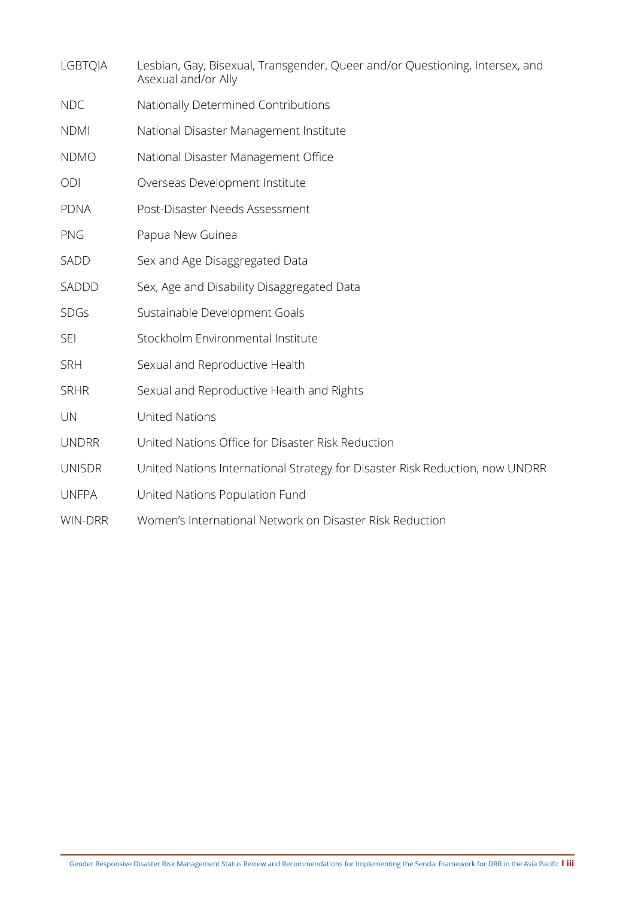| | |
|---|---|
| LGBTQIA | Lesbian, Gay, Bisexual, Transgender, Queer and/or Questioning, Intersex, and Asexual and/or Ally |
| NDC | Nationally Determined Contributions |
| NDMI | National Disaster Management Institute |
| NDMO | National Disaster Management Office |
| ODI | Overseas Development Institute |
| PDNA | Post-Disaster Needs Assessment |
| PNG | Papua New Guinea |
| SADD | Sex and Age Disaggregated Data |
| SADDD | Sex, Age and Disability Disaggregated Data |
| SDGs | Sustainable Development Goals |
| SEI | Stockholm Environmental Institute |
| SRH | Sexual and Reproductive Health |
| SRHR | Sexual and Reproductive Health and Rights |
| UN | United Nations |
| UNDRR | United Nations Office for Disaster Risk Reduction |
| UNISDR | United Nations International Strategy for Disaster Risk Reduction, now UNDRR |
| UNFPA | United Nations Population Fund |
| WIN-DRR | Women's International Network on Disaster Risk Reduction |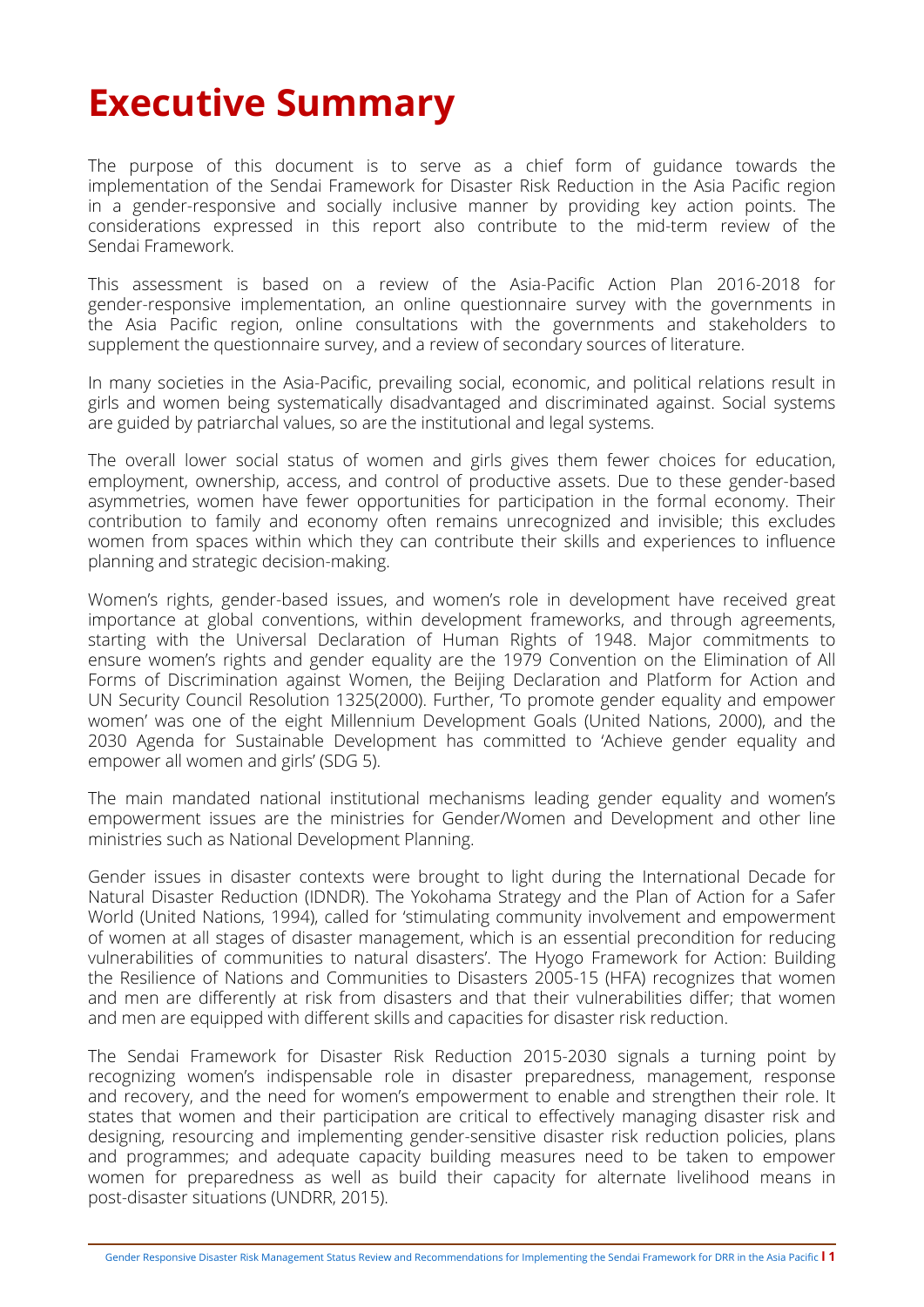# Executive Summary

The purpose of this document is to serve as a chief form of guidance towards the implementation of the Sendai Framework for Disaster Risk Reduction in the Asia Pacific region in a gender-responsive and socially inclusive manner by providing key action points. The considerations expressed in this report also contribute to the mid-term review of the Sendai Framework.

This assessment is based on a review of the Asia-Pacific Action Plan 2016-2018 for gender-responsive implementation, an online questionnaire survey with the governments in the Asia Pacific region, online consultations with the governments and stakeholders to supplement the questionnaire survey, and a review of secondary sources of literature.

In many societies in the Asia-Pacific, prevailing social, economic, and political relations result in girls and women being systematically disadvantaged and discriminated against. Social systems are guided by patriarchal values, so are the institutional and legal systems.

The overall lower social status of women and girls gives them fewer choices for education, employment, ownership, access, and control of productive assets. Due to these gender-based asymmetries, women have fewer opportunities for participation in the formal economy. Their contribution to family and economy often remains unrecognized and invisible; this excludes women from spaces within which they can contribute their skills and experiences to influence planning and strategic decision-making.

Women's rights, gender-based issues, and women's role in development have received great importance at global conventions, within development frameworks, and through agreements, starting with the Universal Declaration of Human Rights of 1948. Major commitments to ensure women's rights and gender equality are the 1979 Convention on the Elimination of All Forms of Discrimination against Women, the Beijing Declaration and Platform for Action and UN Security Council Resolution 1325(2000). Further, 'To promote gender equality and empower women' was one of the eight Millennium Development Goals (United Nations, 2000), and the 2030 Agenda for Sustainable Development has committed to 'Achieve gender equality and empower all women and girls' (SDG 5).

The main mandated national institutional mechanisms leading gender equality and women's empowerment issues are the ministries for Gender/Women and Development and other line ministries such as National Development Planning.

Gender issues in disaster contexts were brought to light during the International Decade for Natural Disaster Reduction (IDNDR). The Yokohama Strategy and the Plan of Action for a Safer World (United Nations, 1994), called for 'stimulating community involvement and empowerment of women at all stages of disaster management, which is an essential precondition for reducing vulnerabilities of communities to natural disasters'. The Hyogo Framework for Action: Building the Resilience of Nations and Communities to Disasters 2005-15 (HFA) recognizes that women and men are differently at risk from disasters and that their vulnerabilities differ; that women and men are equipped with different skills and capacities for disaster risk reduction.

The Sendai Framework for Disaster Risk Reduction 2015-2030 signals a turning point by recognizing women's indispensable role in disaster preparedness, management, response and recovery, and the need for women's empowerment to enable and strengthen their role. It states that women and their participation are critical to effectively managing disaster risk and designing, resourcing and implementing gender-sensitive disaster risk reduction policies, plans and programmes; and adequate capacity building measures need to be taken to empower women for preparedness as well as build their capacity for alternate livelihood means in post-disaster situations (UNDRR, 2015).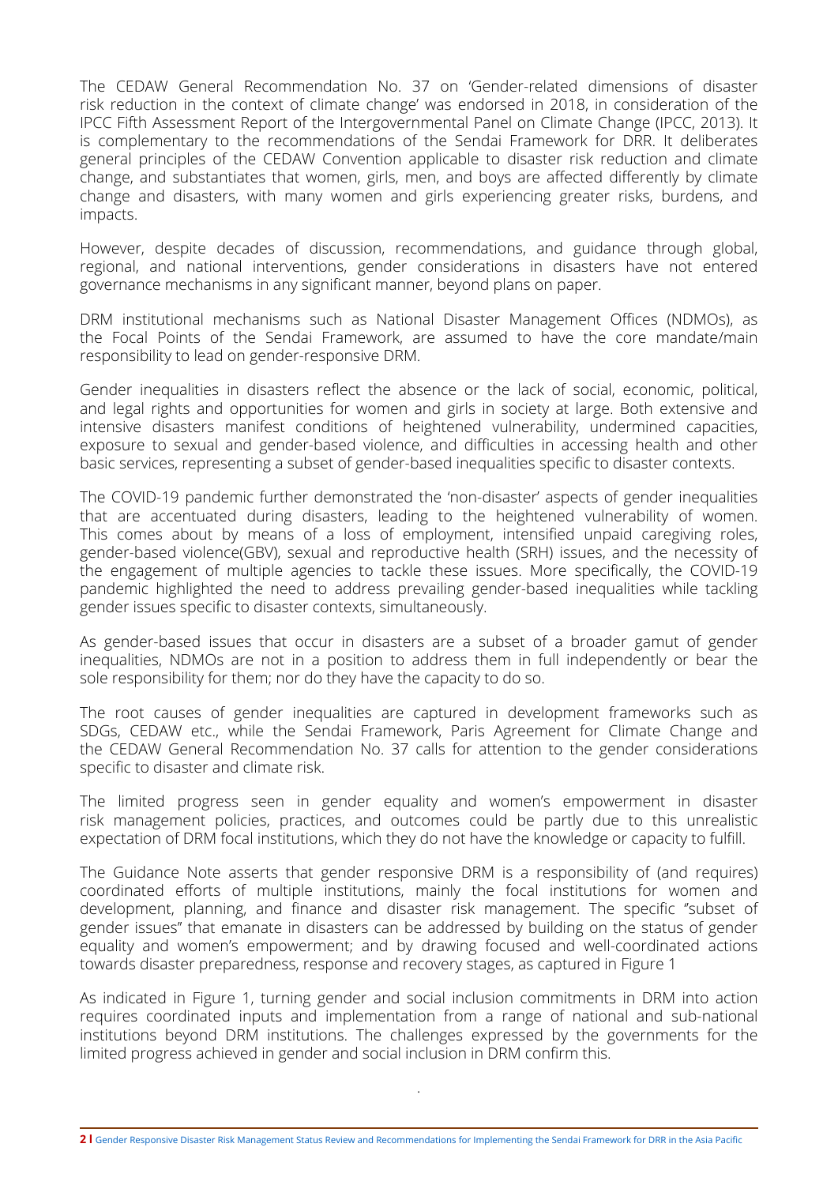The CEDAW General Recommendation No. 37 on 'Gender-related dimensions of disaster risk reduction in the context of climate change' was endorsed in 2018, in consideration of the IPCC Fifth Assessment Report of the Intergovernmental Panel on Climate Change (IPCC, 2013). It is complementary to the recommendations of the Sendai Framework for DRR. It deliberates general principles of the CEDAW Convention applicable to disaster risk reduction and climate change, and substantiates that women, girls, men, and boys are affected differently by climate change and disasters, with many women and girls experiencing greater risks, burdens, and impacts.

However, despite decades of discussion, recommendations, and guidance through global, regional, and national interventions, gender considerations in disasters have not entered governance mechanisms in any significant manner, beyond plans on paper.

DRM institutional mechanisms such as National Disaster Management Offices (NDMOs), as the Focal Points of the Sendai Framework, are assumed to have the core mandate/main responsibility to lead on gender-responsive DRM.

Gender inequalities in disasters reflect the absence or the lack of social, economic, political, and legal rights and opportunities for women and girls in society at large. Both extensive and intensive disasters manifest conditions of heightened vulnerability, undermined capacities, exposure to sexual and gender-based violence, and difficulties in accessing health and other basic services, representing a subset of gender-based inequalities specific to disaster contexts.

The COVID-19 pandemic further demonstrated the 'non-disaster' aspects of gender inequalities that are accentuated during disasters, leading to the heightened vulnerability of women. This comes about by means of a loss of employment, intensified unpaid caregiving roles, gender-based violence(GBV), sexual and reproductive health (SRH) issues, and the necessity of the engagement of multiple agencies to tackle these issues. More specifically, the COVID-19 pandemic highlighted the need to address prevailing gender-based inequalities while tackling gender issues specific to disaster contexts, simultaneously.

As gender-based issues that occur in disasters are a subset of a broader gamut of gender inequalities, NDMOs are not in a position to address them in full independently or bear the sole responsibility for them; nor do they have the capacity to do so.

The root causes of gender inequalities are captured in development frameworks such as SDGs, CEDAW etc., while the Sendai Framework, Paris Agreement for Climate Change and the CEDAW General Recommendation No. 37 calls for attention to the gender considerations specific to disaster and climate risk.

The limited progress seen in gender equality and women's empowerment in disaster risk management policies, practices, and outcomes could be partly due to this unrealistic expectation of DRM focal institutions, which they do not have the knowledge or capacity to fulfill.

The Guidance Note asserts that gender responsive DRM is a responsibility of (and requires) coordinated efforts of multiple institutions, mainly the focal institutions for women and development, planning, and finance and disaster risk management. The specific "subset of gender issues" that emanate in disasters can be addressed by building on the status of gender equality and women's empowerment; and by drawing focused and well-coordinated actions towards disaster preparedness, response and recovery stages, as captured in Figure 1

As indicated in Figure 1, turning gender and social inclusion commitments in DRM into action requires coordinated inputs and implementation from a range of national and sub-national institutions beyond DRM institutions. The challenges expressed by the governments for the limited progress achieved in gender and social inclusion in DRM confirm this.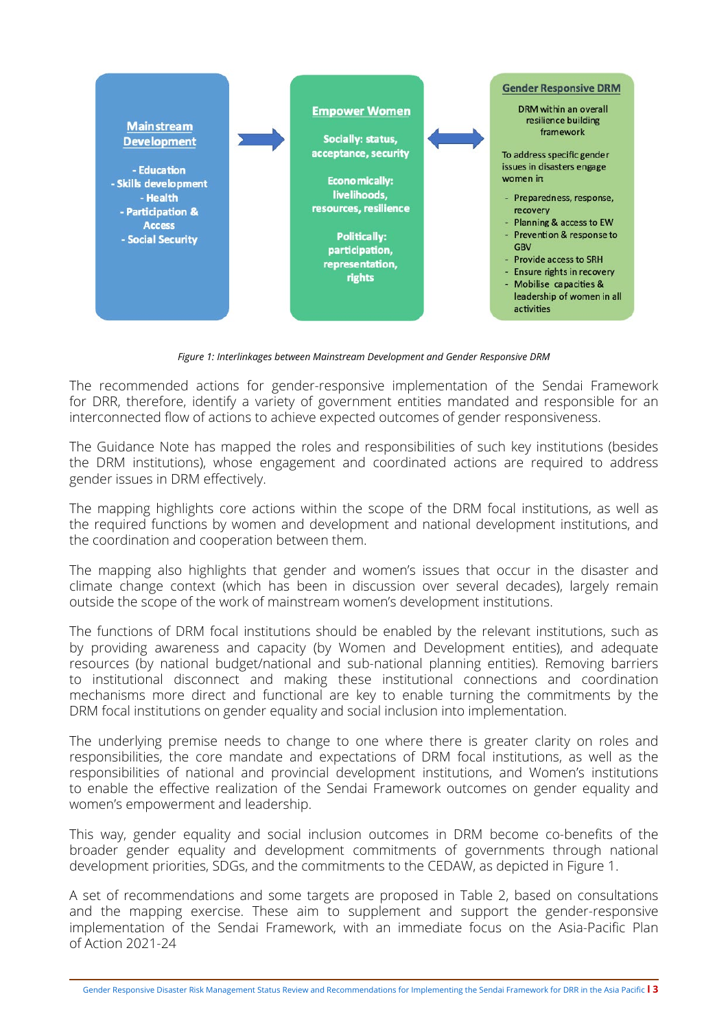**Mainstream Development**

- Education
- Skills development
- Health
- Participation & Access
- Social Security

**Empower Women**

Socially: status, acceptance, security

Economically: livelihoods, resources, resilience

Politically: participation, representation, rights

**Gender Responsive DRM**

DRM within an overall resilience building framework

To address specific gender issues in disasters engage women in:

- Preparedness, response, recovery
- Planning & access to EW
- Prevention & response to GBV
- Provide access to SRH
- Ensure rights in recovery
- Mobilise capacities & leadership of women in all activities

*Figure 1: Interlinkages between Mainstream Development and Gender Responsive DRM*

The recommended actions for gender-responsive implementation of the Sendai Framework for DRR, therefore, identify a variety of government entities mandated and responsible for an interconnected flow of actions to achieve expected outcomes of gender responsiveness.

The Guidance Note has mapped the roles and responsibilities of such key institutions (besides the DRM institutions), whose engagement and coordinated actions are required to address gender issues in DRM effectively.

The mapping highlights core actions within the scope of the DRM focal institutions, as well as the required functions by women and development and national development institutions, and the coordination and cooperation between them.

The mapping also highlights that gender and women's issues that occur in the disaster and climate change context (which has been in discussion over several decades), largely remain outside the scope of the work of mainstream women's development institutions.

The functions of DRM focal institutions should be enabled by the relevant institutions, such as by providing awareness and capacity (by Women and Development entities), and adequate resources (by national budget/national and sub-national planning entities). Removing barriers to institutional disconnect and making these institutional connections and coordination mechanisms more direct and functional are key to enable turning the commitments by the DRM focal institutions on gender equality and social inclusion into implementation.

The underlying premise needs to change to one where there is greater clarity on roles and responsibilities, the core mandate and expectations of DRM focal institutions, as well as the responsibilities of national and provincial development institutions, and Women's institutions to enable the effective realization of the Sendai Framework outcomes on gender equality and women's empowerment and leadership.

This way, gender equality and social inclusion outcomes in DRM become co-benefits of the broader gender equality and development commitments of governments through national development priorities, SDGs, and the commitments to the CEDAW, as depicted in Figure 1.

A set of recommendations and some targets are proposed in Table 2, based on consultations and the mapping exercise. These aim to supplement and support the gender-responsive implementation of the Sendai Framework, with an immediate focus on the Asia-Pacific Plan of Action 2021-24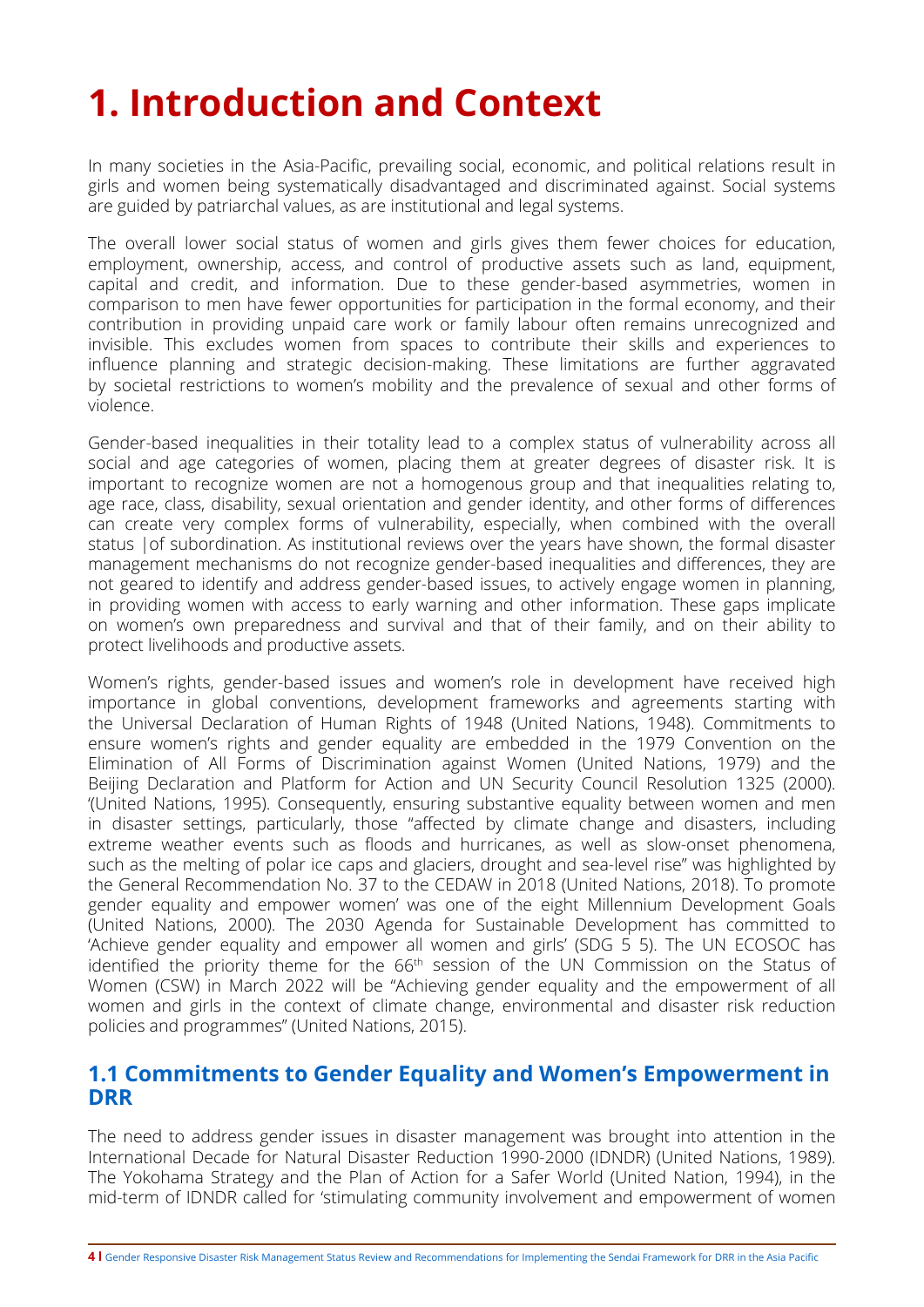# 1. Introduction and Context

In many societies in the Asia-Pacific, prevailing social, economic, and political relations result in girls and women being systematically disadvantaged and discriminated against. Social systems are guided by patriarchal values, as are institutional and legal systems.

The overall lower social status of women and girls gives them fewer choices for education, employment, ownership, access, and control of productive assets such as land, equipment, capital and credit, and information. Due to these gender-based asymmetries, women in comparison to men have fewer opportunities for participation in the formal economy, and their contribution in providing unpaid care work or family labour often remains unrecognized and invisible. This excludes women from spaces to contribute their skills and experiences to influence planning and strategic decision-making. These limitations are further aggravated by societal restrictions to women's mobility and the prevalence of sexual and other forms of violence.

Gender-based inequalities in their totality lead to a complex status of vulnerability across all social and age categories of women, placing them at greater degrees of disaster risk. It is important to recognize women are not a homogenous group and that inequalities relating to, age race, class, disability, sexual orientation and gender identity, and other forms of differences can create very complex forms of vulnerability, especially, when combined with the overall status |of subordination. As institutional reviews over the years have shown, the formal disaster management mechanisms do not recognize gender-based inequalities and differences, they are not geared to identify and address gender-based issues, to actively engage women in planning, in providing women with access to early warning and other information. These gaps implicate on women's own preparedness and survival and that of their family, and on their ability to protect livelihoods and productive assets.

Women's rights, gender-based issues and women's role in development have received high importance in global conventions, development frameworks and agreements starting with the Universal Declaration of Human Rights of 1948 (United Nations, 1948). Commitments to ensure women's rights and gender equality are embedded in the 1979 Convention on the Elimination of All Forms of Discrimination against Women (United Nations, 1979) and the Beijing Declaration and Platform for Action and UN Security Council Resolution 1325 (2000). '(United Nations, 1995). Consequently, ensuring substantive equality between women and men in disaster settings, particularly, those "affected by climate change and disasters, including extreme weather events such as floods and hurricanes, as well as slow-onset phenomena, such as the melting of polar ice caps and glaciers, drought and sea-level rise" was highlighted by the General Recommendation No. 37 to the CEDAW in 2018 (United Nations, 2018). To promote gender equality and empower women' was one of the eight Millennium Development Goals (United Nations, 2000). The 2030 Agenda for Sustainable Development has committed to 'Achieve gender equality and empower all women and girls' (SDG 5 5). The UN ECOSOC has identified the priority theme for the 66th session of the UN Commission on the Status of Women (CSW) in March 2022 will be "Achieving gender equality and the empowerment of all women and girls in the context of climate change, environmental and disaster risk reduction policies and programmes" (United Nations, 2015).

## 1.1 Commitments to Gender Equality and Women's Empowerment in DRR

The need to address gender issues in disaster management was brought into attention in the International Decade for Natural Disaster Reduction 1990-2000 (IDNDR) (United Nations, 1989). The Yokohama Strategy and the Plan of Action for a Safer World (United Nation, 1994), in the mid-term of IDNDR called for 'stimulating community involvement and empowerment of women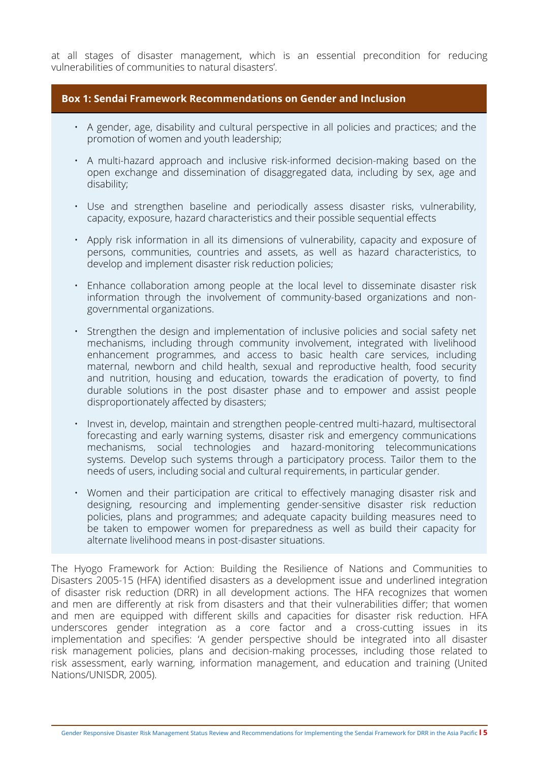at all stages of disaster management, which is an essential precondition for reducing vulnerabilities of communities to natural disasters'.

**Box 1: Sendai Framework Recommendations on Gender and Inclusion**

- A gender, age, disability and cultural perspective in all policies and practices; and the promotion of women and youth leadership;
- A multi-hazard approach and inclusive risk-informed decision-making based on the open exchange and dissemination of disaggregated data, including by sex, age and disability;
- Use and strengthen baseline and periodically assess disaster risks, vulnerability, capacity, exposure, hazard characteristics and their possible sequential effects
- Apply risk information in all its dimensions of vulnerability, capacity and exposure of persons, communities, countries and assets, as well as hazard characteristics, to develop and implement disaster risk reduction policies;
- Enhance collaboration among people at the local level to disseminate disaster risk information through the involvement of community-based organizations and non-governmental organizations.
- Strengthen the design and implementation of inclusive policies and social safety net mechanisms, including through community involvement, integrated with livelihood enhancement programmes, and access to basic health care services, including maternal, newborn and child health, sexual and reproductive health, food security and nutrition, housing and education, towards the eradication of poverty, to find durable solutions in the post disaster phase and to empower and assist people disproportionately affected by disasters;
- Invest in, develop, maintain and strengthen people-centred multi-hazard, multisectoral forecasting and early warning systems, disaster risk and emergency communications mechanisms, social technologies and hazard-monitoring telecommunications systems. Develop such systems through a participatory process. Tailor them to the needs of users, including social and cultural requirements, in particular gender.
- Women and their participation are critical to effectively managing disaster risk and designing, resourcing and implementing gender-sensitive disaster risk reduction policies, plans and programmes; and adequate capacity building measures need to be taken to empower women for preparedness as well as build their capacity for alternate livelihood means in post-disaster situations.

The Hyogo Framework for Action: Building the Resilience of Nations and Communities to Disasters 2005-15 (HFA) identified disasters as a development issue and underlined integration of disaster risk reduction (DRR) in all development actions. The HFA recognizes that women and men are differently at risk from disasters and that their vulnerabilities differ; that women and men are equipped with different skills and capacities for disaster risk reduction. HFA underscores gender integration as a core factor and a cross-cutting issues in its implementation and specifies: 'A gender perspective should be integrated into all disaster risk management policies, plans and decision-making processes, including those related to risk assessment, early warning, information management, and education and training (United Nations/UNISDR, 2005).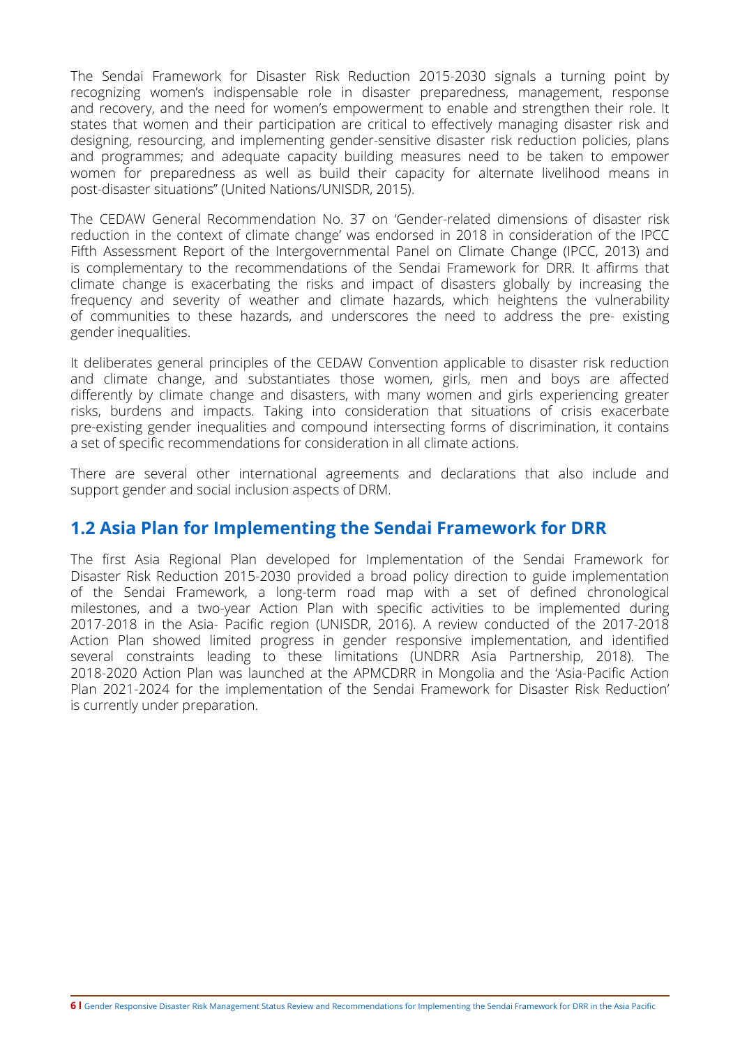The Sendai Framework for Disaster Risk Reduction 2015-2030 signals a turning point by recognizing women's indispensable role in disaster preparedness, management, response and recovery, and the need for women's empowerment to enable and strengthen their role. It states that women and their participation are critical to effectively managing disaster risk and designing, resourcing, and implementing gender-sensitive disaster risk reduction policies, plans and programmes; and adequate capacity building measures need to be taken to empower women for preparedness as well as build their capacity for alternate livelihood means in post-disaster situations" (United Nations/UNISDR, 2015).

The CEDAW General Recommendation No. 37 on 'Gender-related dimensions of disaster risk reduction in the context of climate change' was endorsed in 2018 in consideration of the IPCC Fifth Assessment Report of the Intergovernmental Panel on Climate Change (IPCC, 2013) and is complementary to the recommendations of the Sendai Framework for DRR. It affirms that climate change is exacerbating the risks and impact of disasters globally by increasing the frequency and severity of weather and climate hazards, which heightens the vulnerability of communities to these hazards, and underscores the need to address the pre- existing gender inequalities.

It deliberates general principles of the CEDAW Convention applicable to disaster risk reduction and climate change, and substantiates those women, girls, men and boys are affected differently by climate change and disasters, with many women and girls experiencing greater risks, burdens and impacts. Taking into consideration that situations of crisis exacerbate pre-existing gender inequalities and compound intersecting forms of discrimination, it contains a set of specific recommendations for consideration in all climate actions.

There are several other international agreements and declarations that also include and support gender and social inclusion aspects of DRM.

## 1.2 Asia Plan for Implementing the Sendai Framework for DRR

The first Asia Regional Plan developed for Implementation of the Sendai Framework for Disaster Risk Reduction 2015-2030 provided a broad policy direction to guide implementation of the Sendai Framework, a long-term road map with a set of defined chronological milestones, and a two-year Action Plan with specific activities to be implemented during 2017-2018 in the Asia- Pacific region (UNISDR, 2016). A review conducted of the 2017-2018 Action Plan showed limited progress in gender responsive implementation, and identified several constraints leading to these limitations (UNDRR Asia Partnership, 2018). The 2018-2020 Action Plan was launched at the APMCDRR in Mongolia and the 'Asia-Pacific Action Plan 2021-2024 for the implementation of the Sendai Framework for Disaster Risk Reduction' is currently under preparation.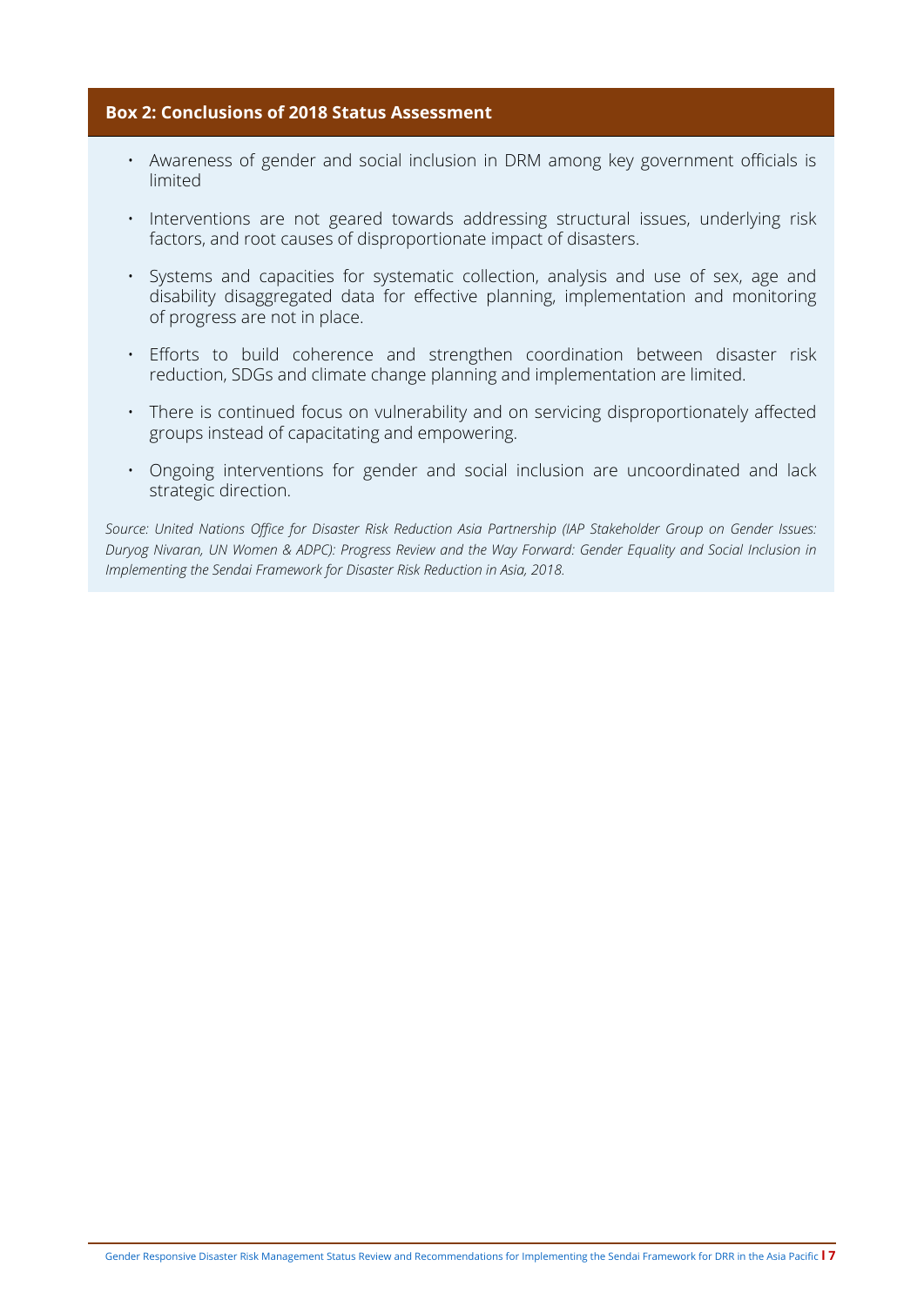### Box 2: Conclusions of 2018 Status Assessment

- Awareness of gender and social inclusion in DRM among key government officials is limited
- Interventions are not geared towards addressing structural issues, underlying risk factors, and root causes of disproportionate impact of disasters.
- Systems and capacities for systematic collection, analysis and use of sex, age and disability disaggregated data for effective planning, implementation and monitoring of progress are not in place.
- Efforts to build coherence and strengthen coordination between disaster risk reduction, SDGs and climate change planning and implementation are limited.
- There is continued focus on vulnerability and on servicing disproportionately affected groups instead of capacitating and empowering.
- Ongoing interventions for gender and social inclusion are uncoordinated and lack strategic direction.

*Source: United Nations Office for Disaster Risk Reduction Asia Partnership (IAP Stakeholder Group on Gender Issues: Duryog Nivaran, UN Women & ADPC): Progress Review and the Way Forward: Gender Equality and Social Inclusion in Implementing the Sendai Framework for Disaster Risk Reduction in Asia, 2018.*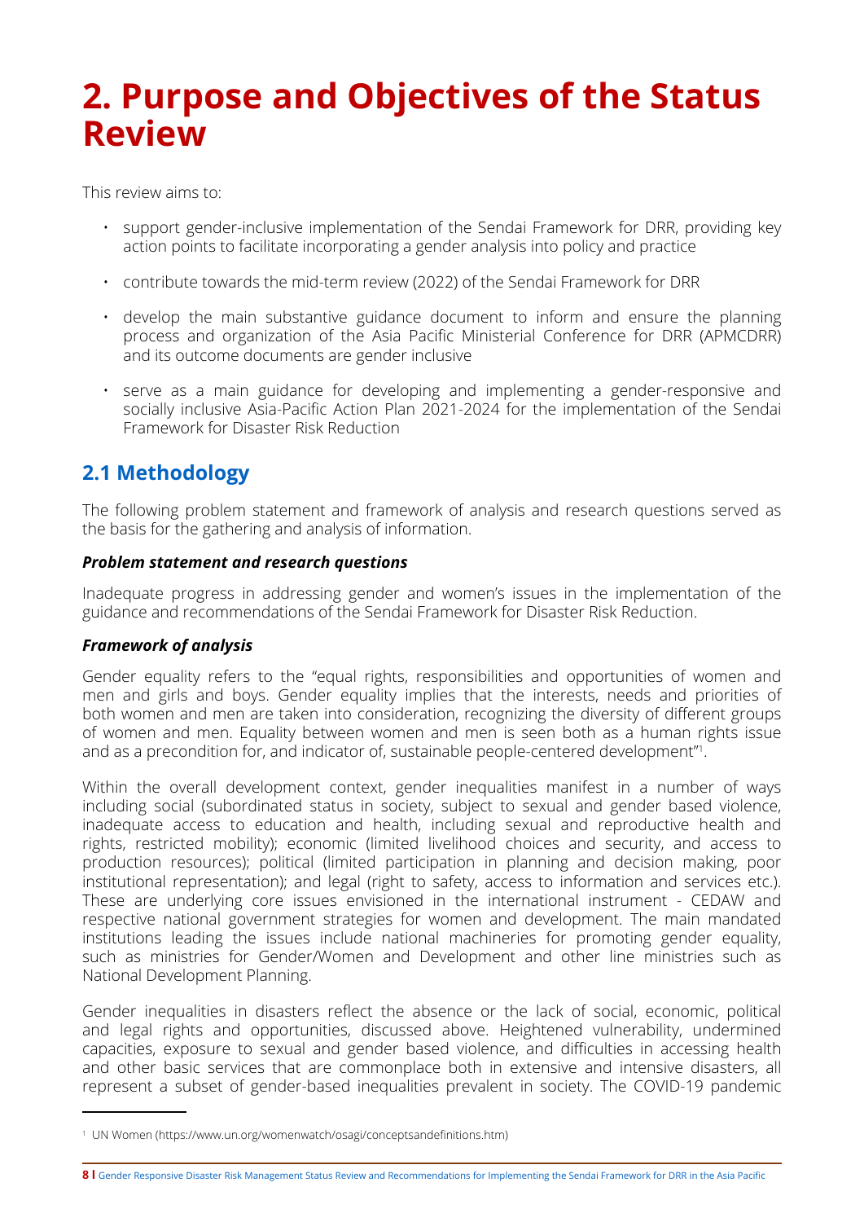# 2. Purpose and Objectives of the Status Review

This review aims to:

- support gender-inclusive implementation of the Sendai Framework for DRR, providing key action points to facilitate incorporating a gender analysis into policy and practice
- contribute towards the mid-term review (2022) of the Sendai Framework for DRR
- develop the main substantive guidance document to inform and ensure the planning process and organization of the Asia Pacific Ministerial Conference for DRR (APMCDRR) and its outcome documents are gender inclusive
- serve as a main guidance for developing and implementing a gender-responsive and socially inclusive Asia-Pacific Action Plan 2021-2024 for the implementation of the Sendai Framework for Disaster Risk Reduction

## 2.1 Methodology

The following problem statement and framework of analysis and research questions served as the basis for the gathering and analysis of information.

### *Problem statement and research questions*

Inadequate progress in addressing gender and women's issues in the implementation of the guidance and recommendations of the Sendai Framework for Disaster Risk Reduction.

### *Framework of analysis*

Gender equality refers to the "equal rights, responsibilities and opportunities of women and men and girls and boys. Gender equality implies that the interests, needs and priorities of both women and men are taken into consideration, recognizing the diversity of different groups of women and men. Equality between women and men is seen both as a human rights issue and as a precondition for, and indicator of, sustainable people-centered development"[1].

Within the overall development context, gender inequalities manifest in a number of ways including social (subordinated status in society, subject to sexual and gender based violence, inadequate access to education and health, including sexual and reproductive health and rights, restricted mobility); economic (limited livelihood choices and security, and access to production resources); political (limited participation in planning and decision making, poor institutional representation); and legal (right to safety, access to information and services etc.). These are underlying core issues envisioned in the international instrument - CEDAW and respective national government strategies for women and development. The main mandated institutions leading the issues include national machineries for promoting gender equality, such as ministries for Gender/Women and Development and other line ministries such as National Development Planning.

Gender inequalities in disasters reflect the absence or the lack of social, economic, political and legal rights and opportunities, discussed above. Heightened vulnerability, undermined capacities, exposure to sexual and gender based violence, and difficulties in accessing health and other basic services that are commonplace both in extensive and intensive disasters, all represent a subset of gender-based inequalities prevalent in society. The COVID-19 pandemic

---

[1] UN Women (https://www.un.org/womenwatch/osagi/conceptsandefinitions.htm)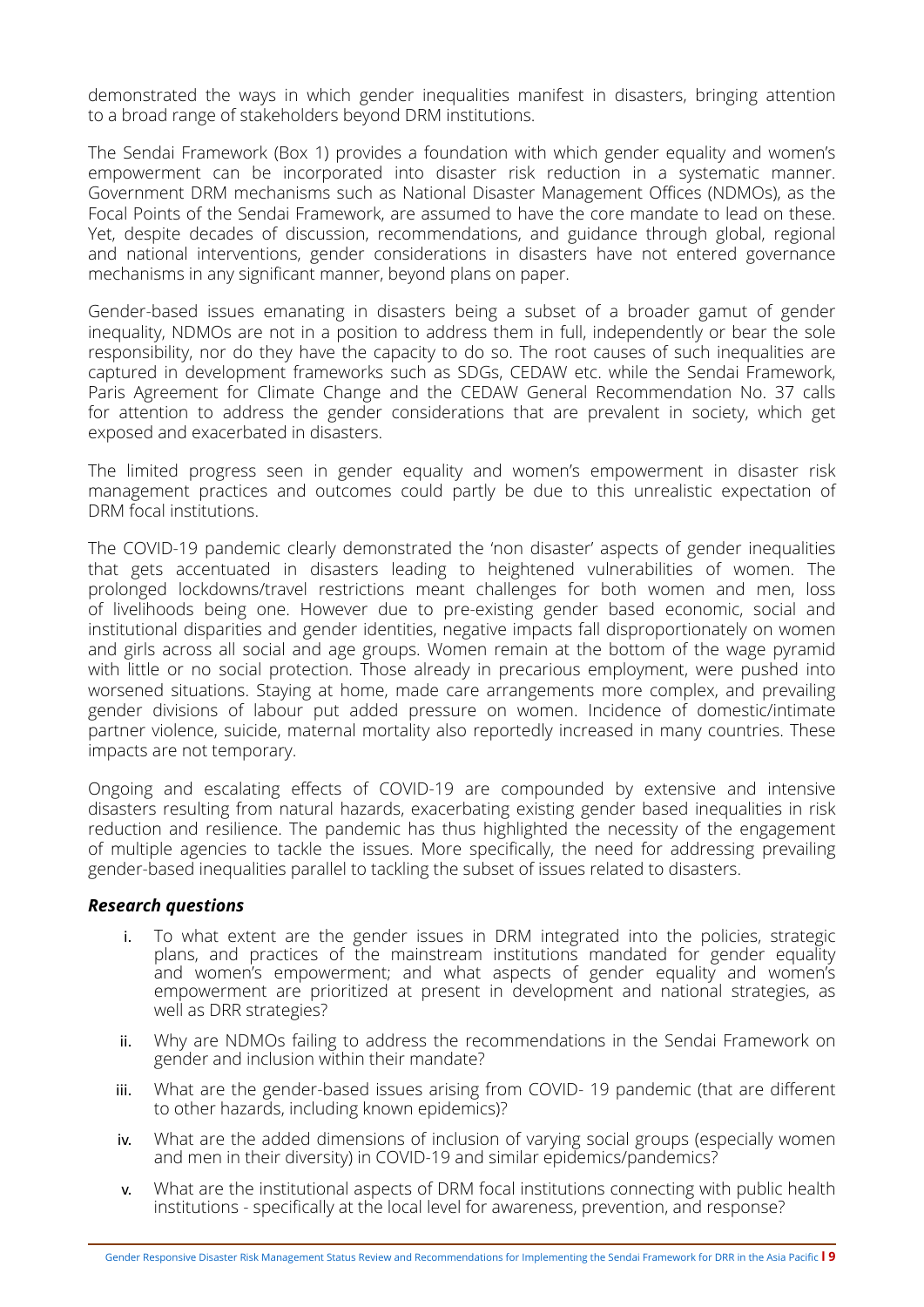demonstrated the ways in which gender inequalities manifest in disasters, bringing attention to a broad range of stakeholders beyond DRM institutions.

The Sendai Framework (Box 1) provides a foundation with which gender equality and women's empowerment can be incorporated into disaster risk reduction in a systematic manner. Government DRM mechanisms such as National Disaster Management Offices (NDMOs), as the Focal Points of the Sendai Framework, are assumed to have the core mandate to lead on these. Yet, despite decades of discussion, recommendations, and guidance through global, regional and national interventions, gender considerations in disasters have not entered governance mechanisms in any significant manner, beyond plans on paper.

Gender-based issues emanating in disasters being a subset of a broader gamut of gender inequality, NDMOs are not in a position to address them in full, independently or bear the sole responsibility, nor do they have the capacity to do so. The root causes of such inequalities are captured in development frameworks such as SDGs, CEDAW etc. while the Sendai Framework, Paris Agreement for Climate Change and the CEDAW General Recommendation No. 37 calls for attention to address the gender considerations that are prevalent in society, which get exposed and exacerbated in disasters.

The limited progress seen in gender equality and women's empowerment in disaster risk management practices and outcomes could partly be due to this unrealistic expectation of DRM focal institutions.

The COVID-19 pandemic clearly demonstrated the 'non disaster' aspects of gender inequalities that gets accentuated in disasters leading to heightened vulnerabilities of women. The prolonged lockdowns/travel restrictions meant challenges for both women and men, loss of livelihoods being one. However due to pre-existing gender based economic, social and institutional disparities and gender identities, negative impacts fall disproportionately on women and girls across all social and age groups. Women remain at the bottom of the wage pyramid with little or no social protection. Those already in precarious employment, were pushed into worsened situations. Staying at home, made care arrangements more complex, and prevailing gender divisions of labour put added pressure on women. Incidence of domestic/intimate partner violence, suicide, maternal mortality also reportedly increased in many countries. These impacts are not temporary.

Ongoing and escalating effects of COVID-19 are compounded by extensive and intensive disasters resulting from natural hazards, exacerbating existing gender based inequalities in risk reduction and resilience. The pandemic has thus highlighted the necessity of the engagement of multiple agencies to tackle the issues. More specifically, the need for addressing prevailing gender-based inequalities parallel to tackling the subset of issues related to disasters.

***Research questions***

i. To what extent are the gender issues in DRM integrated into the policies, strategic plans, and practices of the mainstream institutions mandated for gender equality and women's empowerment; and what aspects of gender equality and women's empowerment are prioritized at present in development and national strategies, as well as DRR strategies?

ii. Why are NDMOs failing to address the recommendations in the Sendai Framework on gender and inclusion within their mandate?

iii. What are the gender-based issues arising from COVID- 19 pandemic (that are different to other hazards, including known epidemics)?

iv. What are the added dimensions of inclusion of varying social groups (especially women and men in their diversity) in COVID-19 and similar epidemics/pandemics?

v. What are the institutional aspects of DRM focal institutions connecting with public health institutions - specifically at the local level for awareness, prevention, and response?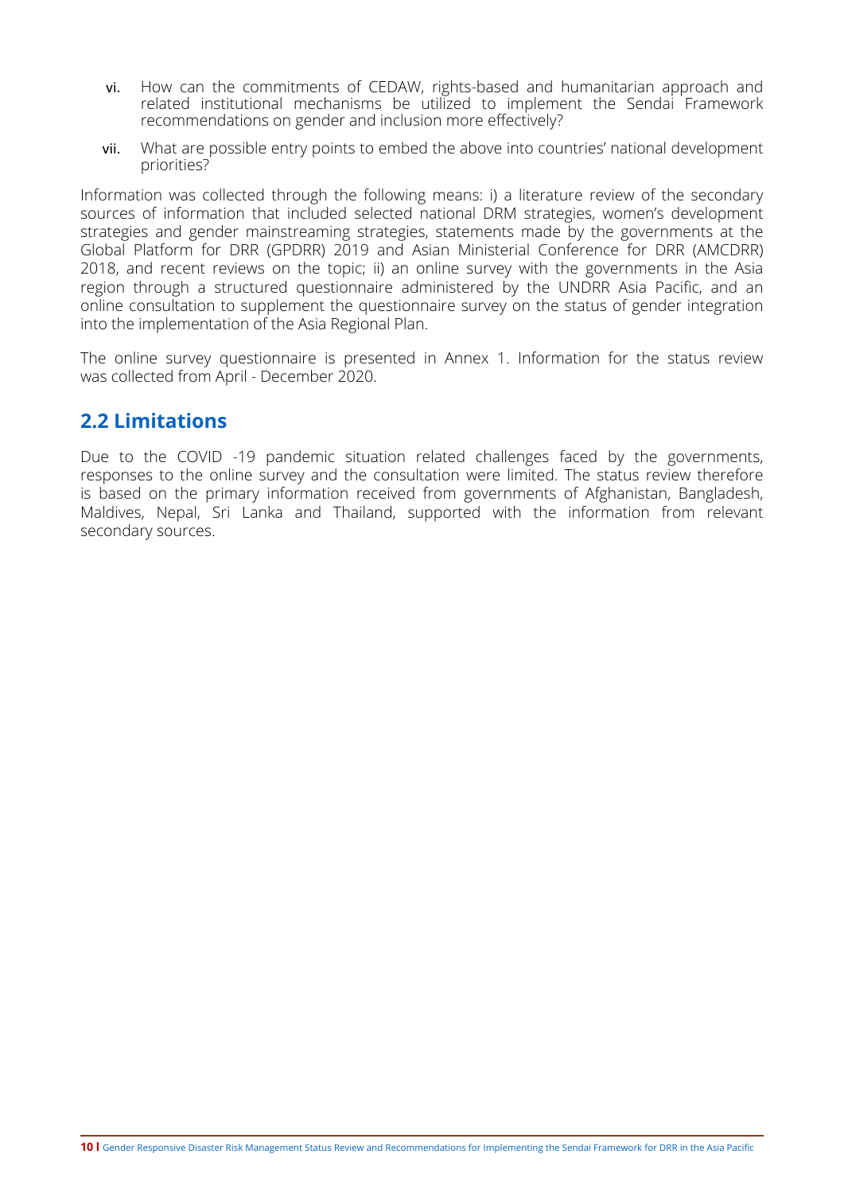vi. How can the commitments of CEDAW, rights-based and humanitarian approach and related institutional mechanisms be utilized to implement the Sendai Framework recommendations on gender and inclusion more effectively?

vii. What are possible entry points to embed the above into countries' national development priorities?

Information was collected through the following means: i) a literature review of the secondary sources of information that included selected national DRM strategies, women's development strategies and gender mainstreaming strategies, statements made by the governments at the Global Platform for DRR (GPDRR) 2019 and Asian Ministerial Conference for DRR (AMCDRR) 2018, and recent reviews on the topic; ii) an online survey with the governments in the Asia region through a structured questionnaire administered by the UNDRR Asia Pacific, and an online consultation to supplement the questionnaire survey on the status of gender integration into the implementation of the Asia Regional Plan.

The online survey questionnaire is presented in Annex 1. Information for the status review was collected from April - December 2020.

## 2.2 Limitations

Due to the COVID -19 pandemic situation related challenges faced by the governments, responses to the online survey and the consultation were limited. The status review therefore is based on the primary information received from governments of Afghanistan, Bangladesh, Maldives, Nepal, Sri Lanka and Thailand, supported with the information from relevant secondary sources.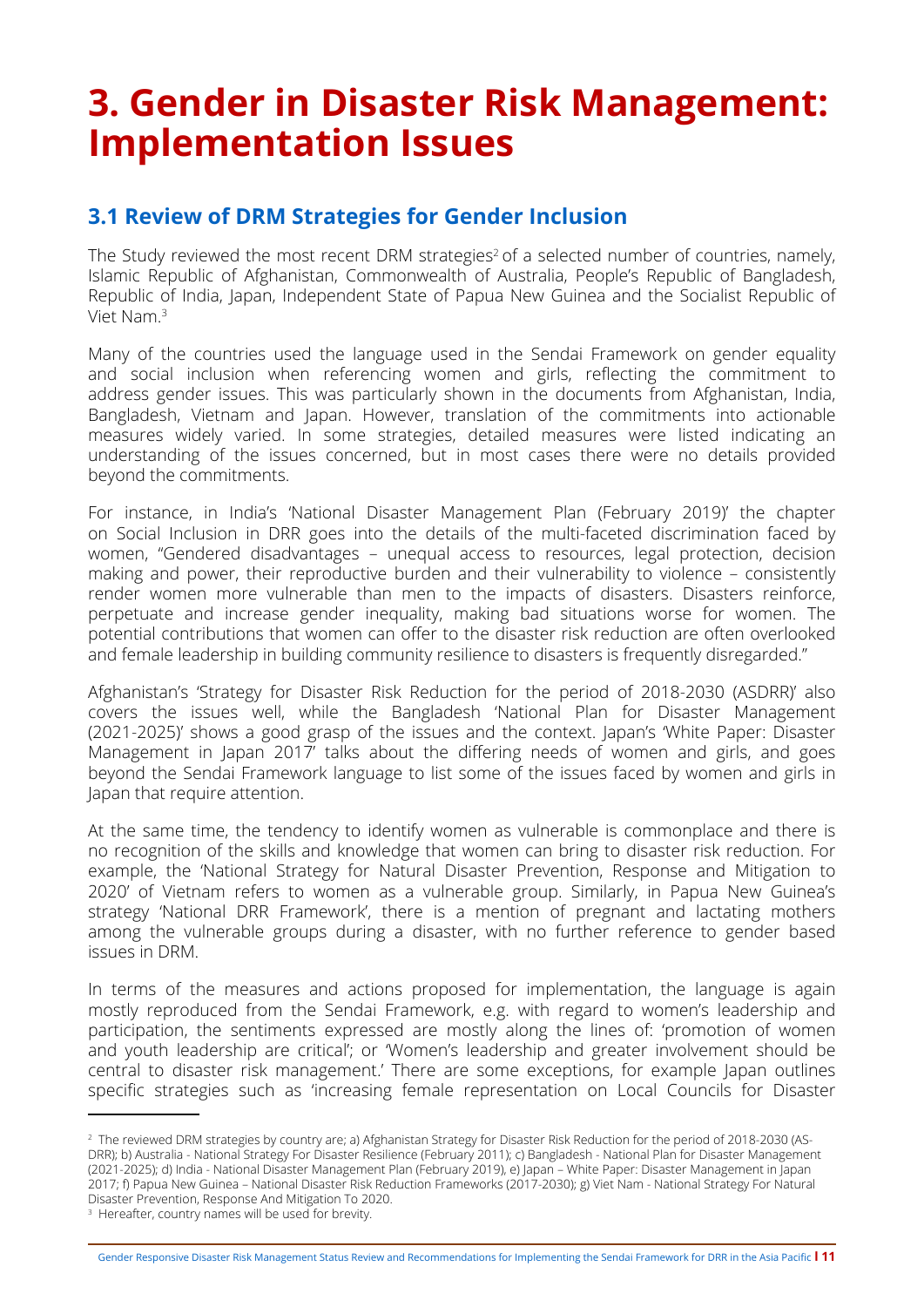# 3. Gender in Disaster Risk Management: Implementation Issues

## 3.1 Review of DRM Strategies for Gender Inclusion

The Study reviewed the most recent DRM strategies[2] of a selected number of countries, namely, Islamic Republic of Afghanistan, Commonwealth of Australia, People's Republic of Bangladesh, Republic of India, Japan, Independent State of Papua New Guinea and the Socialist Republic of Viet Nam.[3]

Many of the countries used the language used in the Sendai Framework on gender equality and social inclusion when referencing women and girls, reflecting the commitment to address gender issues. This was particularly shown in the documents from Afghanistan, India, Bangladesh, Vietnam and Japan. However, translation of the commitments into actionable measures widely varied. In some strategies, detailed measures were listed indicating an understanding of the issues concerned, but in most cases there were no details provided beyond the commitments.

For instance, in India's 'National Disaster Management Plan (February 2019)' the chapter on Social Inclusion in DRR goes into the details of the multi-faceted discrimination faced by women, "Gendered disadvantages – unequal access to resources, legal protection, decision making and power, their reproductive burden and their vulnerability to violence – consistently render women more vulnerable than men to the impacts of disasters. Disasters reinforce, perpetuate and increase gender inequality, making bad situations worse for women. The potential contributions that women can offer to the disaster risk reduction are often overlooked and female leadership in building community resilience to disasters is frequently disregarded."

Afghanistan's 'Strategy for Disaster Risk Reduction for the period of 2018-2030 (ASDRR)' also covers the issues well, while the Bangladesh 'National Plan for Disaster Management (2021-2025)' shows a good grasp of the issues and the context. Japan's 'White Paper: Disaster Management in Japan 2017' talks about the differing needs of women and girls, and goes beyond the Sendai Framework language to list some of the issues faced by women and girls in Japan that require attention.

At the same time, the tendency to identify women as vulnerable is commonplace and there is no recognition of the skills and knowledge that women can bring to disaster risk reduction. For example, the 'National Strategy for Natural Disaster Prevention, Response and Mitigation to 2020' of Vietnam refers to women as a vulnerable group. Similarly, in Papua New Guinea's strategy 'National DRR Framework', there is a mention of pregnant and lactating mothers among the vulnerable groups during a disaster, with no further reference to gender based issues in DRM.

In terms of the measures and actions proposed for implementation, the language is again mostly reproduced from the Sendai Framework, e.g. with regard to women's leadership and participation, the sentiments expressed are mostly along the lines of: 'promotion of women and youth leadership are critical'; or 'Women's leadership and greater involvement should be central to disaster risk management.' There are some exceptions, for example Japan outlines specific strategies such as 'increasing female representation on Local Councils for Disaster

---

[2] The reviewed DRM strategies by country are; a) Afghanistan Strategy for Disaster Risk Reduction for the period of 2018-2030 (AS-DRR); b) Australia - National Strategy For Disaster Resilience (February 2011); c) Bangladesh - National Plan for Disaster Management (2021-2025); d) India - National Disaster Management Plan (February 2019), e) Japan – White Paper: Disaster Management in Japan 2017; f) Papua New Guinea – National Disaster Risk Reduction Frameworks (2017-2030); g) Viet Nam - National Strategy For Natural Disaster Prevention, Response And Mitigation To 2020.

[3] Hereafter, country names will be used for brevity.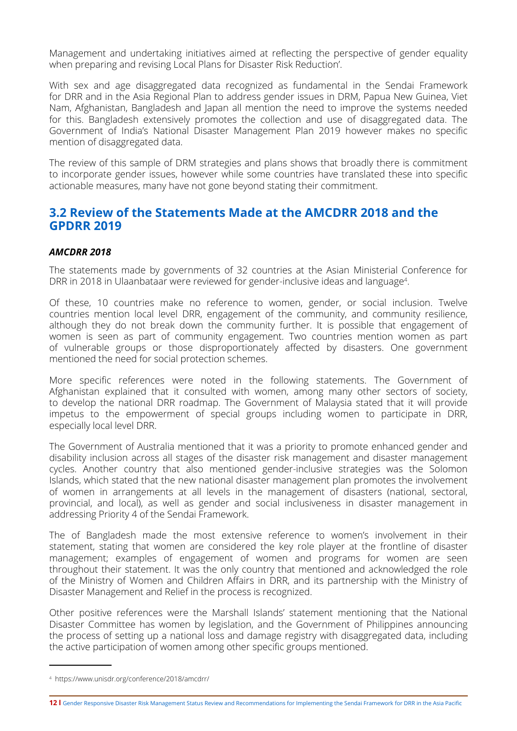Management and undertaking initiatives aimed at reflecting the perspective of gender equality when preparing and revising Local Plans for Disaster Risk Reduction'.

With sex and age disaggregated data recognized as fundamental in the Sendai Framework for DRR and in the Asia Regional Plan to address gender issues in DRM, Papua New Guinea, Viet Nam, Afghanistan, Bangladesh and Japan all mention the need to improve the systems needed for this. Bangladesh extensively promotes the collection and use of disaggregated data. The Government of India's National Disaster Management Plan 2019 however makes no specific mention of disaggregated data.

The review of this sample of DRM strategies and plans shows that broadly there is commitment to incorporate gender issues, however while some countries have translated these into specific actionable measures, many have not gone beyond stating their commitment.

## 3.2 Review of the Statements Made at the AMCDRR 2018 and the GPDRR 2019

### *AMCDRR 2018*

The statements made by governments of 32 countries at the Asian Ministerial Conference for DRR in 2018 in Ulaanbataar were reviewed for gender-inclusive ideas and language[4].

Of these, 10 countries make no reference to women, gender, or social inclusion. Twelve countries mention local level DRR, engagement of the community, and community resilience, although they do not break down the community further. It is possible that engagement of women is seen as part of community engagement. Two countries mention women as part of vulnerable groups or those disproportionately affected by disasters. One government mentioned the need for social protection schemes.

More specific references were noted in the following statements. The Government of Afghanistan explained that it consulted with women, among many other sectors of society, to develop the national DRR roadmap. The Government of Malaysia stated that it will provide impetus to the empowerment of special groups including women to participate in DRR, especially local level DRR.

The Government of Australia mentioned that it was a priority to promote enhanced gender and disability inclusion across all stages of the disaster risk management and disaster management cycles. Another country that also mentioned gender-inclusive strategies was the Solomon Islands, which stated that the new national disaster management plan promotes the involvement of women in arrangements at all levels in the management of disasters (national, sectoral, provincial, and local), as well as gender and social inclusiveness in disaster management in addressing Priority 4 of the Sendai Framework.

The of Bangladesh made the most extensive reference to women's involvement in their statement, stating that women are considered the key role player at the frontline of disaster management; examples of engagement of women and programs for women are seen throughout their statement. It was the only country that mentioned and acknowledged the role of the Ministry of Women and Children Affairs in DRR, and its partnership with the Ministry of Disaster Management and Relief in the process is recognized.

Other positive references were the Marshall Islands' statement mentioning that the National Disaster Committee has women by legislation, and the Government of Philippines announcing the process of setting up a national loss and damage registry with disaggregated data, including the active participation of women among other specific groups mentioned.

---

[4] https://www.unisdr.org/conference/2018/amcdrr/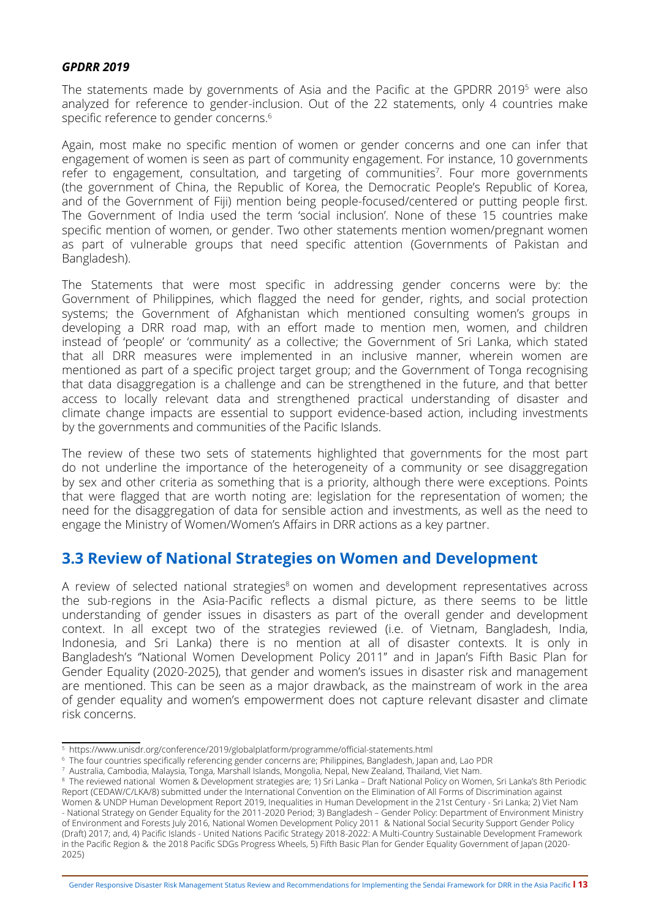### *GPDRR 2019*

The statements made by governments of Asia and the Pacific at the GPDRR 2019[5] were also analyzed for reference to gender-inclusion. Out of the 22 statements, only 4 countries make specific reference to gender concerns.[6]

Again, most make no specific mention of women or gender concerns and one can infer that engagement of women is seen as part of community engagement. For instance, 10 governments refer to engagement, consultation, and targeting of communities[7]. Four more governments (the government of China, the Republic of Korea, the Democratic People's Republic of Korea, and of the Government of Fiji) mention being people-focused/centered or putting people first. The Government of India used the term 'social inclusion'. None of these 15 countries make specific mention of women, or gender. Two other statements mention women/pregnant women as part of vulnerable groups that need specific attention (Governments of Pakistan and Bangladesh).

The Statements that were most specific in addressing gender concerns were by: the Government of Philippines, which flagged the need for gender, rights, and social protection systems; the Government of Afghanistan which mentioned consulting women's groups in developing a DRR road map, with an effort made to mention men, women, and children instead of 'people' or 'community' as a collective; the Government of Sri Lanka, which stated that all DRR measures were implemented in an inclusive manner, wherein women are mentioned as part of a specific project target group; and the Government of Tonga recognising that data disaggregation is a challenge and can be strengthened in the future, and that better access to locally relevant data and strengthened practical understanding of disaster and climate change impacts are essential to support evidence-based action, including investments by the governments and communities of the Pacific Islands.

The review of these two sets of statements highlighted that governments for the most part do not underline the importance of the heterogeneity of a community or see disaggregation by sex and other criteria as something that is a priority, although there were exceptions. Points that were flagged that are worth noting are: legislation for the representation of women; the need for the disaggregation of data for sensible action and investments, as well as the need to engage the Ministry of Women/Women's Affairs in DRR actions as a key partner.

## 3.3 Review of National Strategies on Women and Development

A review of selected national strategies[8] on women and development representatives across the sub-regions in the Asia-Pacific reflects a dismal picture, as there seems to be little understanding of gender issues in disasters as part of the overall gender and development context. In all except two of the strategies reviewed (i.e. of Vietnam, Bangladesh, India, Indonesia, and Sri Lanka) there is no mention at all of disaster contexts. It is only in Bangladesh's "National Women Development Policy 2011" and in Japan's Fifth Basic Plan for Gender Equality (2020-2025), that gender and women's issues in disaster risk and management are mentioned. This can be seen as a major drawback, as the mainstream of work in the area of gender equality and women's empowerment does not capture relevant disaster and climate risk concerns.

---

[5] https://www.unisdr.org/conference/2019/globalplatform/programme/official-statements.html

[6] The four countries specifically referencing gender concerns are; Philippines, Bangladesh, Japan and, Lao PDR

[7] Australia, Cambodia, Malaysia, Tonga, Marshall Islands, Mongolia, Nepal, New Zealand, Thailand, Viet Nam.

[8] The reviewed national Women & Development strategies are; 1) Sri Lanka – Draft National Policy on Women, Sri Lanka's 8th Periodic Report (CEDAW/C/LKA/8) submitted under the International Convention on the Elimination of All Forms of Discrimination against Women & UNDP Human Development Report 2019, Inequalities in Human Development in the 21st Century - Sri Lanka; 2) Viet Nam - National Strategy on Gender Equality for the 2011-2020 Period; 3) Bangladesh – Gender Policy: Department of Environment Ministry of Environment and Forests July 2016, National Women Development Policy 2011 & National Social Security Support Gender Policy (Draft) 2017; and, 4) Pacific Islands - United Nations Pacific Strategy 2018-2022: A Multi-Country Sustainable Development Framework in the Pacific Region & the 2018 Pacific SDGs Progress Wheels, 5) Fifth Basic Plan for Gender Equality Government of Japan (2020-2025)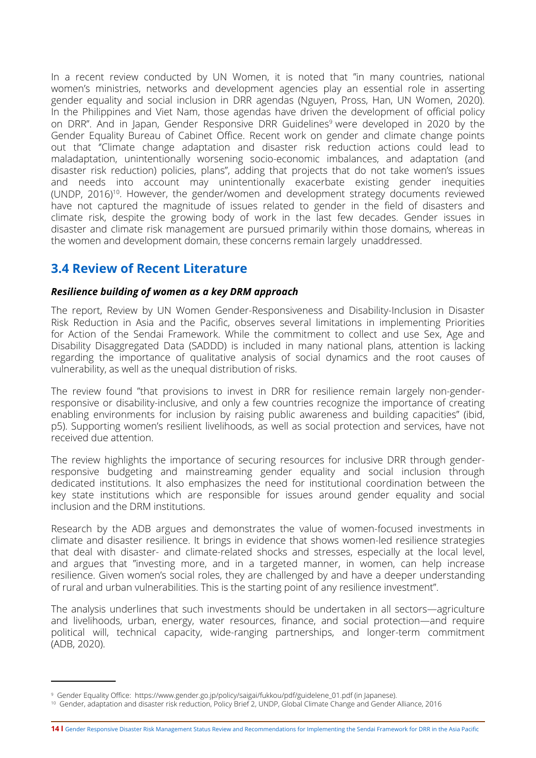In a recent review conducted by UN Women, it is noted that "in many countries, national women's ministries, networks and development agencies play an essential role in asserting gender equality and social inclusion in DRR agendas (Nguyen, Pross, Han, UN Women, 2020). In the Philippines and Viet Nam, those agendas have driven the development of official policy on DRR". And in Japan, Gender Responsive DRR Guidelines[9] were developed in 2020 by the Gender Equality Bureau of Cabinet Office. Recent work on gender and climate change points out that "Climate change adaptation and disaster risk reduction actions could lead to maladaptation, unintentionally worsening socio-economic imbalances, and adaptation (and disaster risk reduction) policies, plans", adding that projects that do not take women's issues and needs into account may unintentionally exacerbate existing gender inequities (UNDP, 2016)[10]. However, the gender/women and development strategy documents reviewed have not captured the magnitude of issues related to gender in the field of disasters and climate risk, despite the growing body of work in the last few decades. Gender issues in disaster and climate risk management are pursued primarily within those domains, whereas in the women and development domain, these concerns remain largely unaddressed.

## 3.4 Review of Recent Literature

***Resilience building of women as a key DRM approach***

The report, Review by UN Women Gender-Responsiveness and Disability-Inclusion in Disaster Risk Reduction in Asia and the Pacific, observes several limitations in implementing Priorities for Action of the Sendai Framework. While the commitment to collect and use Sex, Age and Disability Disaggregated Data (SADDD) is included in many national plans, attention is lacking regarding the importance of qualitative analysis of social dynamics and the root causes of vulnerability, as well as the unequal distribution of risks.

The review found "that provisions to invest in DRR for resilience remain largely non-gender-responsive or disability-inclusive, and only a few countries recognize the importance of creating enabling environments for inclusion by raising public awareness and building capacities" (ibid, p5). Supporting women's resilient livelihoods, as well as social protection and services, have not received due attention.

The review highlights the importance of securing resources for inclusive DRR through gender-responsive budgeting and mainstreaming gender equality and social inclusion through dedicated institutions. It also emphasizes the need for institutional coordination between the key state institutions which are responsible for issues around gender equality and social inclusion and the DRM institutions.

Research by the ADB argues and demonstrates the value of women-focused investments in climate and disaster resilience. It brings in evidence that shows women-led resilience strategies that deal with disaster- and climate-related shocks and stresses, especially at the local level, and argues that "investing more, and in a targeted manner, in women, can help increase resilience. Given women's social roles, they are challenged by and have a deeper understanding of rural and urban vulnerabilities. This is the starting point of any resilience investment".

The analysis underlines that such investments should be undertaken in all sectors—agriculture and livelihoods, urban, energy, water resources, finance, and social protection—and require political will, technical capacity, wide-ranging partnerships, and longer-term commitment (ADB, 2020).

---

[9] Gender Equality Office: https://www.gender.go.jp/policy/saigai/fukkou/pdf/guidelene_01.pdf (in Japanese).

[10] Gender, adaptation and disaster risk reduction, Policy Brief 2, UNDP, Global Climate Change and Gender Alliance, 2016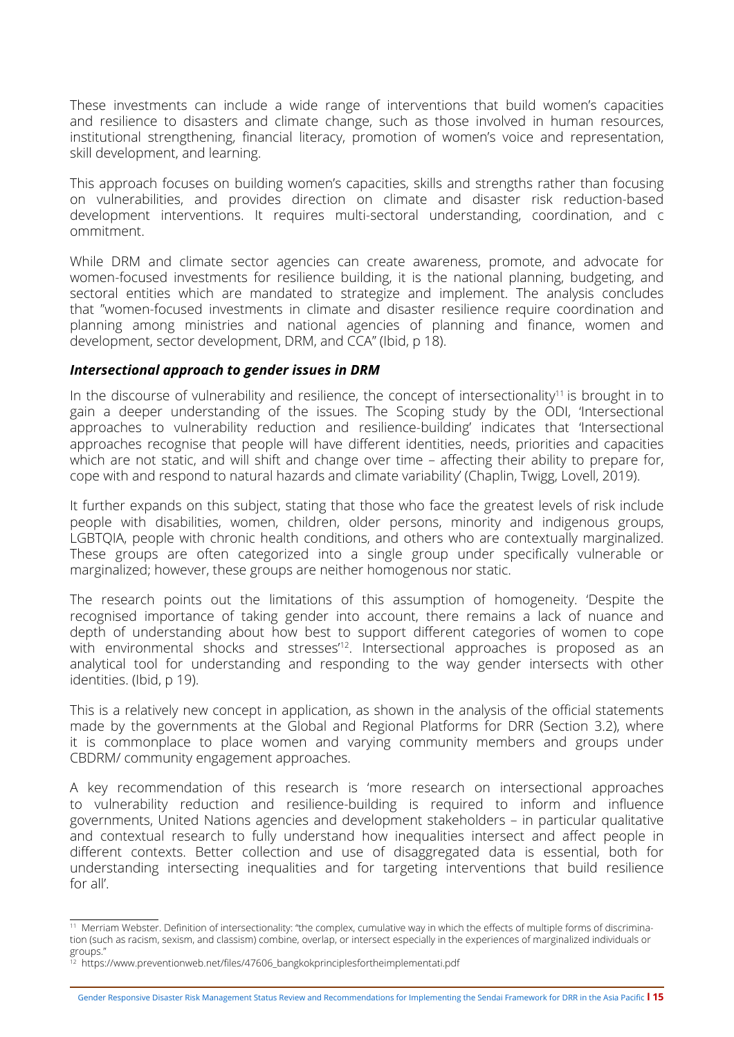These investments can include a wide range of interventions that build women's capacities and resilience to disasters and climate change, such as those involved in human resources, institutional strengthening, financial literacy, promotion of women's voice and representation, skill development, and learning.

This approach focuses on building women's capacities, skills and strengths rather than focusing on vulnerabilities, and provides direction on climate and disaster risk reduction-based development interventions. It requires multi-sectoral understanding, coordination, and c ommitment.

While DRM and climate sector agencies can create awareness, promote, and advocate for women-focused investments for resilience building, it is the national planning, budgeting, and sectoral entities which are mandated to strategize and implement. The analysis concludes that "women-focused investments in climate and disaster resilience require coordination and planning among ministries and national agencies of planning and finance, women and development, sector development, DRM, and CCA" (Ibid, p 18).

***Intersectional approach to gender issues in DRM***

In the discourse of vulnerability and resilience, the concept of intersectionality[11] is brought in to gain a deeper understanding of the issues. The Scoping study by the ODI, 'Intersectional approaches to vulnerability reduction and resilience-building' indicates that 'Intersectional approaches recognise that people will have different identities, needs, priorities and capacities which are not static, and will shift and change over time – affecting their ability to prepare for, cope with and respond to natural hazards and climate variability' (Chaplin, Twigg, Lovell, 2019).

It further expands on this subject, stating that those who face the greatest levels of risk include people with disabilities, women, children, older persons, minority and indigenous groups, LGBTQIA, people with chronic health conditions, and others who are contextually marginalized. These groups are often categorized into a single group under specifically vulnerable or marginalized; however, these groups are neither homogenous nor static.

The research points out the limitations of this assumption of homogeneity. 'Despite the recognised importance of taking gender into account, there remains a lack of nuance and depth of understanding about how best to support different categories of women to cope with environmental shocks and stresses'[12]. Intersectional approaches is proposed as an analytical tool for understanding and responding to the way gender intersects with other identities. (Ibid, p 19).

This is a relatively new concept in application, as shown in the analysis of the official statements made by the governments at the Global and Regional Platforms for DRR (Section 3.2), where it is commonplace to place women and varying community members and groups under CBDRM/ community engagement approaches.

A key recommendation of this research is 'more research on intersectional approaches to vulnerability reduction and resilience-building is required to inform and influence governments, United Nations agencies and development stakeholders – in particular qualitative and contextual research to fully understand how inequalities intersect and affect people in different contexts. Better collection and use of disaggregated data is essential, both for understanding intersecting inequalities and for targeting interventions that build resilience for all'.

---

[11] Merriam Webster. Definition of intersectionality: "the complex, cumulative way in which the effects of multiple forms of discrimination (such as racism, sexism, and classism) combine, overlap, or intersect especially in the experiences of marginalized individuals or groups."

[12] https://www.preventionweb.net/files/47606_bangkokprinciplesfortheimplementati.pdf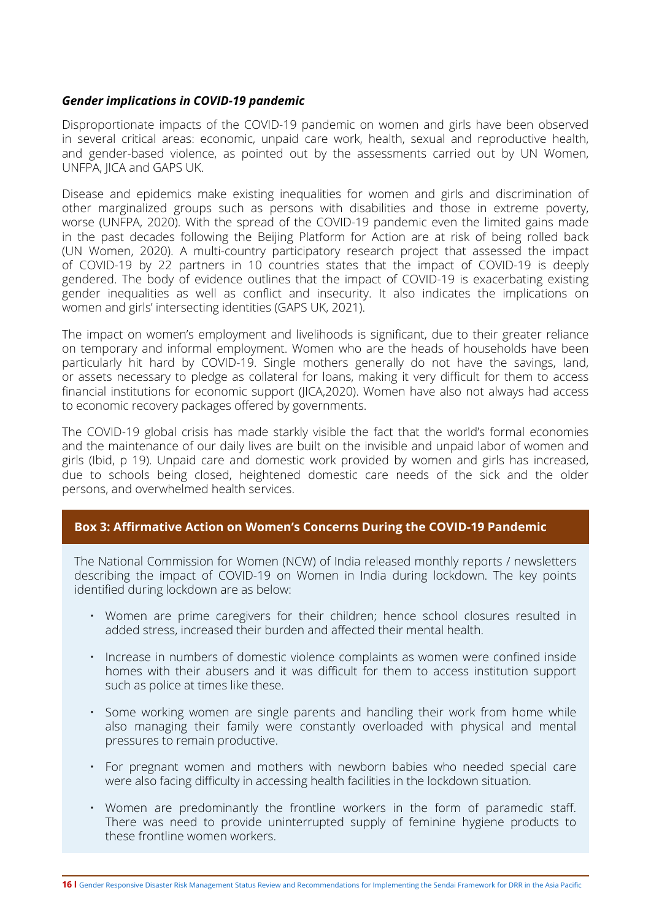***Gender implications in COVID-19 pandemic***

Disproportionate impacts of the COVID-19 pandemic on women and girls have been observed in several critical areas: economic, unpaid care work, health, sexual and reproductive health, and gender-based violence, as pointed out by the assessments carried out by UN Women, UNFPA, JICA and GAPS UK.

Disease and epidemics make existing inequalities for women and girls and discrimination of other marginalized groups such as persons with disabilities and those in extreme poverty, worse (UNFPA, 2020). With the spread of the COVID-19 pandemic even the limited gains made in the past decades following the Beijing Platform for Action are at risk of being rolled back (UN Women, 2020). A multi-country participatory research project that assessed the impact of COVID-19 by 22 partners in 10 countries states that the impact of COVID-19 is deeply gendered. The body of evidence outlines that the impact of COVID-19 is exacerbating existing gender inequalities as well as conflict and insecurity. It also indicates the implications on women and girls' intersecting identities (GAPS UK, 2021).

The impact on women's employment and livelihoods is significant, due to their greater reliance on temporary and informal employment. Women who are the heads of households have been particularly hit hard by COVID-19. Single mothers generally do not have the savings, land, or assets necessary to pledge as collateral for loans, making it very difficult for them to access financial institutions for economic support (JICA,2020). Women have also not always had access to economic recovery packages offered by governments.

The COVID-19 global crisis has made starkly visible the fact that the world's formal economies and the maintenance of our daily lives are built on the invisible and unpaid labor of women and girls (Ibid, p 19). Unpaid care and domestic work provided by women and girls has increased, due to schools being closed, heightened domestic care needs of the sick and the older persons, and overwhelmed health services.

**Box 3: Affirmative Action on Women's Concerns During the COVID-19 Pandemic**

The National Commission for Women (NCW) of India released monthly reports / newsletters describing the impact of COVID-19 on Women in India during lockdown. The key points identified during lockdown are as below:

- Women are prime caregivers for their children; hence school closures resulted in added stress, increased their burden and affected their mental health.
- Increase in numbers of domestic violence complaints as women were confined inside homes with their abusers and it was difficult for them to access institution support such as police at times like these.
- Some working women are single parents and handling their work from home while also managing their family were constantly overloaded with physical and mental pressures to remain productive.
- For pregnant women and mothers with newborn babies who needed special care were also facing difficulty in accessing health facilities in the lockdown situation.
- Women are predominantly the frontline workers in the form of paramedic staff. There was need to provide uninterrupted supply of feminine hygiene products to these frontline women workers.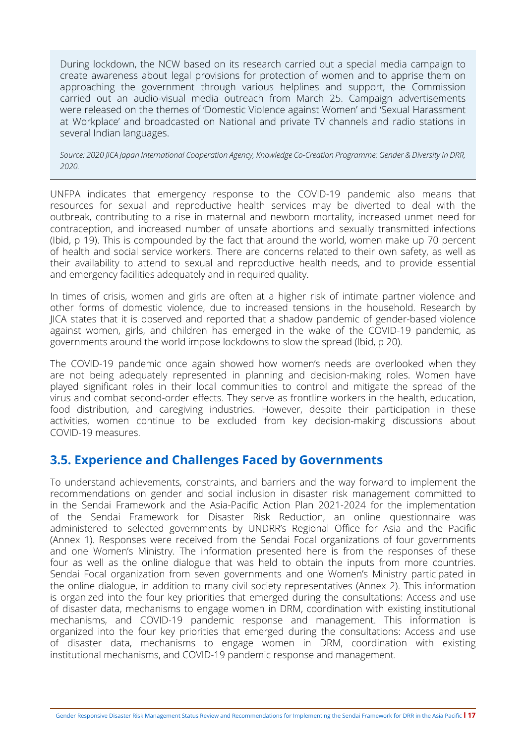During lockdown, the NCW based on its research carried out a special media campaign to create awareness about legal provisions for protection of women and to apprise them on approaching the government through various helplines and support, the Commission carried out an audio-visual media outreach from March 25. Campaign advertisements were released on the themes of 'Domestic Violence against Women' and 'Sexual Harassment at Workplace' and broadcasted on National and private TV channels and radio stations in several Indian languages.

*Source: 2020 JICA Japan International Cooperation Agency, Knowledge Co-Creation Programme: Gender & Diversity in DRR, 2020.*

UNFPA indicates that emergency response to the COVID-19 pandemic also means that resources for sexual and reproductive health services may be diverted to deal with the outbreak, contributing to a rise in maternal and newborn mortality, increased unmet need for contraception, and increased number of unsafe abortions and sexually transmitted infections (Ibid, p 19). This is compounded by the fact that around the world, women make up 70 percent of health and social service workers. There are concerns related to their own safety, as well as their availability to attend to sexual and reproductive health needs, and to provide essential and emergency facilities adequately and in required quality.

In times of crisis, women and girls are often at a higher risk of intimate partner violence and other forms of domestic violence, due to increased tensions in the household. Research by JICA states that it is observed and reported that a shadow pandemic of gender-based violence against women, girls, and children has emerged in the wake of the COVID-19 pandemic, as governments around the world impose lockdowns to slow the spread (Ibid, p 20).

The COVID-19 pandemic once again showed how women's needs are overlooked when they are not being adequately represented in planning and decision-making roles. Women have played significant roles in their local communities to control and mitigate the spread of the virus and combat second-order effects. They serve as frontline workers in the health, education, food distribution, and caregiving industries. However, despite their participation in these activities, women continue to be excluded from key decision-making discussions about COVID-19 measures.

## 3.5. Experience and Challenges Faced by Governments

To understand achievements, constraints, and barriers and the way forward to implement the recommendations on gender and social inclusion in disaster risk management committed to in the Sendai Framework and the Asia-Pacific Action Plan 2021-2024 for the implementation of the Sendai Framework for Disaster Risk Reduction, an online questionnaire was administered to selected governments by UNDRR's Regional Office for Asia and the Pacific (Annex 1). Responses were received from the Sendai Focal organizations of four governments and one Women's Ministry. The information presented here is from the responses of these four as well as the online dialogue that was held to obtain the inputs from more countries. Sendai Focal organization from seven governments and one Women's Ministry participated in the online dialogue, in addition to many civil society representatives (Annex 2). This information is organized into the four key priorities that emerged during the consultations: Access and use of disaster data, mechanisms to engage women in DRM, coordination with existing institutional mechanisms, and COVID-19 pandemic response and management. This information is organized into the four key priorities that emerged during the consultations: Access and use of disaster data, mechanisms to engage women in DRM, coordination with existing institutional mechanisms, and COVID-19 pandemic response and management.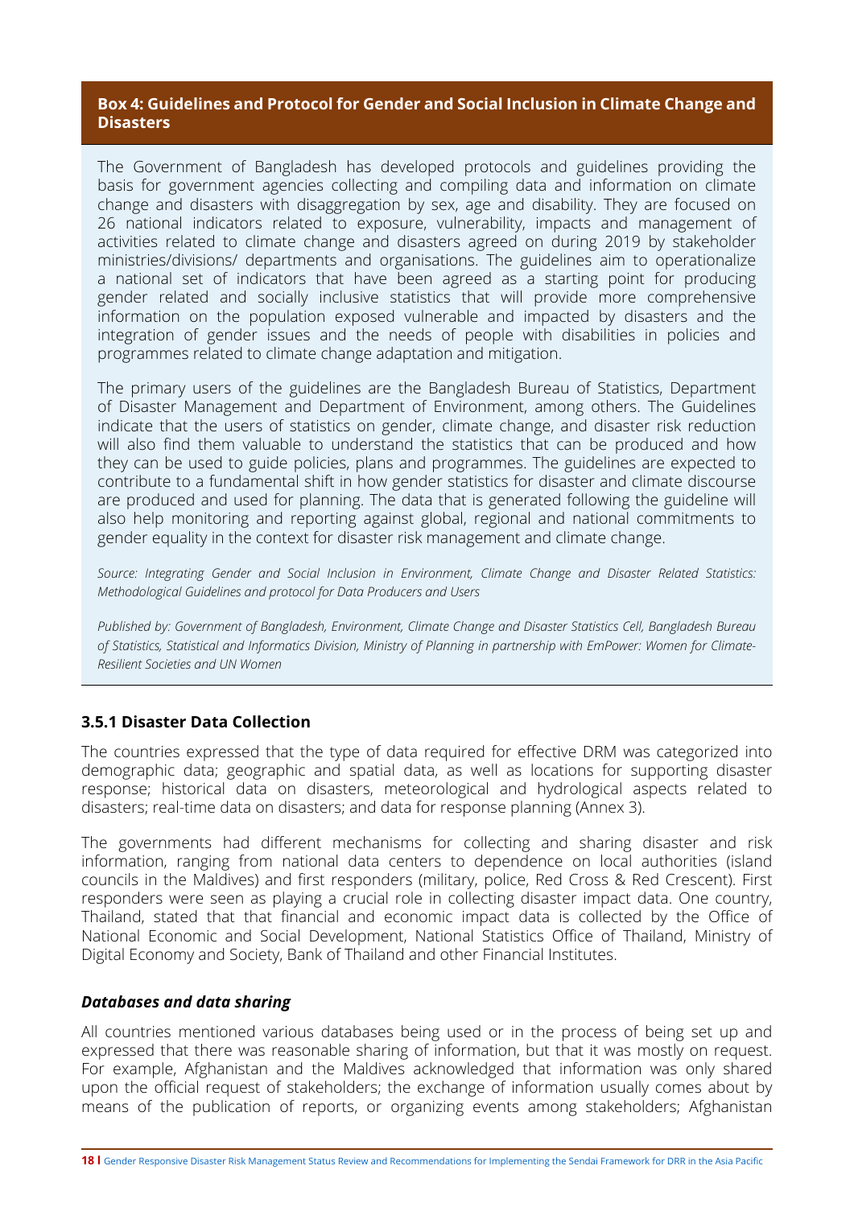**Box 4: Guidelines and Protocol for Gender and Social Inclusion in Climate Change and Disasters**

The Government of Bangladesh has developed protocols and guidelines providing the basis for government agencies collecting and compiling data and information on climate change and disasters with disaggregation by sex, age and disability. They are focused on 26 national indicators related to exposure, vulnerability, impacts and management of activities related to climate change and disasters agreed on during 2019 by stakeholder ministries/divisions/ departments and organisations. The guidelines aim to operationalize a national set of indicators that have been agreed as a starting point for producing gender related and socially inclusive statistics that will provide more comprehensive information on the population exposed vulnerable and impacted by disasters and the integration of gender issues and the needs of people with disabilities in policies and programmes related to climate change adaptation and mitigation.

The primary users of the guidelines are the Bangladesh Bureau of Statistics, Department of Disaster Management and Department of Environment, among others. The Guidelines indicate that the users of statistics on gender, climate change, and disaster risk reduction will also find them valuable to understand the statistics that can be produced and how they can be used to guide policies, plans and programmes. The guidelines are expected to contribute to a fundamental shift in how gender statistics for disaster and climate discourse are produced and used for planning. The data that is generated following the guideline will also help monitoring and reporting against global, regional and national commitments to gender equality in the context for disaster risk management and climate change.

*Source: Integrating Gender and Social Inclusion in Environment, Climate Change and Disaster Related Statistics: Methodological Guidelines and protocol for Data Producers and Users*

*Published by: Government of Bangladesh, Environment, Climate Change and Disaster Statistics Cell, Bangladesh Bureau of Statistics, Statistical and Informatics Division, Ministry of Planning in partnership with EmPower: Women for Climate-Resilient Societies and UN Women*

### 3.5.1 Disaster Data Collection

The countries expressed that the type of data required for effective DRM was categorized into demographic data; geographic and spatial data, as well as locations for supporting disaster response; historical data on disasters, meteorological and hydrological aspects related to disasters; real-time data on disasters; and data for response planning (Annex 3).

The governments had different mechanisms for collecting and sharing disaster and risk information, ranging from national data centers to dependence on local authorities (island councils in the Maldives) and first responders (military, police, Red Cross & Red Crescent). First responders were seen as playing a crucial role in collecting disaster impact data. One country, Thailand, stated that that financial and economic impact data is collected by the Office of National Economic and Social Development, National Statistics Office of Thailand, Ministry of Digital Economy and Society, Bank of Thailand and other Financial Institutes.

#### *Databases and data sharing*

All countries mentioned various databases being used or in the process of being set up and expressed that there was reasonable sharing of information, but that it was mostly on request. For example, Afghanistan and the Maldives acknowledged that information was only shared upon the official request of stakeholders; the exchange of information usually comes about by means of the publication of reports, or organizing events among stakeholders; Afghanistan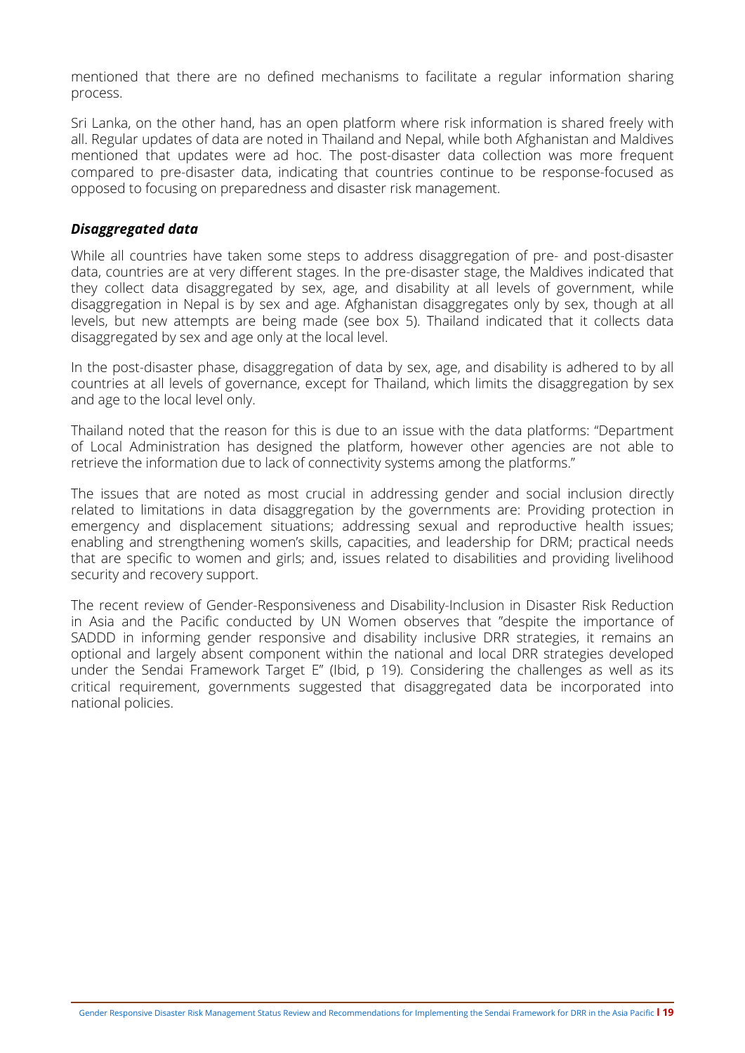mentioned that there are no defined mechanisms to facilitate a regular information sharing process.

Sri Lanka, on the other hand, has an open platform where risk information is shared freely with all. Regular updates of data are noted in Thailand and Nepal, while both Afghanistan and Maldives mentioned that updates were ad hoc. The post-disaster data collection was more frequent compared to pre-disaster data, indicating that countries continue to be response-focused as opposed to focusing on preparedness and disaster risk management.

### *Disaggregated data*

While all countries have taken some steps to address disaggregation of pre- and post-disaster data, countries are at very different stages. In the pre-disaster stage, the Maldives indicated that they collect data disaggregated by sex, age, and disability at all levels of government, while disaggregation in Nepal is by sex and age. Afghanistan disaggregates only by sex, though at all levels, but new attempts are being made (see box 5). Thailand indicated that it collects data disaggregated by sex and age only at the local level.

In the post-disaster phase, disaggregation of data by sex, age, and disability is adhered to by all countries at all levels of governance, except for Thailand, which limits the disaggregation by sex and age to the local level only.

Thailand noted that the reason for this is due to an issue with the data platforms: "Department of Local Administration has designed the platform, however other agencies are not able to retrieve the information due to lack of connectivity systems among the platforms."

The issues that are noted as most crucial in addressing gender and social inclusion directly related to limitations in data disaggregation by the governments are: Providing protection in emergency and displacement situations; addressing sexual and reproductive health issues; enabling and strengthening women's skills, capacities, and leadership for DRM; practical needs that are specific to women and girls; and, issues related to disabilities and providing livelihood security and recovery support.

The recent review of Gender-Responsiveness and Disability-Inclusion in Disaster Risk Reduction in Asia and the Pacific conducted by UN Women observes that "despite the importance of SADDD in informing gender responsive and disability inclusive DRR strategies, it remains an optional and largely absent component within the national and local DRR strategies developed under the Sendai Framework Target E" (Ibid, p 19). Considering the challenges as well as its critical requirement, governments suggested that disaggregated data be incorporated into national policies.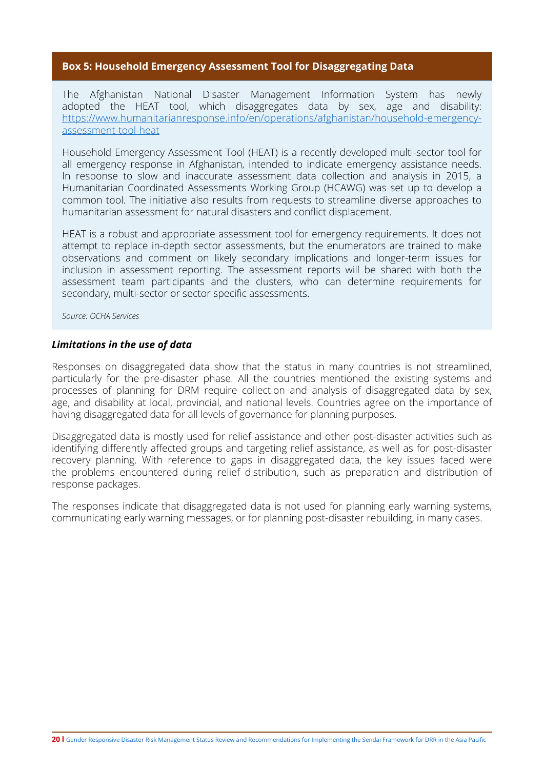### Box 5: Household Emergency Assessment Tool for Disaggregating Data

The Afghanistan National Disaster Management Information System has newly adopted the HEAT tool, which disaggregates data by sex, age and disability: https://www.humanitarianresponse.info/en/operations/afghanistan/household-emergency-assessment-tool-heat

Household Emergency Assessment Tool (HEAT) is a recently developed multi-sector tool for all emergency response in Afghanistan, intended to indicate emergency assistance needs. In response to slow and inaccurate assessment data collection and analysis in 2015, a Humanitarian Coordinated Assessments Working Group (HCAWG) was set up to develop a common tool. The initiative also results from requests to streamline diverse approaches to humanitarian assessment for natural disasters and conflict displacement.

HEAT is a robust and appropriate assessment tool for emergency requirements. It does not attempt to replace in-depth sector assessments, but the enumerators are trained to make observations and comment on likely secondary implications and longer-term issues for inclusion in assessment reporting. The assessment reports will be shared with both the assessment team participants and the clusters, who can determine requirements for secondary, multi-sector or sector specific assessments.

*Source: OCHA Services*

***Limitations in the use of data***

Responses on disaggregated data show that the status in many countries is not streamlined, particularly for the pre-disaster phase. All the countries mentioned the existing systems and processes of planning for DRM require collection and analysis of disaggregated data by sex, age, and disability at local, provincial, and national levels. Countries agree on the importance of having disaggregated data for all levels of governance for planning purposes.

Disaggregated data is mostly used for relief assistance and other post-disaster activities such as identifying differently affected groups and targeting relief assistance, as well as for post-disaster recovery planning. With reference to gaps in disaggregated data, the key issues faced were the problems encountered during relief distribution, such as preparation and distribution of response packages.

The responses indicate that disaggregated data is not used for planning early warning systems, communicating early warning messages, or for planning post-disaster rebuilding, in many cases.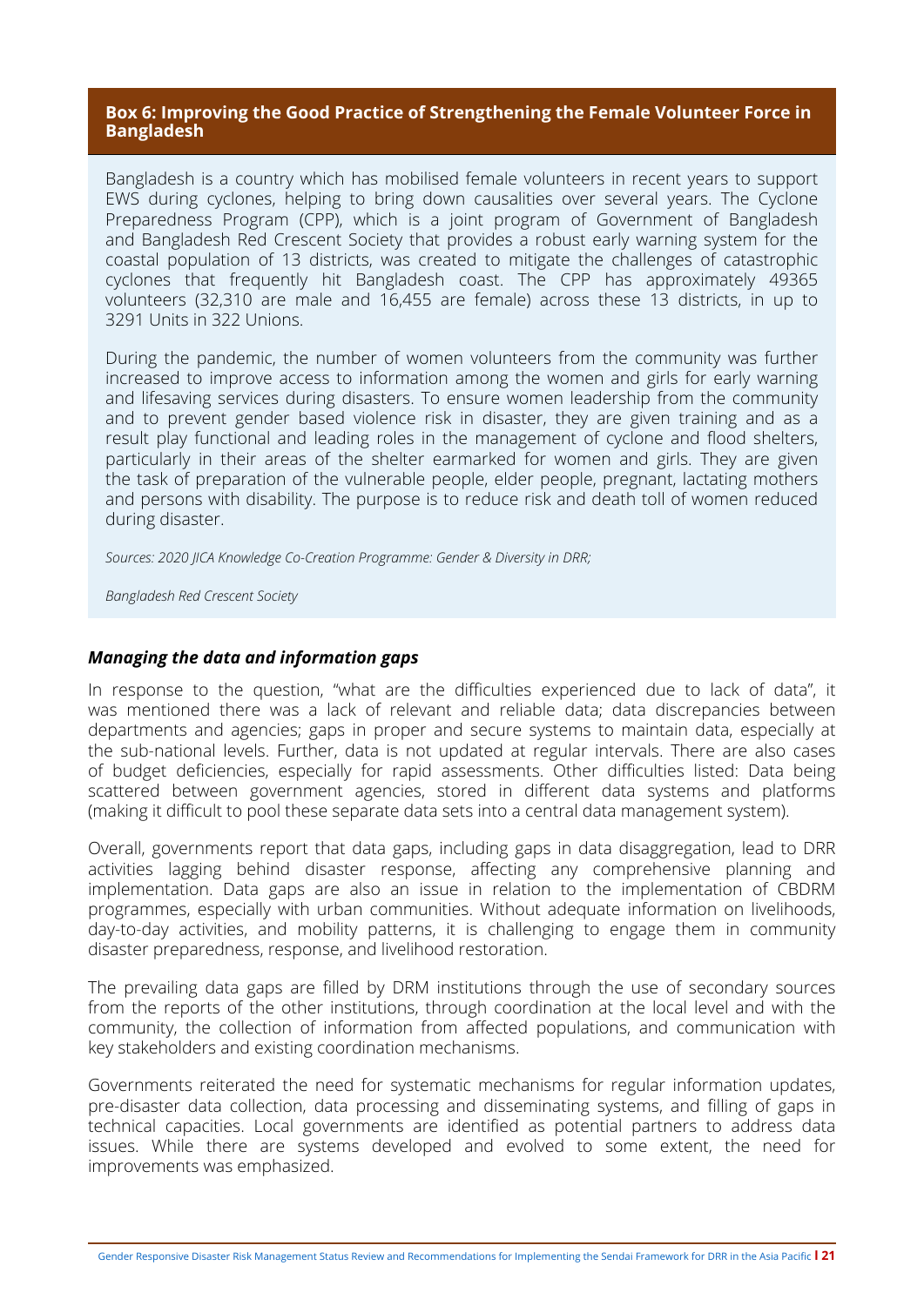**Box 6: Improving the Good Practice of Strengthening the Female Volunteer Force in Bangladesh**

Bangladesh is a country which has mobilised female volunteers in recent years to support EWS during cyclones, helping to bring down causalities over several years. The Cyclone Preparedness Program (CPP), which is a joint program of Government of Bangladesh and Bangladesh Red Crescent Society that provides a robust early warning system for the coastal population of 13 districts, was created to mitigate the challenges of catastrophic cyclones that frequently hit Bangladesh coast. The CPP has approximately 49365 volunteers (32,310 are male and 16,455 are female) across these 13 districts, in up to 3291 Units in 322 Unions.

During the pandemic, the number of women volunteers from the community was further increased to improve access to information among the women and girls for early warning and lifesaving services during disasters. To ensure women leadership from the community and to prevent gender based violence risk in disaster, they are given training and as a result play functional and leading roles in the management of cyclone and flood shelters, particularly in their areas of the shelter earmarked for women and girls. They are given the task of preparation of the vulnerable people, elder people, pregnant, lactating mothers and persons with disability. The purpose is to reduce risk and death toll of women reduced during disaster.

*Sources: 2020 JICA Knowledge Co-Creation Programme: Gender & Diversity in DRR;*

*Bangladesh Red Crescent Society*

### *Managing the data and information gaps*

In response to the question, "what are the difficulties experienced due to lack of data", it was mentioned there was a lack of relevant and reliable data; data discrepancies between departments and agencies; gaps in proper and secure systems to maintain data, especially at the sub-national levels. Further, data is not updated at regular intervals. There are also cases of budget deficiencies, especially for rapid assessments. Other difficulties listed: Data being scattered between government agencies, stored in different data systems and platforms (making it difficult to pool these separate data sets into a central data management system).

Overall, governments report that data gaps, including gaps in data disaggregation, lead to DRR activities lagging behind disaster response, affecting any comprehensive planning and implementation. Data gaps are also an issue in relation to the implementation of CBDRM programmes, especially with urban communities. Without adequate information on livelihoods, day-to-day activities, and mobility patterns, it is challenging to engage them in community disaster preparedness, response, and livelihood restoration.

The prevailing data gaps are filled by DRM institutions through the use of secondary sources from the reports of the other institutions, through coordination at the local level and with the community, the collection of information from affected populations, and communication with key stakeholders and existing coordination mechanisms.

Governments reiterated the need for systematic mechanisms for regular information updates, pre-disaster data collection, data processing and disseminating systems, and filling of gaps in technical capacities. Local governments are identified as potential partners to address data issues. While there are systems developed and evolved to some extent, the need for improvements was emphasized.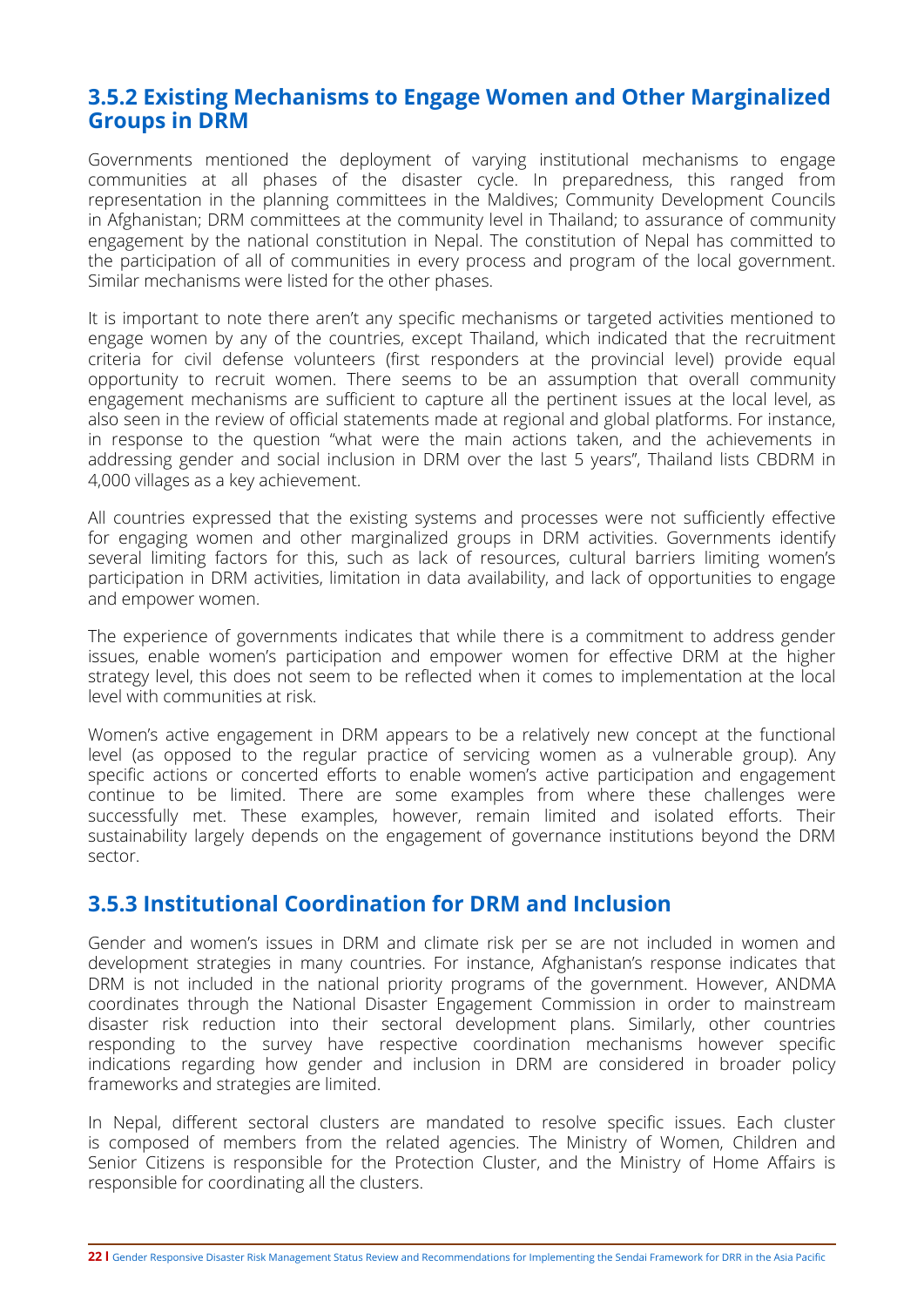### 3.5.2 Existing Mechanisms to Engage Women and Other Marginalized Groups in DRM

Governments mentioned the deployment of varying institutional mechanisms to engage communities at all phases of the disaster cycle. In preparedness, this ranged from representation in the planning committees in the Maldives; Community Development Councils in Afghanistan; DRM committees at the community level in Thailand; to assurance of community engagement by the national constitution in Nepal. The constitution of Nepal has committed to the participation of all of communities in every process and program of the local government. Similar mechanisms were listed for the other phases.

It is important to note there aren't any specific mechanisms or targeted activities mentioned to engage women by any of the countries, except Thailand, which indicated that the recruitment criteria for civil defense volunteers (first responders at the provincial level) provide equal opportunity to recruit women. There seems to be an assumption that overall community engagement mechanisms are sufficient to capture all the pertinent issues at the local level, as also seen in the review of official statements made at regional and global platforms. For instance, in response to the question "what were the main actions taken, and the achievements in addressing gender and social inclusion in DRM over the last 5 years", Thailand lists CBDRM in 4,000 villages as a key achievement.

All countries expressed that the existing systems and processes were not sufficiently effective for engaging women and other marginalized groups in DRM activities. Governments identify several limiting factors for this, such as lack of resources, cultural barriers limiting women's participation in DRM activities, limitation in data availability, and lack of opportunities to engage and empower women.

The experience of governments indicates that while there is a commitment to address gender issues, enable women's participation and empower women for effective DRM at the higher strategy level, this does not seem to be reflected when it comes to implementation at the local level with communities at risk.

Women's active engagement in DRM appears to be a relatively new concept at the functional level (as opposed to the regular practice of servicing women as a vulnerable group). Any specific actions or concerted efforts to enable women's active participation and engagement continue to be limited. There are some examples from where these challenges were successfully met. These examples, however, remain limited and isolated efforts. Their sustainability largely depends on the engagement of governance institutions beyond the DRM sector.

### 3.5.3 Institutional Coordination for DRM and Inclusion

Gender and women's issues in DRM and climate risk per se are not included in women and development strategies in many countries. For instance, Afghanistan's response indicates that DRM is not included in the national priority programs of the government. However, ANDMA coordinates through the National Disaster Engagement Commission in order to mainstream disaster risk reduction into their sectoral development plans. Similarly, other countries responding to the survey have respective coordination mechanisms however specific indications regarding how gender and inclusion in DRM are considered in broader policy frameworks and strategies are limited.

In Nepal, different sectoral clusters are mandated to resolve specific issues. Each cluster is composed of members from the related agencies. The Ministry of Women, Children and Senior Citizens is responsible for the Protection Cluster, and the Ministry of Home Affairs is responsible for coordinating all the clusters.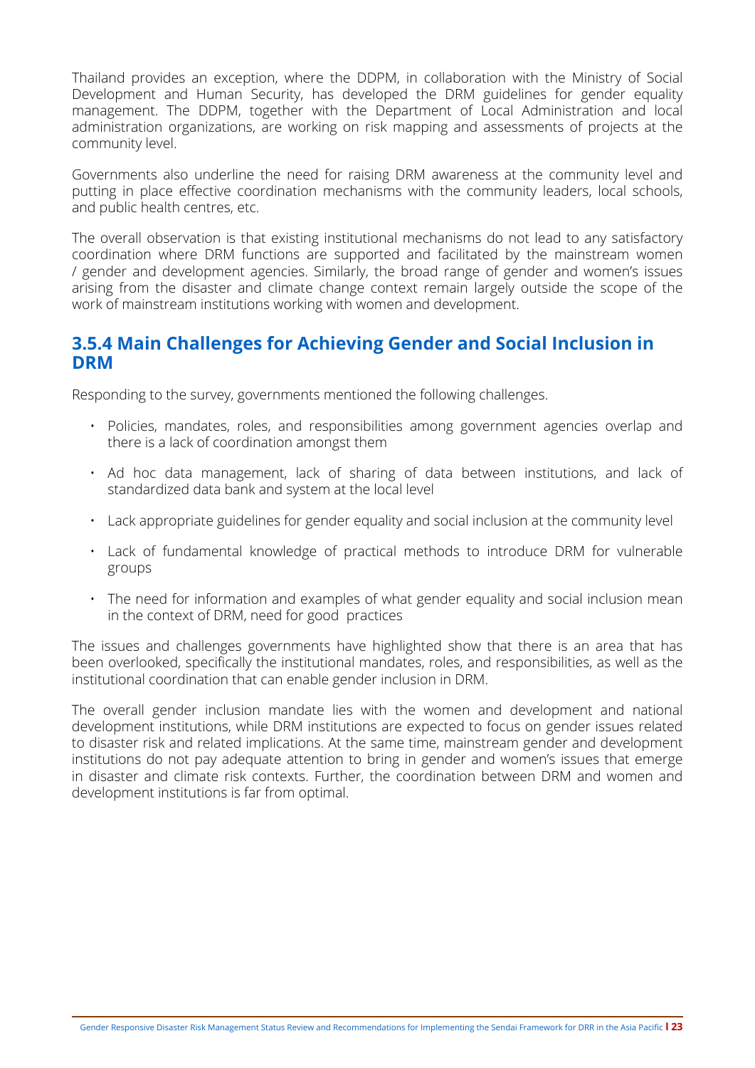Thailand provides an exception, where the DDPM, in collaboration with the Ministry of Social Development and Human Security, has developed the DRM guidelines for gender equality management. The DDPM, together with the Department of Local Administration and local administration organizations, are working on risk mapping and assessments of projects at the community level.

Governments also underline the need for raising DRM awareness at the community level and putting in place effective coordination mechanisms with the community leaders, local schools, and public health centres, etc.

The overall observation is that existing institutional mechanisms do not lead to any satisfactory coordination where DRM functions are supported and facilitated by the mainstream women / gender and development agencies. Similarly, the broad range of gender and women's issues arising from the disaster and climate change context remain largely outside the scope of the work of mainstream institutions working with women and development.

### 3.5.4 Main Challenges for Achieving Gender and Social Inclusion in DRM

Responding to the survey, governments mentioned the following challenges.

- Policies, mandates, roles, and responsibilities among government agencies overlap and there is a lack of coordination amongst them
- Ad hoc data management, lack of sharing of data between institutions, and lack of standardized data bank and system at the local level
- Lack appropriate guidelines for gender equality and social inclusion at the community level
- Lack of fundamental knowledge of practical methods to introduce DRM for vulnerable groups
- The need for information and examples of what gender equality and social inclusion mean in the context of DRM, need for good practices

The issues and challenges governments have highlighted show that there is an area that has been overlooked, specifically the institutional mandates, roles, and responsibilities, as well as the institutional coordination that can enable gender inclusion in DRM.

The overall gender inclusion mandate lies with the women and development and national development institutions, while DRM institutions are expected to focus on gender issues related to disaster risk and related implications. At the same time, mainstream gender and development institutions do not pay adequate attention to bring in gender and women's issues that emerge in disaster and climate risk contexts. Further, the coordination between DRM and women and development institutions is far from optimal.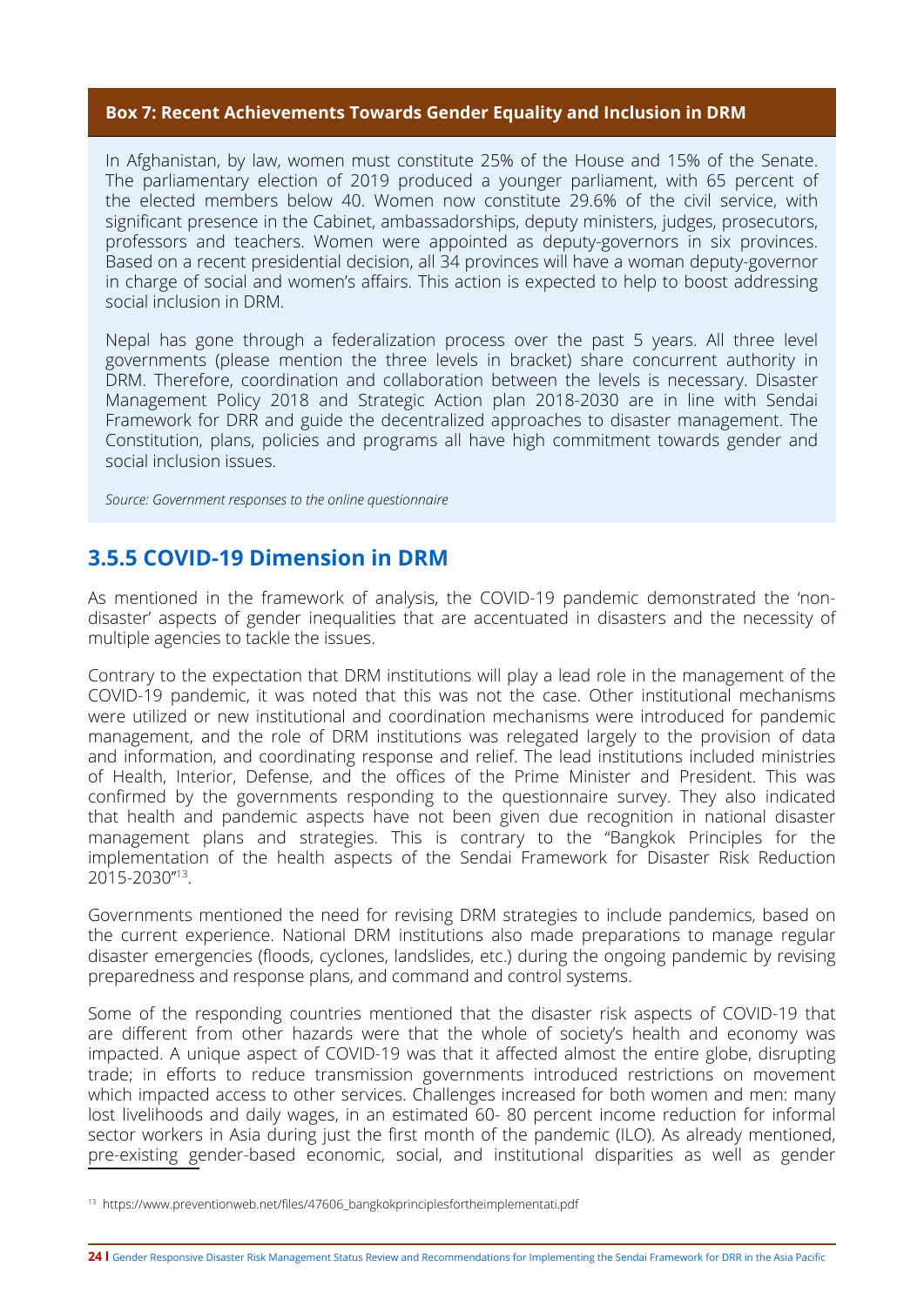**Box 7: Recent Achievements Towards Gender Equality and Inclusion in DRM**

In Afghanistan, by law, women must constitute 25% of the House and 15% of the Senate. The parliamentary election of 2019 produced a younger parliament, with 65 percent of the elected members below 40. Women now constitute 29.6% of the civil service, with significant presence in the Cabinet, ambassadorships, deputy ministers, judges, prosecutors, professors and teachers. Women were appointed as deputy-governors in six provinces. Based on a recent presidential decision, all 34 provinces will have a woman deputy-governor in charge of social and women's affairs. This action is expected to help to boost addressing social inclusion in DRM.

Nepal has gone through a federalization process over the past 5 years. All three level governments (please mention the three levels in bracket) share concurrent authority in DRM. Therefore, coordination and collaboration between the levels is necessary. Disaster Management Policy 2018 and Strategic Action plan 2018-2030 are in line with Sendai Framework for DRR and guide the decentralized approaches to disaster management. The Constitution, plans, policies and programs all have high commitment towards gender and social inclusion issues.

*Source: Government responses to the online questionnaire*

### 3.5.5 COVID-19 Dimension in DRM

As mentioned in the framework of analysis, the COVID-19 pandemic demonstrated the 'non-disaster' aspects of gender inequalities that are accentuated in disasters and the necessity of multiple agencies to tackle the issues.

Contrary to the expectation that DRM institutions will play a lead role in the management of the COVID-19 pandemic, it was noted that this was not the case. Other institutional mechanisms were utilized or new institutional and coordination mechanisms were introduced for pandemic management, and the role of DRM institutions was relegated largely to the provision of data and information, and coordinating response and relief. The lead institutions included ministries of Health, Interior, Defense, and the offices of the Prime Minister and President. This was confirmed by the governments responding to the questionnaire survey. They also indicated that health and pandemic aspects have not been given due recognition in national disaster management plans and strategies. This is contrary to the "Bangkok Principles for the implementation of the health aspects of the Sendai Framework for Disaster Risk Reduction 2015-2030"[13].

Governments mentioned the need for revising DRM strategies to include pandemics, based on the current experience. National DRM institutions also made preparations to manage regular disaster emergencies (floods, cyclones, landslides, etc.) during the ongoing pandemic by revising preparedness and response plans, and command and control systems.

Some of the responding countries mentioned that the disaster risk aspects of COVID-19 that are different from other hazards were that the whole of society's health and economy was impacted. A unique aspect of COVID-19 was that it affected almost the entire globe, disrupting trade; in efforts to reduce transmission governments introduced restrictions on movement which impacted access to other services. Challenges increased for both women and men: many lost livelihoods and daily wages, in an estimated 60- 80 percent income reduction for informal sector workers in Asia during just the first month of the pandemic (ILO). As already mentioned, pre-existing gender-based economic, social, and institutional disparities as well as gender

[13] https://www.preventionweb.net/files/47606_bangkokprinciplesfortheimplementati.pdf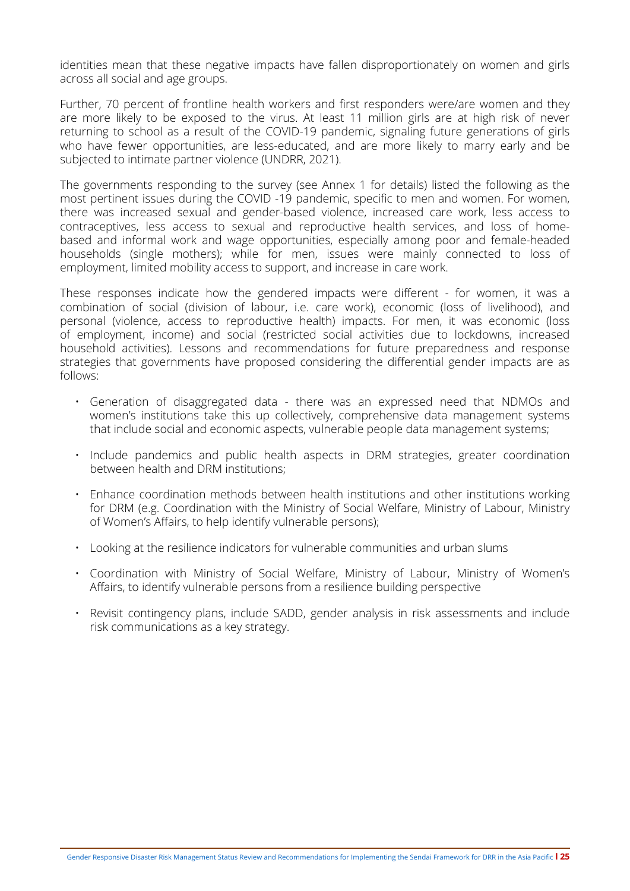identities mean that these negative impacts have fallen disproportionately on women and girls across all social and age groups.

Further, 70 percent of frontline health workers and first responders were/are women and they are more likely to be exposed to the virus. At least 11 million girls are at high risk of never returning to school as a result of the COVID-19 pandemic, signaling future generations of girls who have fewer opportunities, are less-educated, and are more likely to marry early and be subjected to intimate partner violence (UNDRR, 2021).

The governments responding to the survey (see Annex 1 for details) listed the following as the most pertinent issues during the COVID -19 pandemic, specific to men and women. For women, there was increased sexual and gender-based violence, increased care work, less access to contraceptives, less access to sexual and reproductive health services, and loss of home-based and informal work and wage opportunities, especially among poor and female-headed households (single mothers); while for men, issues were mainly connected to loss of employment, limited mobility access to support, and increase in care work.

These responses indicate how the gendered impacts were different - for women, it was a combination of social (division of labour, i.e. care work), economic (loss of livelihood), and personal (violence, access to reproductive health) impacts. For men, it was economic (loss of employment, income) and social (restricted social activities due to lockdowns, increased household activities). Lessons and recommendations for future preparedness and response strategies that governments have proposed considering the differential gender impacts are as follows:

- Generation of disaggregated data - there was an expressed need that NDMOs and women's institutions take this up collectively, comprehensive data management systems that include social and economic aspects, vulnerable people data management systems;
- Include pandemics and public health aspects in DRM strategies, greater coordination between health and DRM institutions;
- Enhance coordination methods between health institutions and other institutions working for DRM (e.g. Coordination with the Ministry of Social Welfare, Ministry of Labour, Ministry of Women's Affairs, to help identify vulnerable persons);
- Looking at the resilience indicators for vulnerable communities and urban slums
- Coordination with Ministry of Social Welfare, Ministry of Labour, Ministry of Women's Affairs, to identify vulnerable persons from a resilience building perspective
- Revisit contingency plans, include SADD, gender analysis in risk assessments and include risk communications as a key strategy.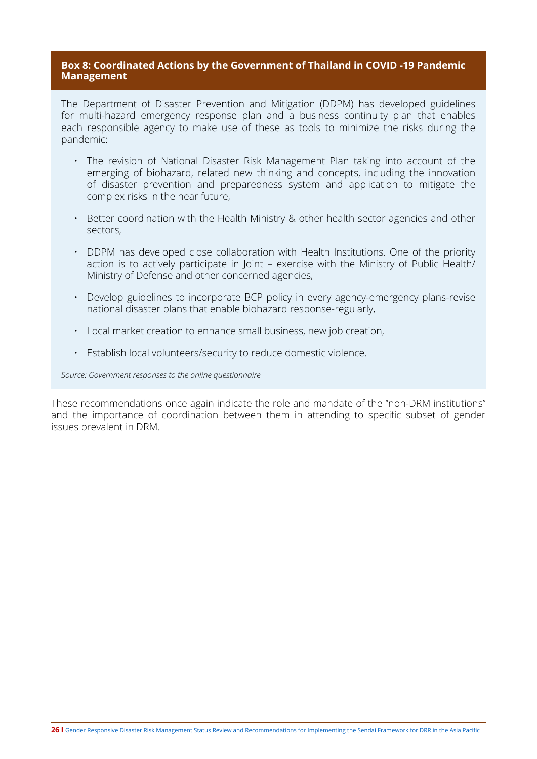**Box 8: Coordinated Actions by the Government of Thailand in COVID -19 Pandemic Management**

The Department of Disaster Prevention and Mitigation (DDPM) has developed guidelines for multi-hazard emergency response plan and a business continuity plan that enables each responsible agency to make use of these as tools to minimize the risks during the pandemic:

- The revision of National Disaster Risk Management Plan taking into account of the emerging of biohazard, related new thinking and concepts, including the innovation of disaster prevention and preparedness system and application to mitigate the complex risks in the near future,
- Better coordination with the Health Ministry & other health sector agencies and other sectors,
- DDPM has developed close collaboration with Health Institutions. One of the priority action is to actively participate in Joint – exercise with the Ministry of Public Health/ Ministry of Defense and other concerned agencies,
- Develop guidelines to incorporate BCP policy in every agency-emergency plans-revise national disaster plans that enable biohazard response-regularly,
- Local market creation to enhance small business, new job creation,
- Establish local volunteers/security to reduce domestic violence.

*Source: Government responses to the online questionnaire*

These recommendations once again indicate the role and mandate of the "non-DRM institutions" and the importance of coordination between them in attending to specific subset of gender issues prevalent in DRM.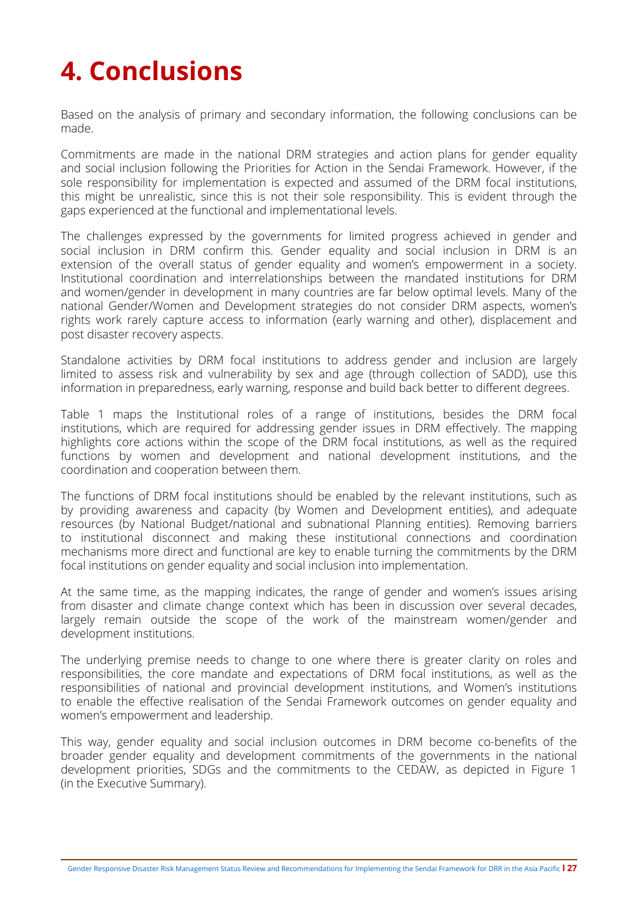# 4. Conclusions

Based on the analysis of primary and secondary information, the following conclusions can be made.

Commitments are made in the national DRM strategies and action plans for gender equality and social inclusion following the Priorities for Action in the Sendai Framework. However, if the sole responsibility for implementation is expected and assumed of the DRM focal institutions, this might be unrealistic, since this is not their sole responsibility. This is evident through the gaps experienced at the functional and implementational levels.

The challenges expressed by the governments for limited progress achieved in gender and social inclusion in DRM confirm this. Gender equality and social inclusion in DRM is an extension of the overall status of gender equality and women's empowerment in a society. Institutional coordination and interrelationships between the mandated institutions for DRM and women/gender in development in many countries are far below optimal levels. Many of the national Gender/Women and Development strategies do not consider DRM aspects, women's rights work rarely capture access to information (early warning and other), displacement and post disaster recovery aspects.

Standalone activities by DRM focal institutions to address gender and inclusion are largely limited to assess risk and vulnerability by sex and age (through collection of SADD), use this information in preparedness, early warning, response and build back better to different degrees.

Table 1 maps the Institutional roles of a range of institutions, besides the DRM focal institutions, which are required for addressing gender issues in DRM effectively. The mapping highlights core actions within the scope of the DRM focal institutions, as well as the required functions by women and development and national development institutions, and the coordination and cooperation between them.

The functions of DRM focal institutions should be enabled by the relevant institutions, such as by providing awareness and capacity (by Women and Development entities), and adequate resources (by National Budget/national and subnational Planning entities). Removing barriers to institutional disconnect and making these institutional connections and coordination mechanisms more direct and functional are key to enable turning the commitments by the DRM focal institutions on gender equality and social inclusion into implementation.

At the same time, as the mapping indicates, the range of gender and women's issues arising from disaster and climate change context which has been in discussion over several decades, largely remain outside the scope of the work of the mainstream women/gender and development institutions.

The underlying premise needs to change to one where there is greater clarity on roles and responsibilities, the core mandate and expectations of DRM focal institutions, as well as the responsibilities of national and provincial development institutions, and Women's institutions to enable the effective realisation of the Sendai Framework outcomes on gender equality and women's empowerment and leadership.

This way, gender equality and social inclusion outcomes in DRM become co-benefits of the broader gender equality and development commitments of the governments in the national development priorities, SDGs and the commitments to the CEDAW, as depicted in Figure 1 (in the Executive Summary).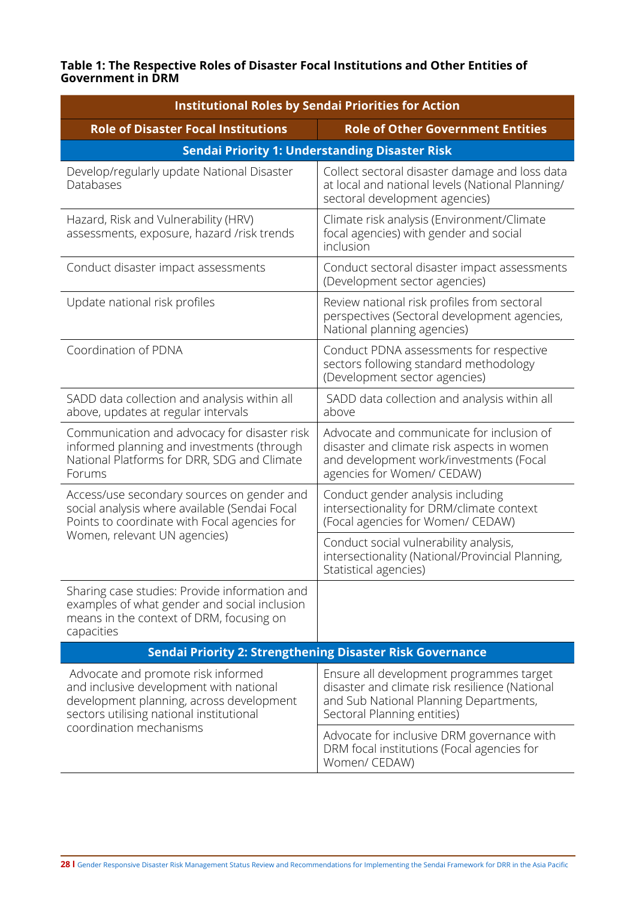**Table 1: The Respective Roles of Disaster Focal Institutions and Other Entities of Government in DRM**

| Institutional Roles by Sendai Priorities for Action | |
|---|---|
| **Role of Disaster Focal Institutions** | **Role of Other Government Entities** |
| **Sendai Priority 1: Understanding Disaster Risk** | |
| Develop/regularly update National Disaster Databases | Collect sectoral disaster damage and loss data at local and national levels (National Planning/ sectoral development agencies) |
| Hazard, Risk and Vulnerability (HRV) assessments, exposure, hazard /risk trends | Climate risk analysis (Environment/Climate focal agencies) with gender and social inclusion |
| Conduct disaster impact assessments | Conduct sectoral disaster impact assessments (Development sector agencies) |
| Update national risk profiles | Review national risk profiles from sectoral perspectives (Sectoral development agencies, National planning agencies) |
| Coordination of PDNA | Conduct PDNA assessments for respective sectors following standard methodology (Development sector agencies) |
| SADD data collection and analysis within all above, updates at regular intervals | SADD data collection and analysis within all above |
| Communication and advocacy for disaster risk informed planning and investments (through National Platforms for DRR, SDG and Climate Forums | Advocate and communicate for inclusion of disaster and climate risk aspects in women and development work/investments (Focal agencies for Women/ CEDAW) |
| Access/use secondary sources on gender and social analysis where available (Sendai Focal Points to coordinate with Focal agencies for Women, relevant UN agencies) | Conduct gender analysis including intersectionality for DRM/climate context (Focal agencies for Women/ CEDAW) |
| | Conduct social vulnerability analysis, intersectionality (National/Provincial Planning, Statistical agencies) |
| Sharing case studies: Provide information and examples of what gender and social inclusion means in the context of DRM, focusing on capacities | |
| **Sendai Priority 2: Strengthening Disaster Risk Governance** | |
| Advocate and promote risk informed and inclusive development with national development planning, across development sectors utilising national institutional coordination mechanisms | Ensure all development programmes target disaster and climate risk resilience (National and Sub National Planning Departments, Sectoral Planning entities) |
| | Advocate for inclusive DRM governance with DRM focal institutions (Focal agencies for Women/ CEDAW) |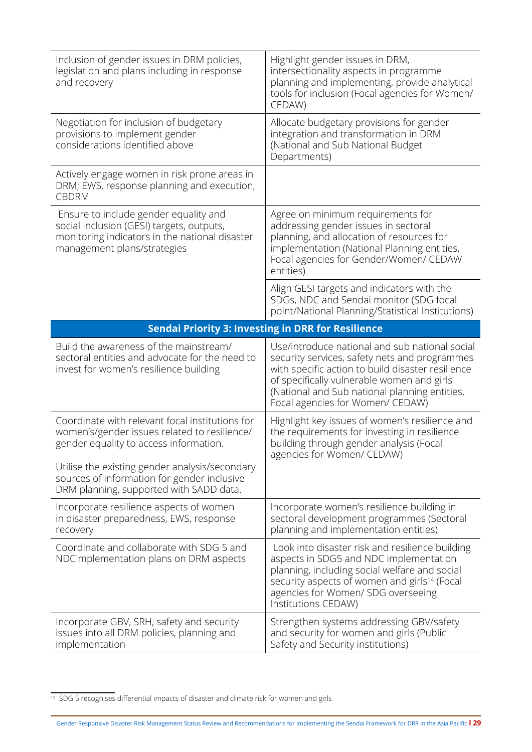| | |
|---|---|
| Inclusion of gender issues in DRM policies, legislation and plans including in response and recovery | Highlight gender issues in DRM, intersectionality aspects in programme planning and implementing, provide analytical tools for inclusion (Focal agencies for Women/ CEDAW) |
| Negotiation for inclusion of budgetary provisions to implement gender considerations identified above | Allocate budgetary provisions for gender integration and transformation in DRM (National and Sub National Budget Departments) |
| Actively engage women in risk prone areas in DRM; EWS, response planning and execution, CBDRM | |
| Ensure to include gender equality and social inclusion (GESI) targets, outputs, monitoring indicators in the national disaster management plans/strategies | Agree on minimum requirements for addressing gender issues in sectoral planning, and allocation of resources for implementation (National Planning entities, Focal agencies for Gender/Women/ CEDAW entities) |
| | Align GESI targets and indicators with the SDGs, NDC and Sendai monitor (SDG focal point/National Planning/Statistical Institutions) |
| **Sendai Priority 3: Investing in DRR for Resilience** | |
| Build the awareness of the mainstream/ sectoral entities and advocate for the need to invest for women's resilience building | Use/introduce national and sub national social security services, safety nets and programmes with specific action to build disaster resilience of specifically vulnerable women and girls (National and Sub national planning entities, Focal agencies for Women/ CEDAW) |
| Coordinate with relevant focal institutions for women's/gender issues related to resilience/ gender equality to access information. Utilise the existing gender analysis/secondary sources of information for gender inclusive DRM planning, supported with SADD data. | Highlight key issues of women's resilience and the requirements for investing in resilience building through gender analysis (Focal agencies for Women/ CEDAW) |
| Incorporate resilience aspects of women in disaster preparedness, EWS, response recovery | Incorporate women's resilience building in sectoral development programmes (Sectoral planning and implementation entities) |
| Coordinate and collaborate with SDG 5 and NDCimplementation plans on DRM aspects | Look into disaster risk and resilience building aspects in SDG5 and NDC implementation planning, including social welfare and social security aspects of women and girls[14] (Focal agencies for Women/ SDG overseeing Institutions CEDAW) |
| Incorporate GBV, SRH, safety and security issues into all DRM policies, planning and implementation | Strengthen systems addressing GBV/safety and security for women and girls (Public Safety and Security institutions) |

[14] SDG 5 recognises differential impacts of disaster and climate risk for women and girls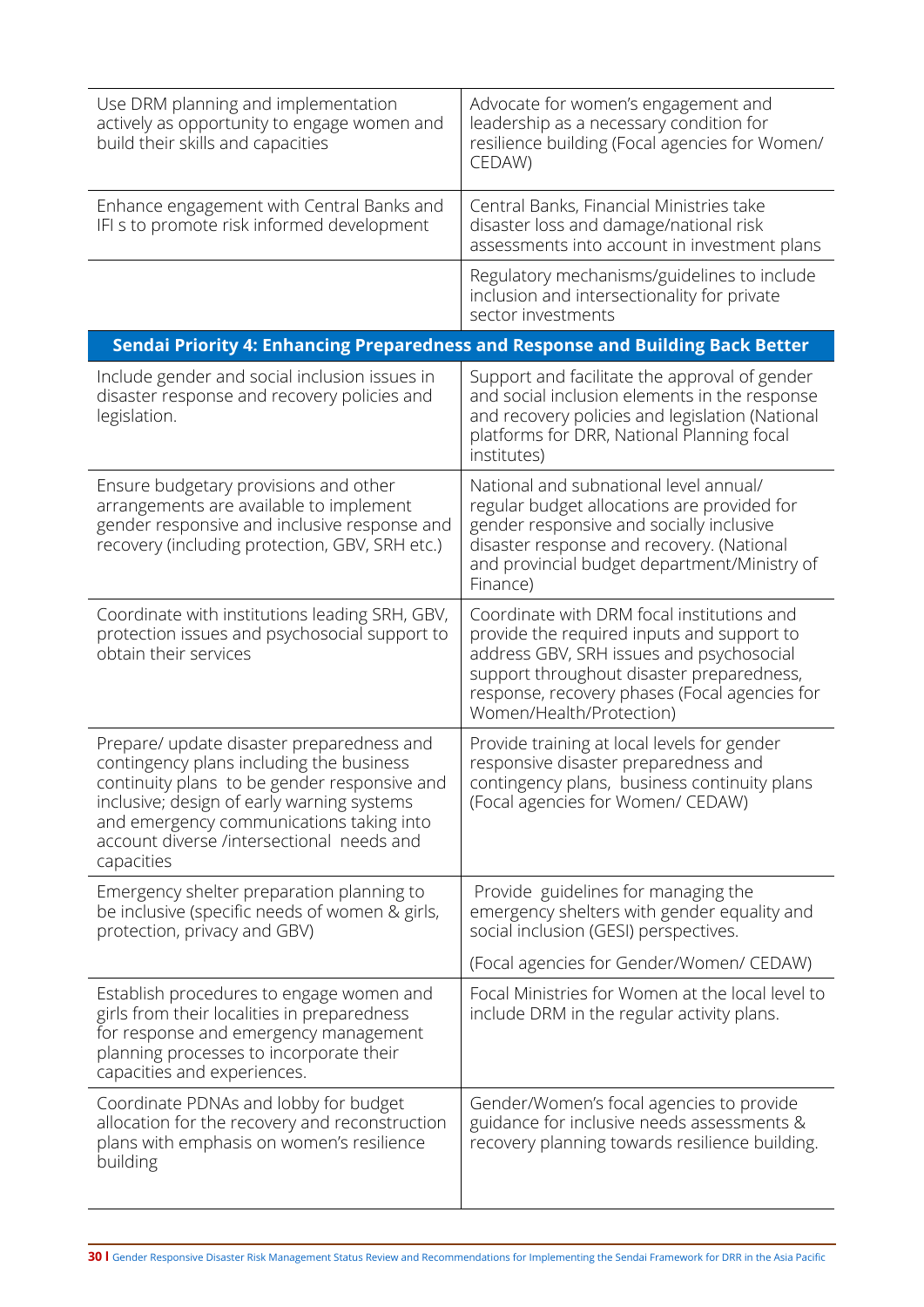| | |
|---|---|
| Use DRM planning and implementation actively as opportunity to engage women and build their skills and capacities | Advocate for women's engagement and leadership as a necessary condition for resilience building (Focal agencies for Women/ CEDAW) |
| Enhance engagement with Central Banks and IFI s to promote risk informed development | Central Banks, Financial Ministries take disaster loss and damage/national risk assessments into account in investment plans |
| | Regulatory mechanisms/guidelines to include inclusion and intersectionality for private sector investments |
| **Sendai Priority 4: Enhancing Preparedness and Response and Building Back Better** | |
| Include gender and social inclusion issues in disaster response and recovery policies and legislation. | Support and facilitate the approval of gender and social inclusion elements in the response and recovery policies and legislation (National platforms for DRR, National Planning focal institutes) |
| Ensure budgetary provisions and other arrangements are available to implement gender responsive and inclusive response and recovery (including protection, GBV, SRH etc.) | National and subnational level annual/ regular budget allocations are provided for gender responsive and socially inclusive disaster response and recovery. (National and provincial budget department/Ministry of Finance) |
| Coordinate with institutions leading SRH, GBV, protection issues and psychosocial support to obtain their services | Coordinate with DRM focal institutions and provide the required inputs and support to address GBV, SRH issues and psychosocial support throughout disaster preparedness, response, recovery phases (Focal agencies for Women/Health/Protection) |
| Prepare/ update disaster preparedness and contingency plans including the business continuity plans to be gender responsive and inclusive; design of early warning systems and emergency communications taking into account diverse /intersectional needs and capacities | Provide training at local levels for gender responsive disaster preparedness and contingency plans, business continuity plans (Focal agencies for Women/ CEDAW) |
| Emergency shelter preparation planning to be inclusive (specific needs of women & girls, protection, privacy and GBV) | Provide guidelines for managing the emergency shelters with gender equality and social inclusion (GESI) perspectives.<br><br>(Focal agencies for Gender/Women/ CEDAW) |
| Establish procedures to engage women and girls from their localities in preparedness for response and emergency management planning processes to incorporate their capacities and experiences. | Focal Ministries for Women at the local level to include DRM in the regular activity plans. |
| Coordinate PDNAs and lobby for budget allocation for the recovery and reconstruction plans with emphasis on women's resilience building | Gender/Women's focal agencies to provide guidance for inclusive needs assessments & recovery planning towards resilience building. |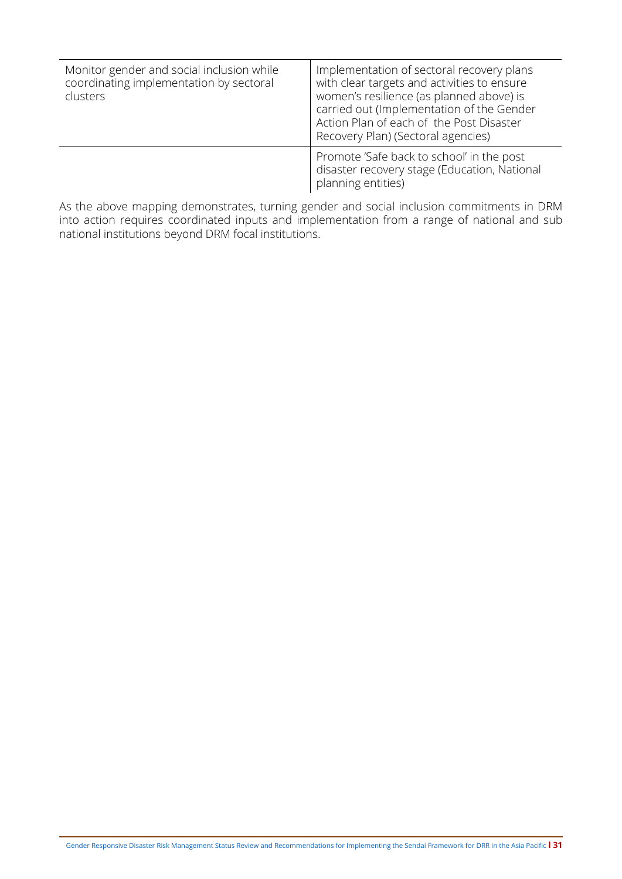| | |
|---|---|
| Monitor gender and social inclusion while coordinating implementation by sectoral clusters | Implementation of sectoral recovery plans with clear targets and activities to ensure women's resilience (as planned above) is carried out (Implementation of the Gender Action Plan of each of the Post Disaster Recovery Plan) (Sectoral agencies) |
| | Promote 'Safe back to school' in the post disaster recovery stage (Education, National planning entities) |

As the above mapping demonstrates, turning gender and social inclusion commitments in DRM into action requires coordinated inputs and implementation from a range of national and sub national institutions beyond DRM focal institutions.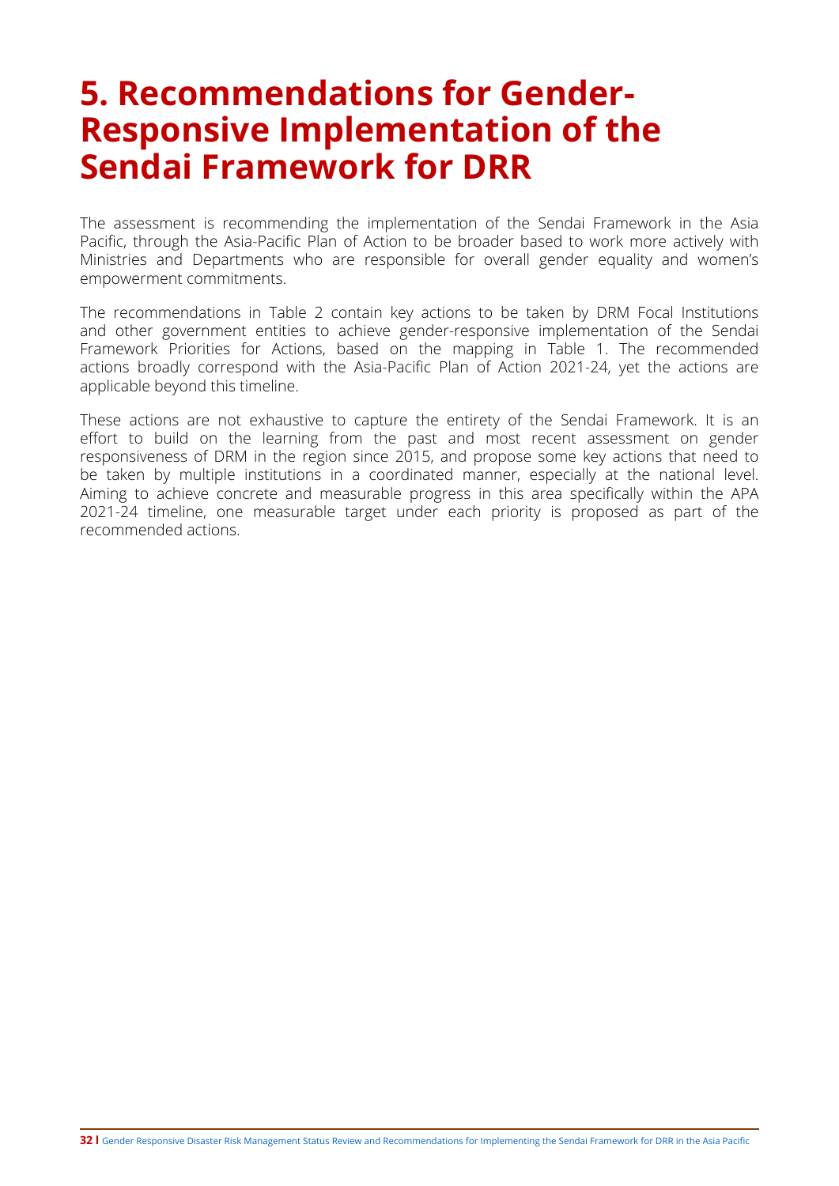# 5. Recommendations for Gender-Responsive Implementation of the Sendai Framework for DRR

The assessment is recommending the implementation of the Sendai Framework in the Asia Pacific, through the Asia-Pacific Plan of Action to be broader based to work more actively with Ministries and Departments who are responsible for overall gender equality and women's empowerment commitments.

The recommendations in Table 2 contain key actions to be taken by DRM Focal Institutions and other government entities to achieve gender-responsive implementation of the Sendai Framework Priorities for Actions, based on the mapping in Table 1. The recommended actions broadly correspond with the Asia-Pacific Plan of Action 2021-24, yet the actions are applicable beyond this timeline.

These actions are not exhaustive to capture the entirety of the Sendai Framework. It is an effort to build on the learning from the past and most recent assessment on gender responsiveness of DRM in the region since 2015, and propose some key actions that need to be taken by multiple institutions in a coordinated manner, especially at the national level. Aiming to achieve concrete and measurable progress in this area specifically within the APA 2021-24 timeline, one measurable target under each priority is proposed as part of the recommended actions.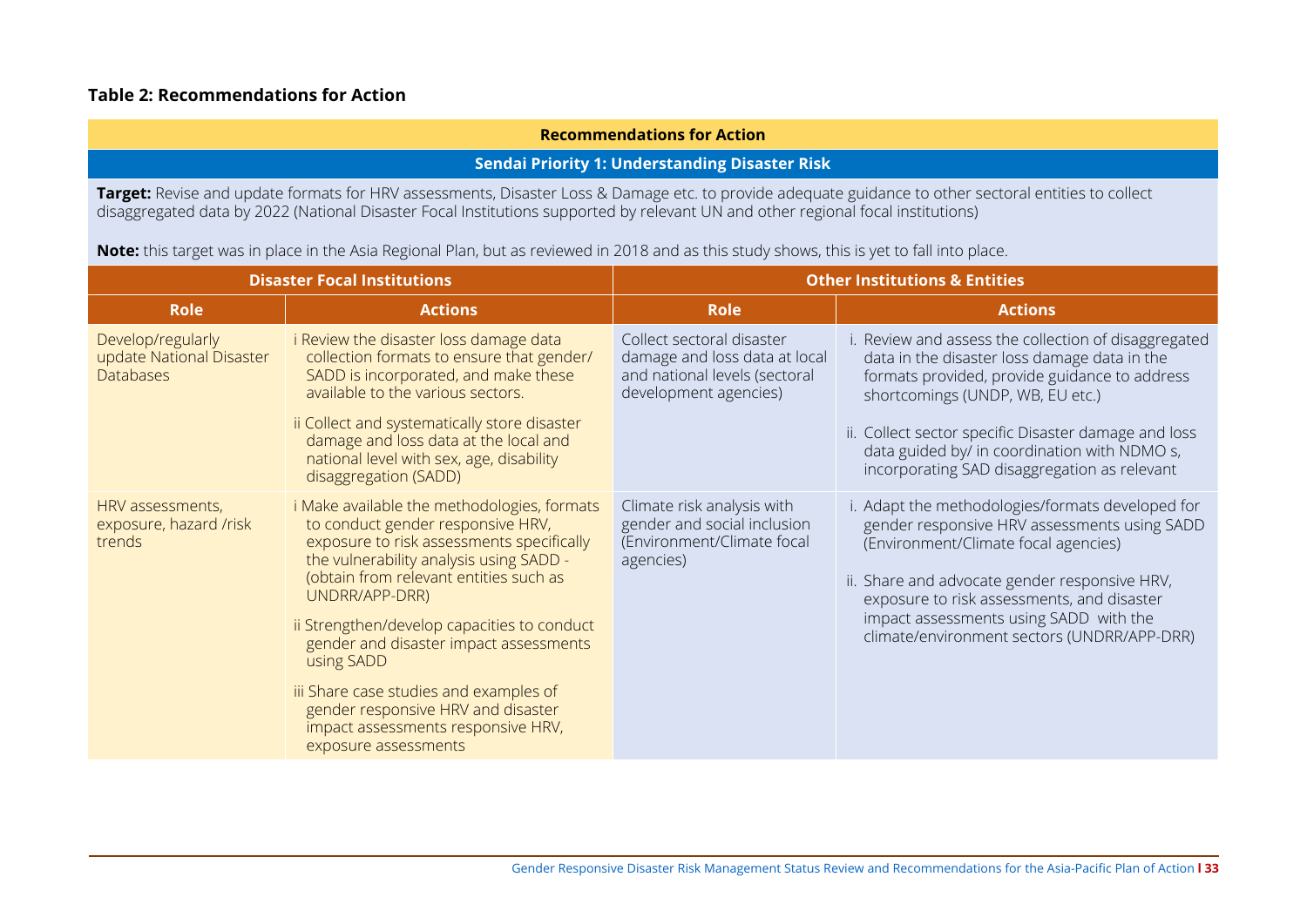**Table 2: Recommendations for Action**

| Recommendations for Action | | | |
|---|---|---|---|
| **Sendai Priority 1: Understanding Disaster Risk** | | | |
| **Target:** Revise and update formats for HRV assessments, Disaster Loss & Damage etc. to provide adequate guidance to other sectoral entities to collect disaggregated data by 2022 (National Disaster Focal Institutions supported by relevant UN and other regional focal institutions)<br><br>**Note:** this target was in place in the Asia Regional Plan, but as reviewed in 2018 and as this study shows, this is yet to fall into place. | | | |
| **Disaster Focal Institutions** | | **Other Institutions & Entities** | |
| **Role** | **Actions** | **Role** | **Actions** |
| Develop/regularly update National Disaster Databases | i Review the disaster loss damage data collection formats to ensure that gender/ SADD is incorporated, and make these available to the various sectors.<br><br>ii Collect and systematically store disaster damage and loss data at the local and national level with sex, age, disability disaggregation (SADD) | Collect sectoral disaster damage and loss data at local and national levels (sectoral development agencies) | i. Review and assess the collection of disaggregated data in the disaster loss damage data in the formats provided, provide guidance to address shortcomings (UNDP, WB, EU etc.)<br><br>ii. Collect sector specific Disaster damage and loss data guided by/ in coordination with NDMO s, incorporating SAD disaggregation as relevant |
| HRV assessments, exposure, hazard /risk trends | i Make available the methodologies, formats to conduct gender responsive HRV, exposure to risk assessments specifically the vulnerability analysis using SADD - (obtain from relevant entities such as UNDRR/APP-DRR)<br><br>ii Strengthen/develop capacities to conduct gender and disaster impact assessments using SADD<br><br>iii Share case studies and examples of gender responsive HRV and disaster impact assessments responsive HRV, exposure assessments | Climate risk analysis with gender and social inclusion (Environment/Climate focal agencies) | i. Adapt the methodologies/formats developed for gender responsive HRV assessments using SADD (Environment/Climate focal agencies)<br><br>ii. Share and advocate gender responsive HRV, exposure to risk assessments, and disaster impact assessments using SADD with the climate/environment sectors (UNDRR/APP-DRR) |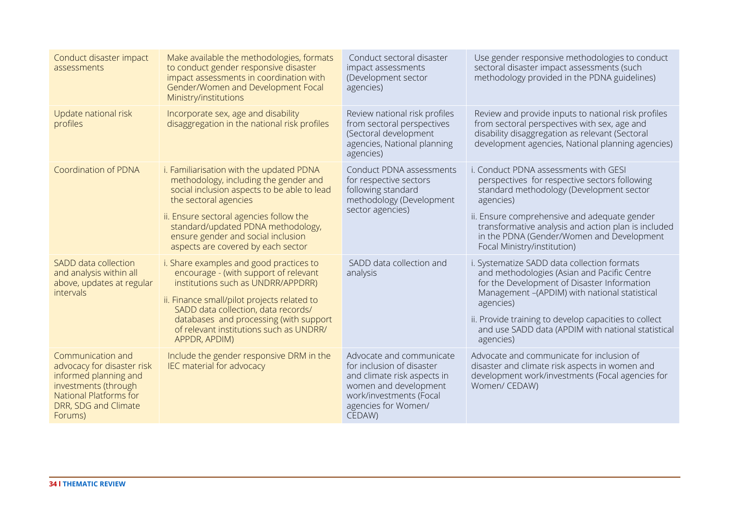| Conduct disaster impact assessments | Make available the methodologies, formats to conduct gender responsive disaster impact assessments in coordination with Gender/Women and Development Focal Ministry/institutions | Conduct sectoral disaster impact assessments (Development sector agencies) | Use gender responsive methodologies to conduct sectoral disaster impact assessments (such methodology provided in the PDNA guidelines) |
|---|---|---|---|
| Update national risk profiles | Incorporate sex, age and disability disaggregation in the national risk profiles | Review national risk profiles from sectoral perspectives (Sectoral development agencies, National planning agencies) | Review and provide inputs to national risk profiles from sectoral perspectives with sex, age and disability disaggregation as relevant (Sectoral development agencies, National planning agencies) |
| Coordination of PDNA | i. Familiarisation with the updated PDNA methodology, including the gender and social inclusion aspects to be able to lead the sectoral agencies<br>ii. Ensure sectoral agencies follow the standard/updated PDNA methodology, ensure gender and social inclusion aspects are covered by each sector | Conduct PDNA assessments for respective sectors following standard methodology (Development sector agencies) | i. Conduct PDNA assessments with GESI perspectives for respective sectors following standard methodology (Development sector agencies)<br>ii. Ensure comprehensive and adequate gender transformative analysis and action plan is included in the PDNA (Gender/Women and Development Focal Ministry/institution) |
| SADD data collection and analysis within all above, updates at regular intervals | i. Share examples and good practices to encourage - (with support of relevant institutions such as UNDRR/APPDRR)<br>ii. Finance small/pilot projects related to SADD data collection, data records/ databases and processing (with support of relevant institutions such as UNDRR/ APPDR, APDIM) | SADD data collection and analysis | i. Systematize SADD data collection formats and methodologies (Asian and Pacific Centre for the Development of Disaster Information Management –(APDIM) with national statistical agencies)<br>ii. Provide training to develop capacities to collect and use SADD data (APDIM with national statistical agencies) |
| Communication and advocacy for disaster risk informed planning and investments (through National Platforms for DRR, SDG and Climate Forums) | Include the gender responsive DRM in the IEC material for advocacy | Advocate and communicate for inclusion of disaster and climate risk aspects in women and development work/investments (Focal agencies for Women/ CEDAW) | Advocate and communicate for inclusion of disaster and climate risk aspects in women and development work/investments (Focal agencies for Women/ CEDAW) |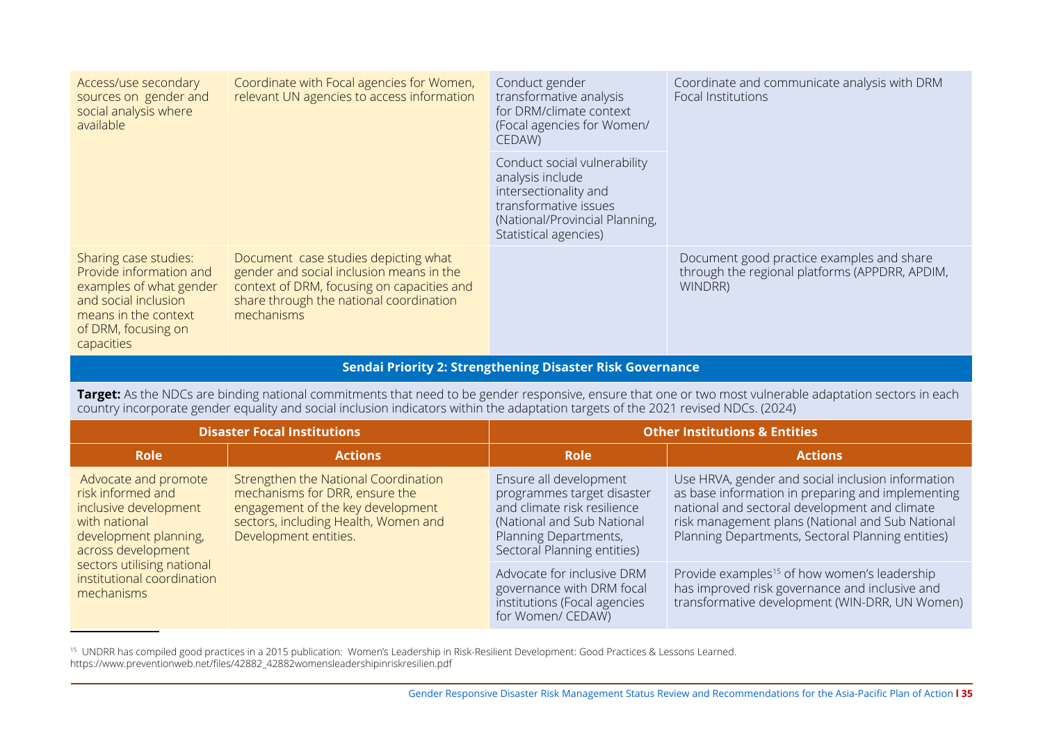| Access/use secondary sources on gender and social analysis where available | Coordinate with Focal agencies for Women, relevant UN agencies to access information | Conduct gender transformative analysis for DRM/climate context (Focal agencies for Women/ CEDAW) | Coordinate and communicate analysis with DRM Focal Institutions |
|---|---|---|---|
| | | Conduct social vulnerability analysis include intersectionality and transformative issues (National/Provincial Planning, Statistical agencies) | |
| Sharing case studies: Provide information and examples of what gender and social inclusion means in the context of DRM, focusing on capacities | Document case studies depicting what gender and social inclusion means in the context of DRM, focusing on capacities and share through the national coordination mechanisms | | Document good practice examples and share through the regional platforms (APPDRR, APDIM, WINDRR) |

**Sendai Priority 2: Strengthening Disaster Risk Governance**

**Target:** As the NDCs are binding national commitments that need to be gender responsive, ensure that one or two most vulnerable adaptation sectors in each country incorporate gender equality and social inclusion indicators within the adaptation targets of the 2021 revised NDCs. (2024)

| Disaster Focal Institutions | | Other Institutions & Entities | |
|---|---|---|---|
| **Role** | **Actions** | **Role** | **Actions** |
| Advocate and promote risk informed and inclusive development with national development planning, across development sectors utilising national institutional coordination mechanisms | Strengthen the National Coordination mechanisms for DRR, ensure the engagement of the key development sectors, including Health, Women and Development entities. | Ensure all development programmes target disaster and climate risk resilience (National and Sub National Planning Departments, Sectoral Planning entities) | Use HRVA, gender and social inclusion information as base information in preparing and implementing national and sectoral development and climate risk management plans (National and Sub National Planning Departments, Sectoral Planning entities) |
| | | Advocate for inclusive DRM governance with DRM focal institutions (Focal agencies for Women/ CEDAW) | Provide examples[15] of how women's leadership has improved risk governance and inclusive and transformative development (WIN-DRR, UN Women) |

[15] UNDRR has compiled good practices in a 2015 publication: Women's Leadership in Risk-Resilient Development: Good Practices & Lessons Learned. https://www.preventionweb.net/files/42882_42882womensleadershipinriskresilien.pdf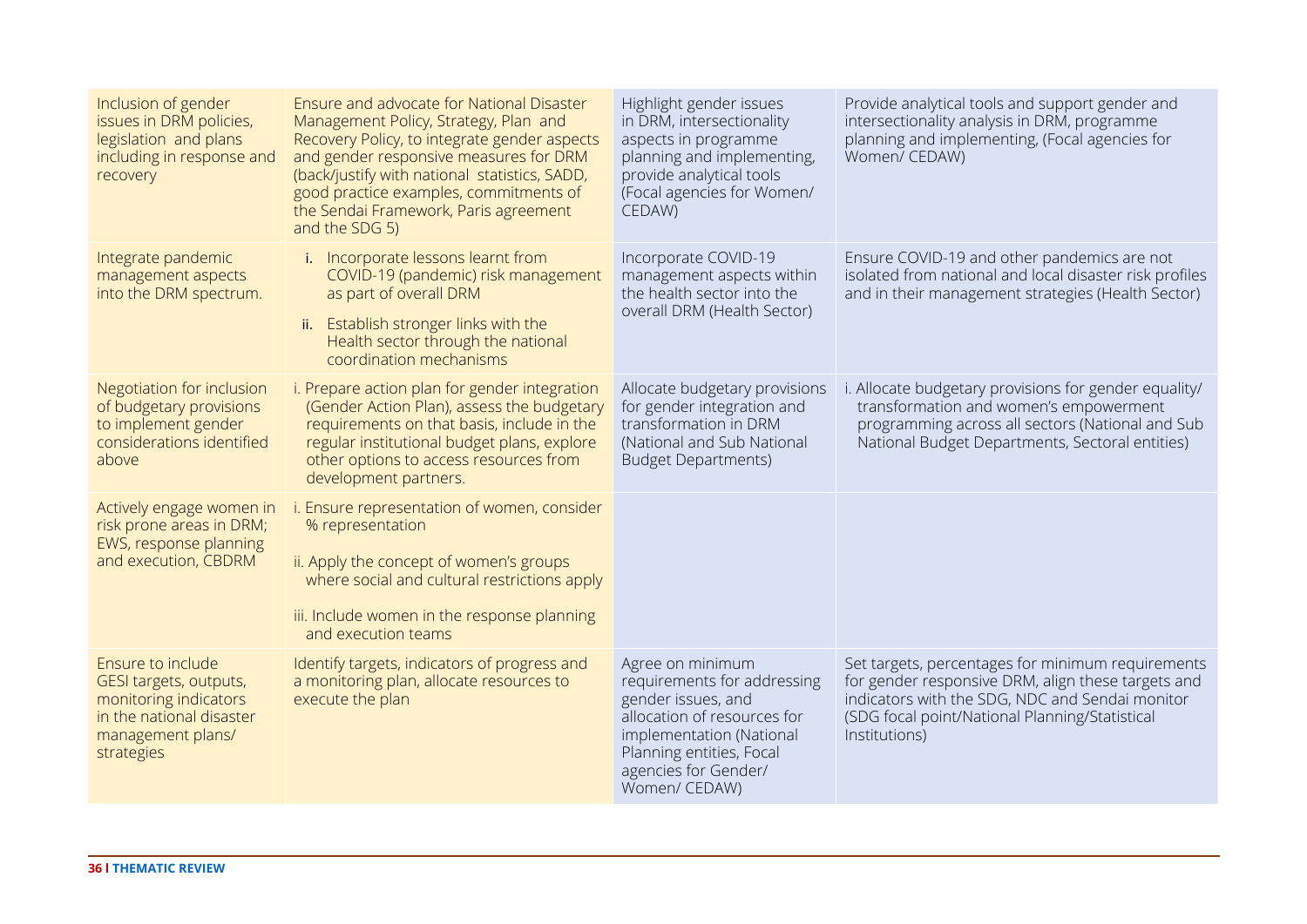| | | | |
|---|---|---|---|
| Inclusion of gender issues in DRM policies, legislation and plans including in response and recovery | Ensure and advocate for National Disaster Management Policy, Strategy, Plan and Recovery Policy, to integrate gender aspects and gender responsive measures for DRM (back/justify with national statistics, SADD, good practice examples, commitments of the Sendai Framework, Paris agreement and the SDG 5) | Highlight gender issues in DRM, intersectionality aspects in programme planning and implementing, provide analytical tools (Focal agencies for Women/ CEDAW) | Provide analytical tools and support gender and intersectionality analysis in DRM, programme planning and implementing, (Focal agencies for Women/ CEDAW) |
| Integrate pandemic management aspects into the DRM spectrum. | i. Incorporate lessons learnt from COVID-19 (pandemic) risk management as part of overall DRM<br>ii. Establish stronger links with the Health sector through the national coordination mechanisms | Incorporate COVID-19 management aspects within the health sector into the overall DRM (Health Sector) | Ensure COVID-19 and other pandemics are not isolated from national and local disaster risk profiles and in their management strategies (Health Sector) |
| Negotiation for inclusion of budgetary provisions to implement gender considerations identified above | i. Prepare action plan for gender integration (Gender Action Plan), assess the budgetary requirements on that basis, include in the regular institutional budget plans, explore other options to access resources from development partners. | Allocate budgetary provisions for gender integration and transformation in DRM (National and Sub National Budget Departments) | i. Allocate budgetary provisions for gender equality/ transformation and women's empowerment programming across all sectors (National and Sub National Budget Departments, Sectoral entities) |
| Actively engage women in risk prone areas in DRM; EWS, response planning and execution, CBDRM | i. Ensure representation of women, consider % representation<br>ii. Apply the concept of women's groups where social and cultural restrictions apply<br>iii. Include women in the response planning and execution teams | | |
| Ensure to include GESI targets, outputs, monitoring indicators in the national disaster management plans/ strategies | Identify targets, indicators of progress and a monitoring plan, allocate resources to execute the plan | Agree on minimum requirements for addressing gender issues, and allocation of resources for implementation (National Planning entities, Focal agencies for Gender/ Women/ CEDAW) | Set targets, percentages for minimum requirements for gender responsive DRM, align these targets and indicators with the SDG, NDC and Sendai monitor (SDG focal point/National Planning/Statistical Institutions) |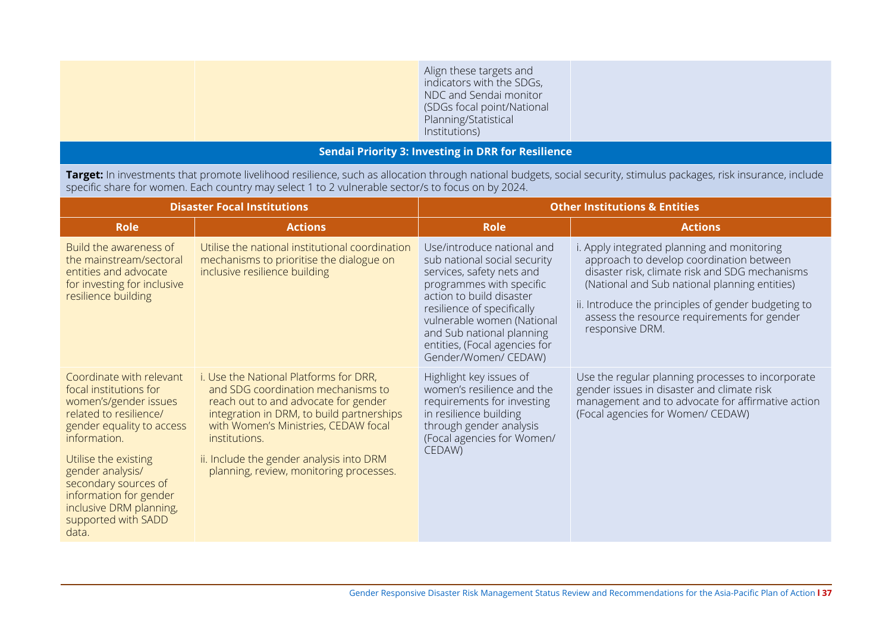| | | | |
|---|---|---|---|
| | | Align these targets and indicators with the SDGs, NDC and Sendai monitor (SDGs focal point/National Planning/Statistical Institutions) | |

**Sendai Priority 3: Investing in DRR for Resilience**

**Target:** In investments that promote livelihood resilience, such as allocation through national budgets, social security, stimulus packages, risk insurance, include specific share for women. Each country may select 1 to 2 vulnerable sector/s to focus on by 2024.

| Disaster Focal Institutions | | Other Institutions & Entities | |
|---|---|---|---|
| **Role** | **Actions** | **Role** | **Actions** |
| Build the awareness of the mainstream/sectoral entities and advocate for investing for inclusive resilience building | Utilise the national institutional coordination mechanisms to prioritise the dialogue on inclusive resilience building | Use/introduce national and sub national social security services, safety nets and programmes with specific action to build disaster resilience of specifically vulnerable women (National and Sub national planning entities, (Focal agencies for Gender/Women/ CEDAW) | i. Apply integrated planning and monitoring approach to develop coordination between disaster risk, climate risk and SDG mechanisms (National and Sub national planning entities)<br><br>ii. Introduce the principles of gender budgeting to assess the resource requirements for gender responsive DRM. |
| Coordinate with relevant focal institutions for women's/gender issues related to resilience/ gender equality to access information.<br><br>Utilise the existing gender analysis/ secondary sources of information for gender inclusive DRM planning, supported with SADD data. | i. Use the National Platforms for DRR, and SDG coordination mechanisms to reach out to and advocate for gender integration in DRM, to build partnerships with Women's Ministries, CEDAW focal institutions.<br><br>ii. Include the gender analysis into DRM planning, review, monitoring processes. | Highlight key issues of women's resilience and the requirements for investing in resilience building through gender analysis (Focal agencies for Women/ CEDAW) | Use the regular planning processes to incorporate gender issues in disaster and climate risk management and to advocate for affirmative action (Focal agencies for Women/ CEDAW) |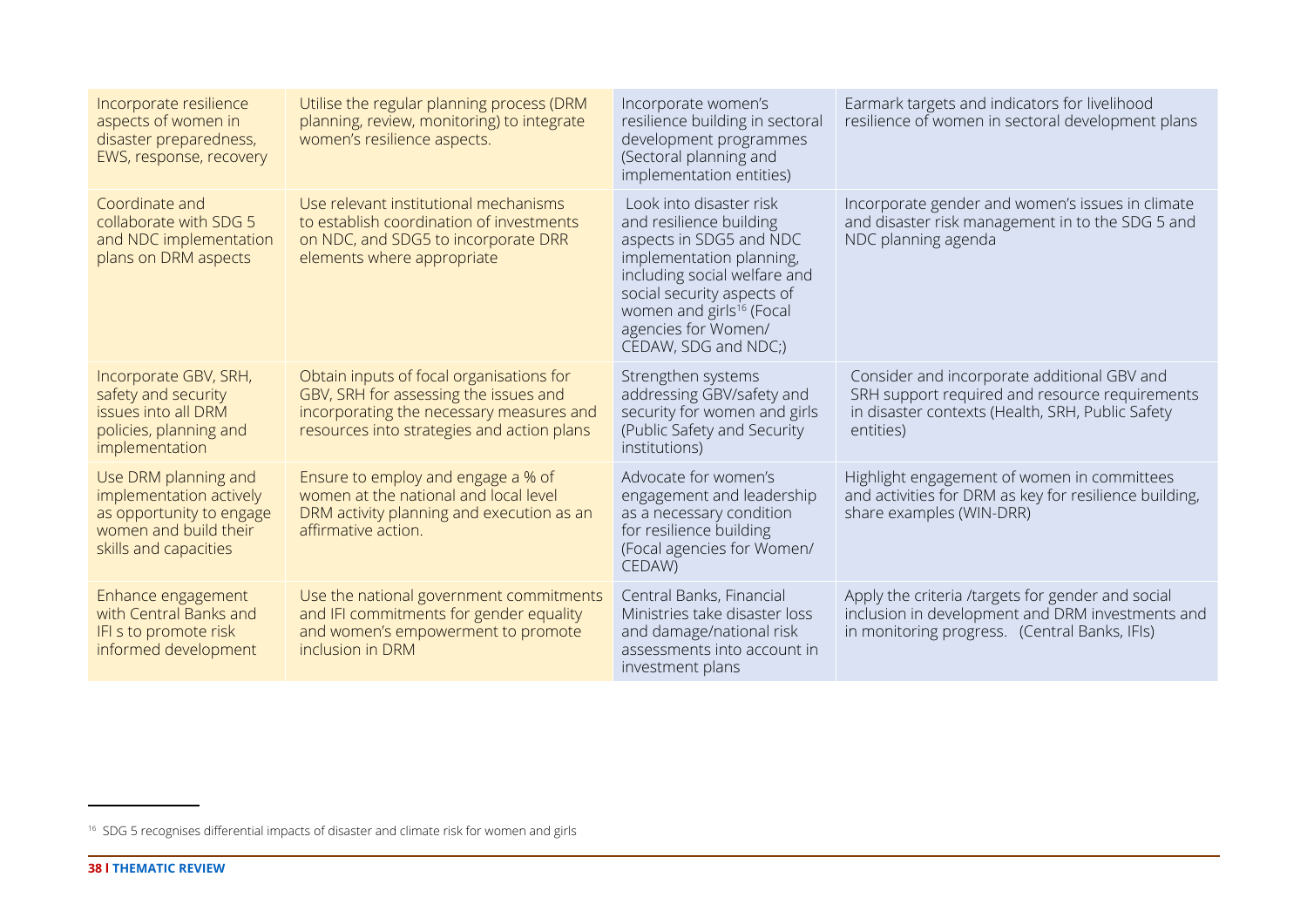| | | | |
|---|---|---|---|
| Incorporate resilience aspects of women in disaster preparedness, EWS, response, recovery | Utilise the regular planning process (DRM planning, review, monitoring) to integrate women's resilience aspects. | Incorporate women's resilience building in sectoral development programmes (Sectoral planning and implementation entities) | Earmark targets and indicators for livelihood resilience of women in sectoral development plans |
| Coordinate and collaborate with SDG 5 and NDC implementation plans on DRM aspects | Use relevant institutional mechanisms to establish coordination of investments on NDC, and SDG5 to incorporate DRR elements where appropriate | Look into disaster risk and resilience building aspects in SDG5 and NDC implementation planning, including social welfare and social security aspects of women and girls[16] (Focal agencies for Women/ CEDAW, SDG and NDC;) | Incorporate gender and women's issues in climate and disaster risk management in to the SDG 5 and NDC planning agenda |
| Incorporate GBV, SRH, safety and security issues into all DRM policies, planning and implementation | Obtain inputs of focal organisations for GBV, SRH for assessing the issues and incorporating the necessary measures and resources into strategies and action plans | Strengthen systems addressing GBV/safety and security for women and girls (Public Safety and Security institutions) | Consider and incorporate additional GBV and SRH support required and resource requirements in disaster contexts (Health, SRH, Public Safety entities) |
| Use DRM planning and implementation actively as opportunity to engage women and build their skills and capacities | Ensure to employ and engage a % of women at the national and local level DRM activity planning and execution as an affirmative action. | Advocate for women's engagement and leadership as a necessary condition for resilience building (Focal agencies for Women/ CEDAW) | Highlight engagement of women in committees and activities for DRM as key for resilience building, share examples (WIN-DRR) |
| Enhance engagement with Central Banks and IFI s to promote risk informed development | Use the national government commitments and IFI commitments for gender equality and women's empowerment to promote inclusion in DRM | Central Banks, Financial Ministries take disaster loss and damage/national risk assessments into account in investment plans | Apply the criteria /targets for gender and social inclusion in development and DRM investments and in monitoring progress. (Central Banks, IFIs) |

[16] SDG 5 recognises differential impacts of disaster and climate risk for women and girls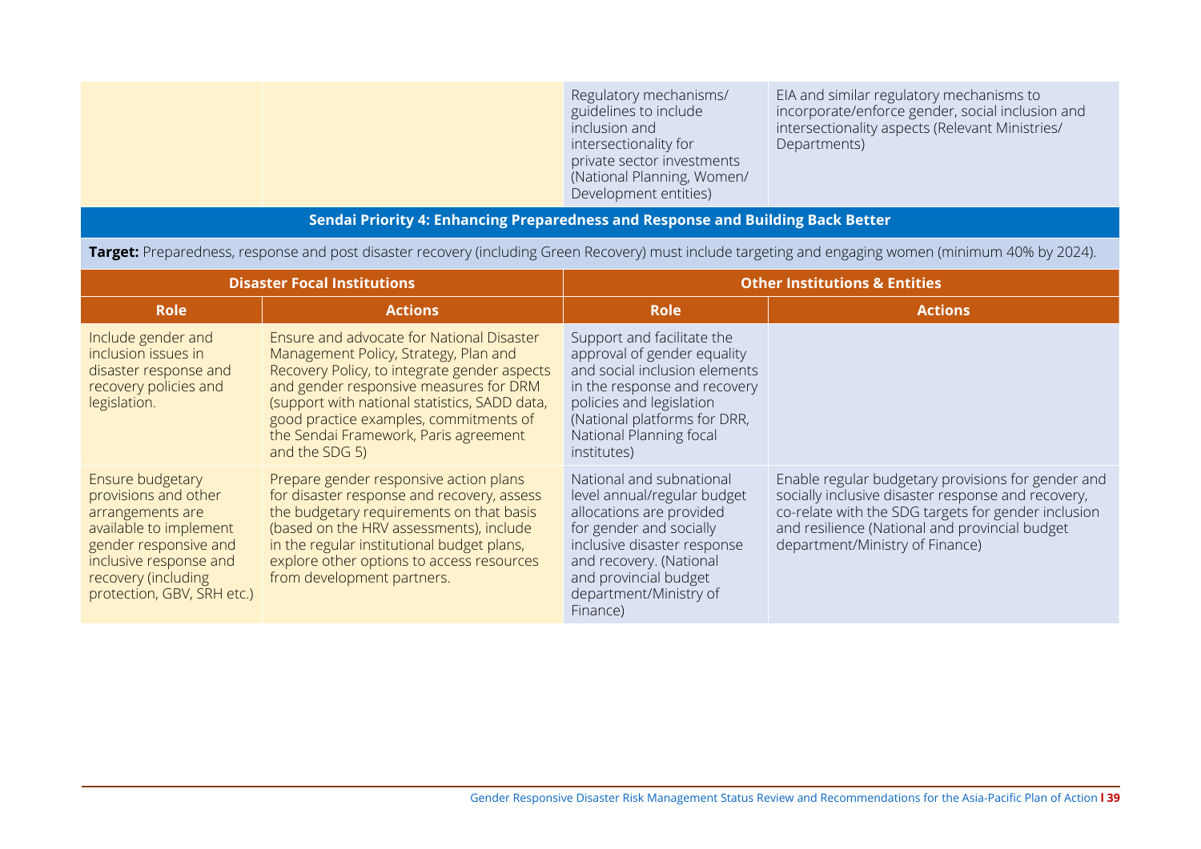| | | Regulatory mechanisms/ guidelines to include inclusion and intersectionality for private sector investments (National Planning, Women/ Development entities) | EIA and similar regulatory mechanisms to incorporate/enforce gender, social inclusion and intersectionality aspects (Relevant Ministries/ Departments) |
|---|---|---|---|

**Sendai Priority 4: Enhancing Preparedness and Response and Building Back Better**

**Target:** Preparedness, response and post disaster recovery (including Green Recovery) must include targeting and engaging women (minimum 40% by 2024).

| Disaster Focal Institutions | | Other Institutions & Entities | |
|---|---|---|---|
| **Role** | **Actions** | **Role** | **Actions** |
| Include gender and inclusion issues in disaster response and recovery policies and legislation. | Ensure and advocate for National Disaster Management Policy, Strategy, Plan and Recovery Policy, to integrate gender aspects and gender responsive measures for DRM (support with national statistics, SADD data, good practice examples, commitments of the Sendai Framework, Paris agreement and the SDG 5) | Support and facilitate the approval of gender equality and social inclusion elements in the response and recovery policies and legislation (National platforms for DRR, National Planning focal institutes) | |
| Ensure budgetary provisions and other arrangements are available to implement gender responsive and inclusive response and recovery (including protection, GBV, SRH etc.) | Prepare gender responsive action plans for disaster response and recovery, assess the budgetary requirements on that basis (based on the HRV assessments), include in the regular institutional budget plans, explore other options to access resources from development partners. | National and subnational level annual/regular budget allocations are provided for gender and socially inclusive disaster response and recovery. (National and provincial budget department/Ministry of Finance) | Enable regular budgetary provisions for gender and socially inclusive disaster response and recovery, co-relate with the SDG targets for gender inclusion and resilience (National and provincial budget department/Ministry of Finance) |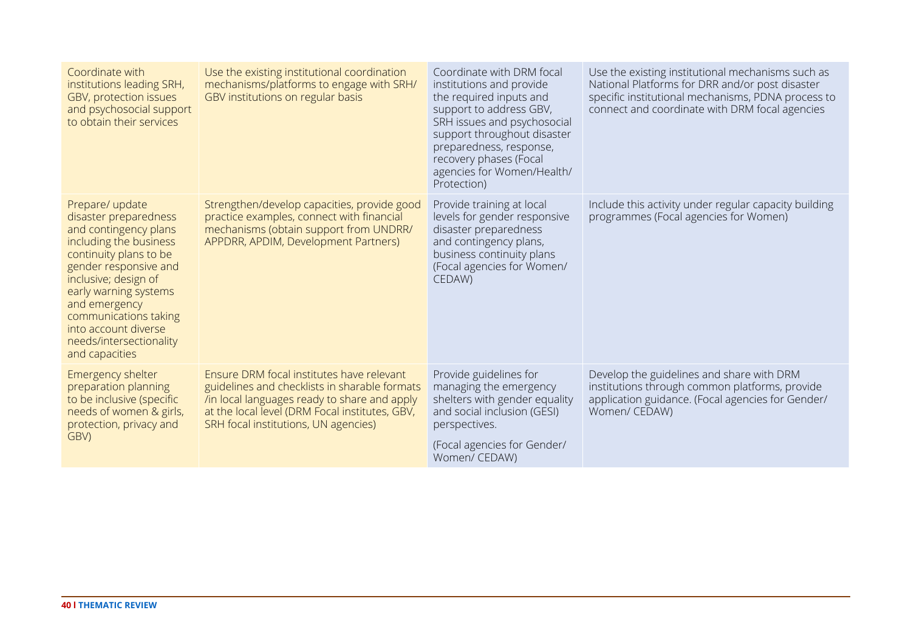| | | | |
|---|---|---|---|
| Coordinate with institutions leading SRH, GBV, protection issues and psychosocial support to obtain their services | Use the existing institutional coordination mechanisms/platforms to engage with SRH/ GBV institutions on regular basis | Coordinate with DRM focal institutions and provide the required inputs and support to address GBV, SRH issues and psychosocial support throughout disaster preparedness, response, recovery phases (Focal agencies for Women/Health/ Protection) | Use the existing institutional mechanisms such as National Platforms for DRR and/or post disaster specific institutional mechanisms, PDNA process to connect and coordinate with DRM focal agencies |
| Prepare/ update disaster preparedness and contingency plans including the business continuity plans to be gender responsive and inclusive; design of early warning systems and emergency communications taking into account diverse needs/intersectionality and capacities | Strengthen/develop capacities, provide good practice examples, connect with financial mechanisms (obtain support from UNDRR/ APPDRR, APDIM, Development Partners) | Provide training at local levels for gender responsive disaster preparedness and contingency plans, business continuity plans (Focal agencies for Women/ CEDAW) | Include this activity under regular capacity building programmes (Focal agencies for Women) |
| Emergency shelter preparation planning to be inclusive (specific needs of women & girls, protection, privacy and GBV) | Ensure DRM focal institutes have relevant guidelines and checklists in sharable formats /in local languages ready to share and apply at the local level (DRM Focal institutes, GBV, SRH focal institutions, UN agencies) | Provide guidelines for managing the emergency shelters with gender equality and social inclusion (GESI) perspectives.<br><br>(Focal agencies for Gender/ Women/ CEDAW) | Develop the guidelines and share with DRM institutions through common platforms, provide application guidance. (Focal agencies for Gender/ Women/ CEDAW) |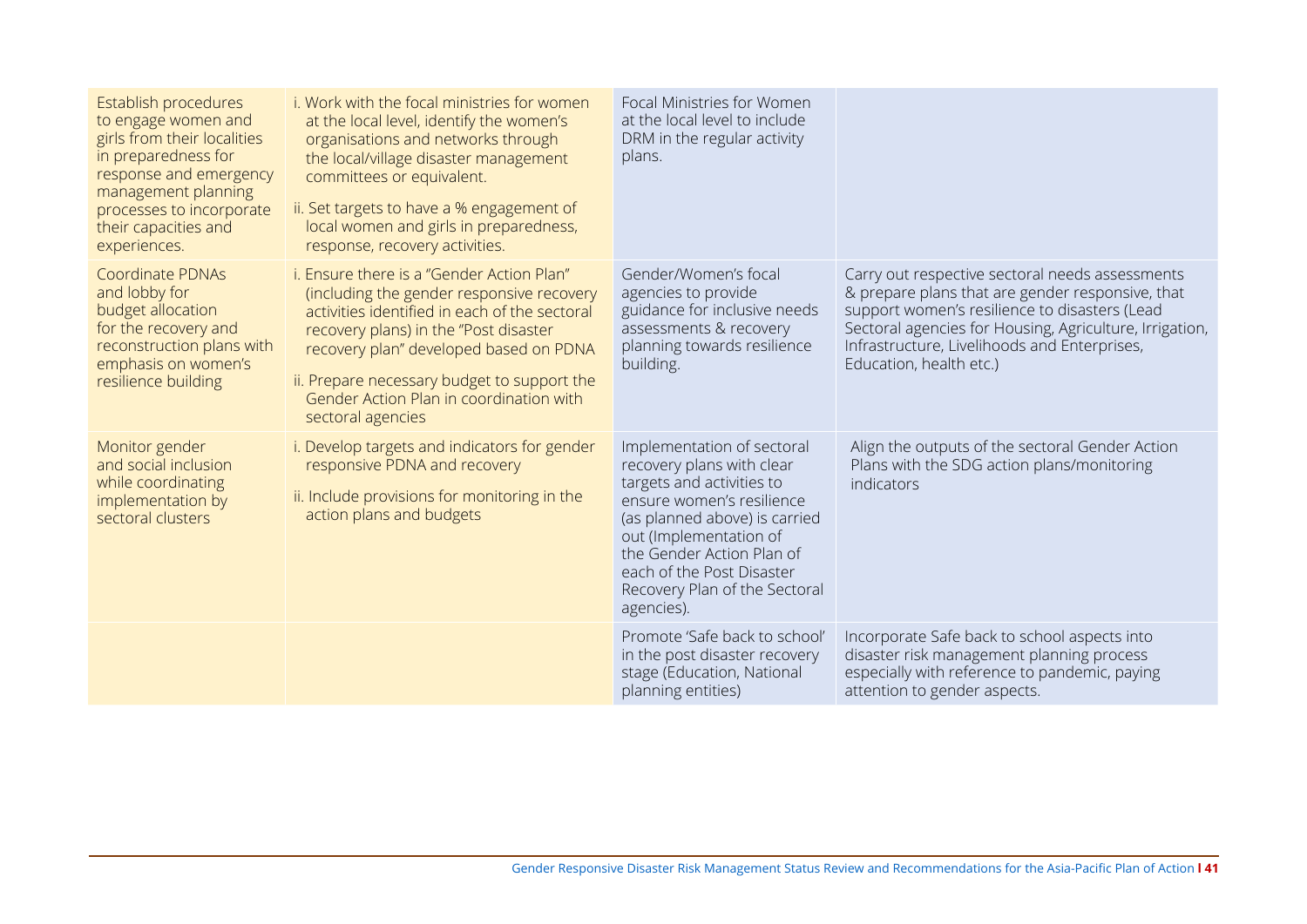| | | | |
|---|---|---|---|
| Establish procedures to engage women and girls from their localities in preparedness for response and emergency management planning processes to incorporate their capacities and experiences. | i. Work with the focal ministries for women at the local level, identify the women's organisations and networks through the local/village disaster management committees or equivalent.<br>ii. Set targets to have a % engagement of local women and girls in preparedness, response, recovery activities. | Focal Ministries for Women at the local level to include DRM in the regular activity plans. | |
| Coordinate PDNAs and lobby for budget allocation for the recovery and reconstruction plans with emphasis on women's resilience building | i. Ensure there is a "Gender Action Plan" (including the gender responsive recovery activities identified in each of the sectoral recovery plans) in the "Post disaster recovery plan" developed based on PDNA<br>ii. Prepare necessary budget to support the Gender Action Plan in coordination with sectoral agencies | Gender/Women's focal agencies to provide guidance for inclusive needs assessments & recovery planning towards resilience building. | Carry out respective sectoral needs assessments & prepare plans that are gender responsive, that support women's resilience to disasters (Lead Sectoral agencies for Housing, Agriculture, Irrigation, Infrastructure, Livelihoods and Enterprises, Education, health etc.) |
| Monitor gender and social inclusion while coordinating implementation by sectoral clusters | i. Develop targets and indicators for gender responsive PDNA and recovery<br>ii. Include provisions for monitoring in the action plans and budgets | Implementation of sectoral recovery plans with clear targets and activities to ensure women's resilience (as planned above) is carried out (Implementation of the Gender Action Plan of each of the Post Disaster Recovery Plan of the Sectoral agencies). | Align the outputs of the sectoral Gender Action Plans with the SDG action plans/monitoring indicators |
| | | Promote 'Safe back to school' in the post disaster recovery stage (Education, National planning entities) | Incorporate Safe back to school aspects into disaster risk management planning process especially with reference to pandemic, paying attention to gender aspects. |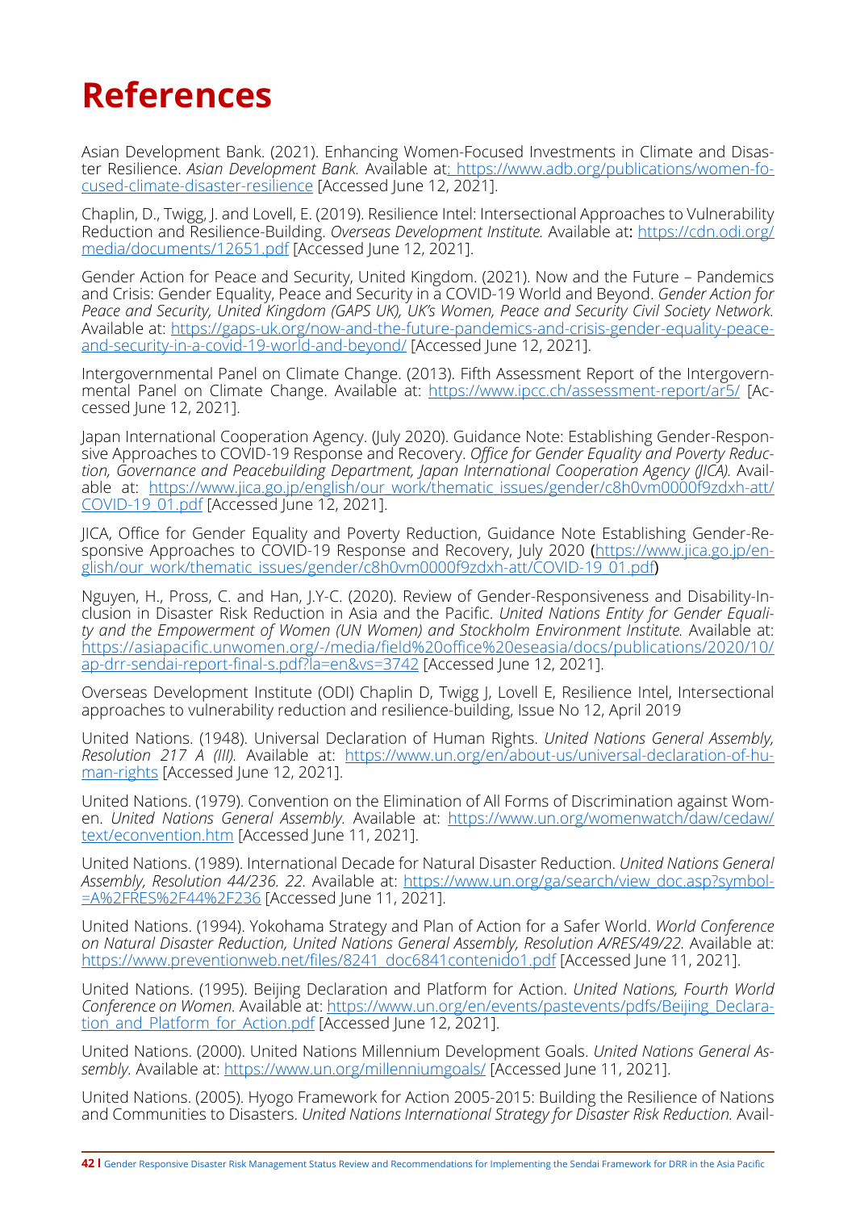# References

Asian Development Bank. (2021). Enhancing Women-Focused Investments in Climate and Disaster Resilience. *Asian Development Bank.* Available at: https://www.adb.org/publications/women-focused-climate-disaster-resilience [Accessed June 12, 2021].

Chaplin, D., Twigg, J. and Lovell, E. (2019). Resilience Intel: Intersectional Approaches to Vulnerability Reduction and Resilience-Building. *Overseas Development Institute.* Available at: https://cdn.odi.org/media/documents/12651.pdf [Accessed June 12, 2021].

Gender Action for Peace and Security, United Kingdom. (2021). Now and the Future – Pandemics and Crisis: Gender Equality, Peace and Security in a COVID-19 World and Beyond. *Gender Action for Peace and Security, United Kingdom (GAPS UK), UK's Women, Peace and Security Civil Society Network.* Available at: https://gaps-uk.org/now-and-the-future-pandemics-and-crisis-gender-equality-peace-and-security-in-a-covid-19-world-and-beyond/ [Accessed June 12, 2021].

Intergovernmental Panel on Climate Change. (2013). Fifth Assessment Report of the Intergovernmental Panel on Climate Change. Available at: https://www.ipcc.ch/assessment-report/ar5/ [Accessed June 12, 2021].

Japan International Cooperation Agency. (July 2020). Guidance Note: Establishing Gender-Responsive Approaches to COVID-19 Response and Recovery. *Office for Gender Equality and Poverty Reduction, Governance and Peacebuilding Department, Japan International Cooperation Agency (JICA).* Available at: https://www.jica.go.jp/english/our_work/thematic_issues/gender/c8h0vm0000f9zdxh-att/COVID-19_01.pdf [Accessed June 12, 2021].

JICA, Office for Gender Equality and Poverty Reduction, Guidance Note Establishing Gender-Responsive Approaches to COVID-19 Response and Recovery, July 2020 (https://www.jica.go.jp/english/our_work/thematic_issues/gender/c8h0vm0000f9zdxh-att/COVID-19_01.pdf)

Nguyen, H., Pross, C. and Han, J.Y-C. (2020). Review of Gender-Responsiveness and Disability-Inclusion in Disaster Risk Reduction in Asia and the Pacific. *United Nations Entity for Gender Equality and the Empowerment of Women (UN Women) and Stockholm Environment Institute.* Available at: https://asiapacific.unwomen.org/-/media/field%20office%20eseasia/docs/publications/2020/10/ap-drr-sendai-report-final-s.pdf?la=en&vs=3742 [Accessed June 12, 2021].

Overseas Development Institute (ODI) Chaplin D, Twigg J, Lovell E, Resilience Intel, Intersectional approaches to vulnerability reduction and resilience-building, Issue No 12, April 2019

United Nations. (1948). Universal Declaration of Human Rights. *United Nations General Assembly, Resolution 217 A (III).* Available at: https://www.un.org/en/about-us/universal-declaration-of-human-rights [Accessed June 12, 2021].

United Nations. (1979). Convention on the Elimination of All Forms of Discrimination against Women. *United Nations General Assembly.* Available at: https://www.un.org/womenwatch/daw/cedaw/text/econvention.htm [Accessed June 11, 2021].

United Nations. (1989). International Decade for Natural Disaster Reduction. *United Nations General Assembly, Resolution 44/236. 22.* Available at: https://www.un.org/ga/search/view_doc.asp?symbol=A%2FRES%2F44%2F236 [Accessed June 11, 2021].

United Nations. (1994). Yokohama Strategy and Plan of Action for a Safer World. *World Conference on Natural Disaster Reduction, United Nations General Assembly, Resolution A/RES/49/22.* Available at: https://www.preventionweb.net/files/8241_doc6841contenido1.pdf [Accessed June 11, 2021].

United Nations. (1995). Beijing Declaration and Platform for Action. *United Nations, Fourth World Conference on Women.* Available at: https://www.un.org/en/events/pastevents/pdfs/Beijing_Declaration_and_Platform_for_Action.pdf [Accessed June 12, 2021].

United Nations. (2000). United Nations Millennium Development Goals. *United Nations General Assembly.* Available at: https://www.un.org/millenniumgoals/ [Accessed June 11, 2021].

United Nations. (2005). Hyogo Framework for Action 2005-2015: Building the Resilience of Nations and Communities to Disasters. *United Nations International Strategy for Disaster Reduction.* Avail-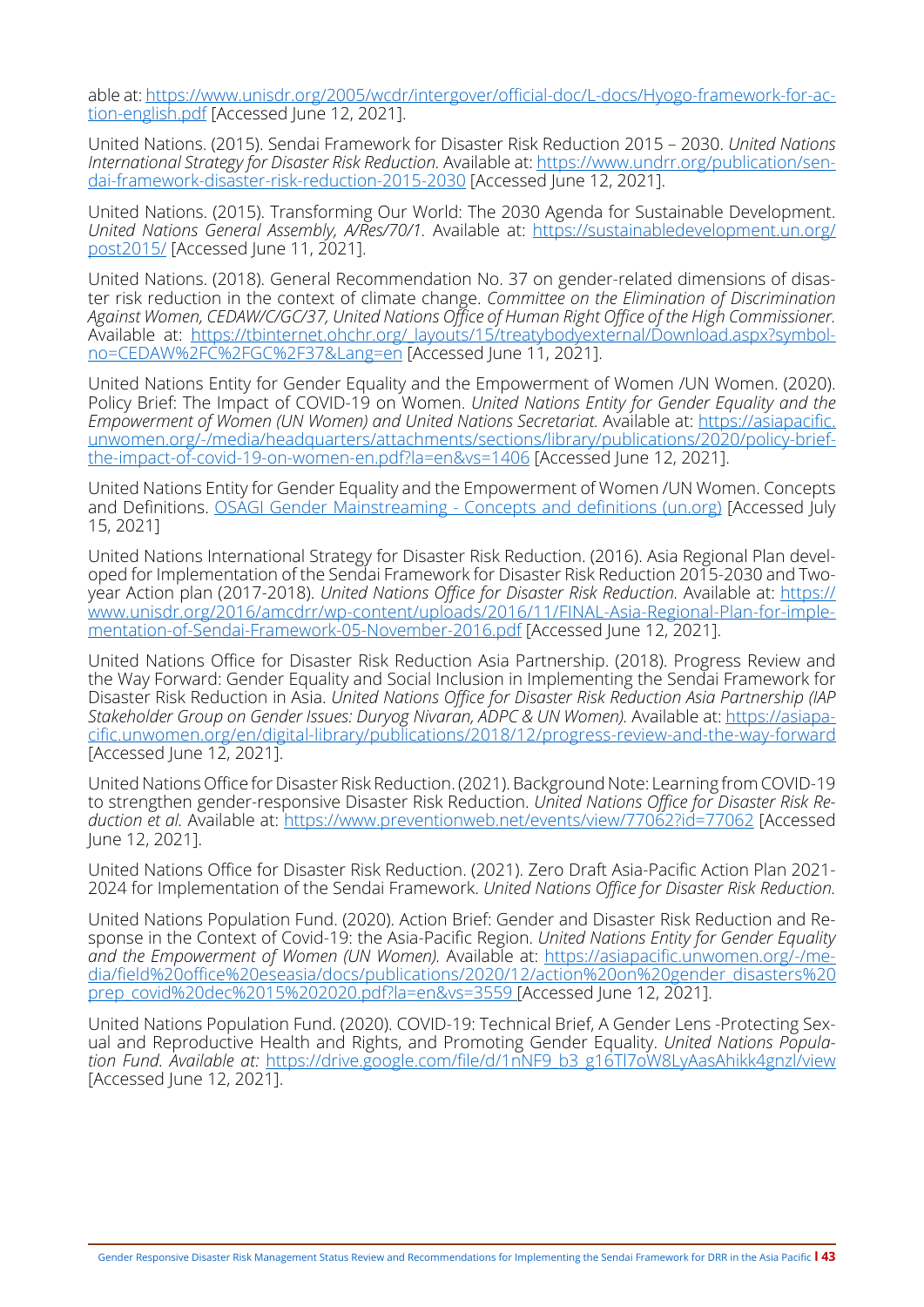able at: https://www.unisdr.org/2005/wcdr/intergover/official-doc/L-docs/Hyogo-framework-for-action-english.pdf [Accessed June 12, 2021].

United Nations. (2015). Sendai Framework for Disaster Risk Reduction 2015 – 2030. *United Nations International Strategy for Disaster Risk Reduction.* Available at: https://www.undrr.org/publication/sendai-framework-disaster-risk-reduction-2015-2030 [Accessed June 12, 2021].

United Nations. (2015). Transforming Our World: The 2030 Agenda for Sustainable Development. *United Nations General Assembly, A/Res/70/1.* Available at: https://sustainabledevelopment.un.org/post2015/ [Accessed June 11, 2021].

United Nations. (2018). General Recommendation No. 37 on gender-related dimensions of disaster risk reduction in the context of climate change. *Committee on the Elimination of Discrimination Against Women, CEDAW/C/GC/37, United Nations Office of Human Right Office of the High Commissioner.* Available at: https://tbinternet.ohchr.org/_layouts/15/treatybodyexternal/Download.aspx?symbolno=CEDAW%2FC%2FGC%2F37&Lang=en [Accessed June 11, 2021].

United Nations Entity for Gender Equality and the Empowerment of Women /UN Women. (2020). Policy Brief: The Impact of COVID-19 on Women. *United Nations Entity for Gender Equality and the Empowerment of Women (UN Women) and United Nations Secretariat.* Available at: https://asiapacific.unwomen.org/-/media/headquarters/attachments/sections/library/publications/2020/policy-brief-the-impact-of-covid-19-on-women-en.pdf?la=en&vs=1406 [Accessed June 12, 2021].

United Nations Entity for Gender Equality and the Empowerment of Women /UN Women. Concepts and Definitions. OSAGI Gender Mainstreaming - Concepts and definitions (un.org) [Accessed July 15, 2021]

United Nations International Strategy for Disaster Risk Reduction. (2016). Asia Regional Plan developed for Implementation of the Sendai Framework for Disaster Risk Reduction 2015-2030 and Two-year Action plan (2017-2018). *United Nations Office for Disaster Risk Reduction.* Available at: https://www.unisdr.org/2016/amcdrr/wp-content/uploads/2016/11/FINAL-Asia-Regional-Plan-for-implementation-of-Sendai-Framework-05-November-2016.pdf [Accessed June 12, 2021].

United Nations Office for Disaster Risk Reduction Asia Partnership. (2018). Progress Review and the Way Forward: Gender Equality and Social Inclusion in Implementing the Sendai Framework for Disaster Risk Reduction in Asia. *United Nations Office for Disaster Risk Reduction Asia Partnership (IAP Stakeholder Group on Gender Issues: Duryog Nivaran, ADPC & UN Women).* Available at: https://asiapacific.unwomen.org/en/digital-library/publications/2018/12/progress-review-and-the-way-forward [Accessed June 12, 2021].

United Nations Office for Disaster Risk Reduction. (2021). Background Note: Learning from COVID-19 to strengthen gender-responsive Disaster Risk Reduction. *United Nations Office for Disaster Risk Reduction et al.* Available at: https://www.preventionweb.net/events/view/77062?id=77062 [Accessed June 12, 2021].

United Nations Office for Disaster Risk Reduction. (2021). Zero Draft Asia-Pacific Action Plan 2021-2024 for Implementation of the Sendai Framework. *United Nations Office for Disaster Risk Reduction.*

United Nations Population Fund. (2020). Action Brief: Gender and Disaster Risk Reduction and Response in the Context of Covid-19: the Asia-Pacific Region. *United Nations Entity for Gender Equality and the Empowerment of Women (UN Women).* Available at: https://asiapacific.unwomen.org/-/media/field%20office%20eseasia/docs/publications/2020/12/action%20on%20gender_disasters%20prep_covid%20dec%2015%202020.pdf?la=en&vs=3559 [Accessed June 12, 2021].

United Nations Population Fund. (2020). COVID-19: Technical Brief, A Gender Lens -Protecting Sexual and Reproductive Health and Rights, and Promoting Gender Equality. *United Nations Population Fund. Available at:* https://drive.google.com/file/d/1nNF9_b3_g16Tl7oW8LyAasAhikk4gnzl/view [Accessed June 12, 2021].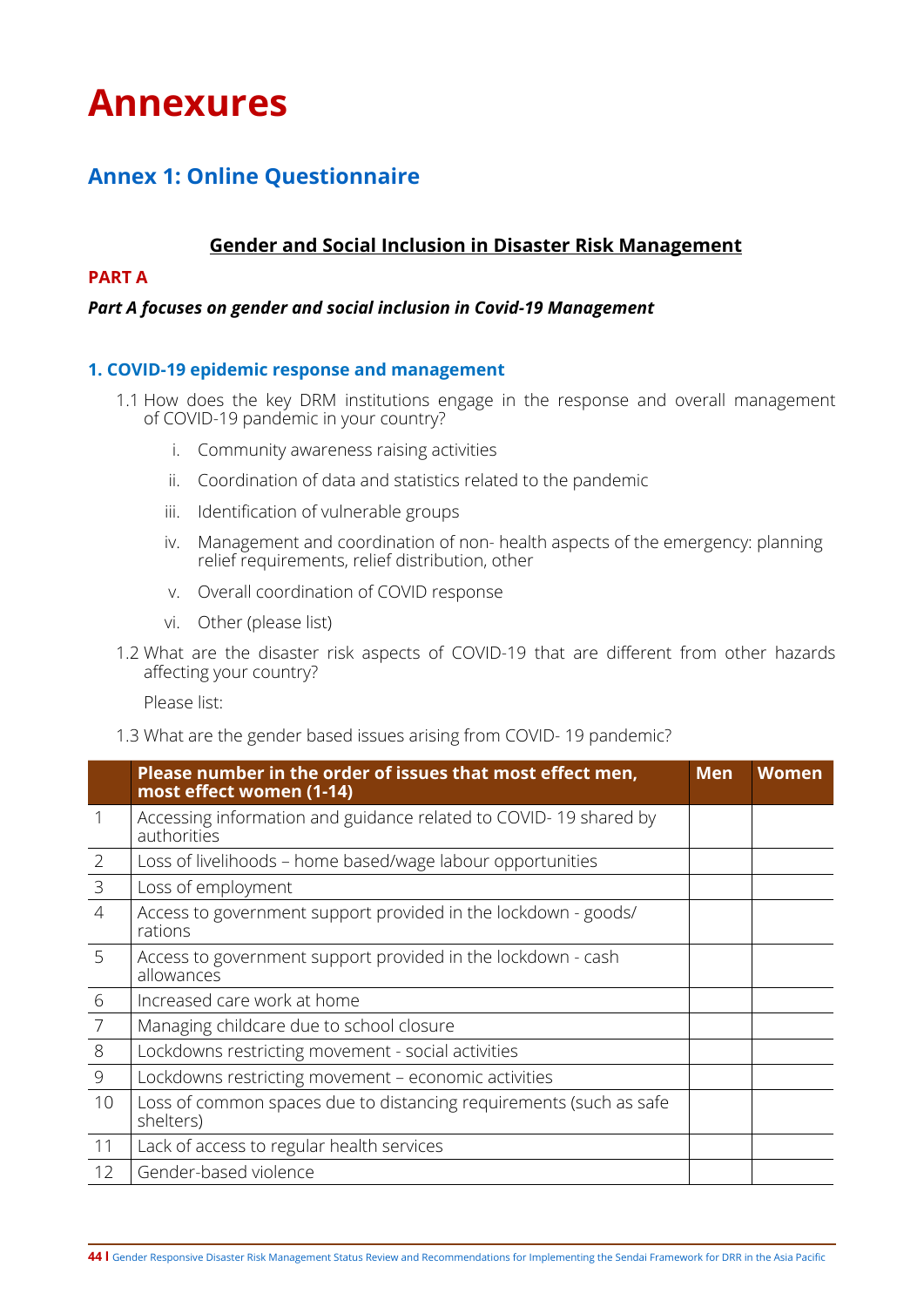# Annexures

## Annex 1: Online Questionnaire

**Gender and Social Inclusion in Disaster Risk Management**

**PART A**

***Part A focuses on gender and social inclusion in Covid-19 Management***

### 1. COVID-19 epidemic response and management

1.1 How does the key DRM institutions engage in the response and overall management of COVID-19 pandemic in your country?

i. Community awareness raising activities

ii. Coordination of data and statistics related to the pandemic

iii. Identification of vulnerable groups

iv. Management and coordination of non- health aspects of the emergency: planning relief requirements, relief distribution, other

v. Overall coordination of COVID response

vi. Other (please list)

1.2 What are the disaster risk aspects of COVID-19 that are different from other hazards affecting your country?

Please list:

1.3 What are the gender based issues arising from COVID- 19 pandemic?

| | Please number in the order of issues that most effect men, most effect women (1-14) | Men | Women |
|---|---|---|---|
| 1 | Accessing information and guidance related to COVID- 19 shared by authorities | | |
| 2 | Loss of livelihoods – home based/wage labour opportunities | | |
| 3 | Loss of employment | | |
| 4 | Access to government support provided in the lockdown - goods/ rations | | |
| 5 | Access to government support provided in the lockdown - cash allowances | | |
| 6 | Increased care work at home | | |
| 7 | Managing childcare due to school closure | | |
| 8 | Lockdowns restricting movement - social activities | | |
| 9 | Lockdowns restricting movement – economic activities | | |
| 10 | Loss of common spaces due to distancing requirements (such as safe shelters) | | |
| 11 | Lack of access to regular health services | | |
| 12 | Gender-based violence | | |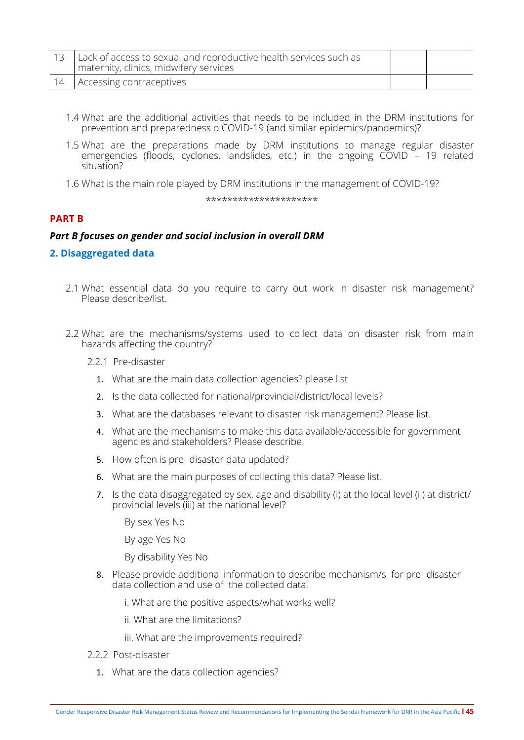| 13 | Lack of access to sexual and reproductive health services such as maternity, clinics, midwifery services | | |
|---|---|---|---|
| 14 | Accessing contraceptives | | |

1.4 What are the additional activities that needs to be included in the DRM institutions for prevention and preparedness o COVID-19 (and similar epidemics/pandemics)?

1.5 What are the preparations made by DRM institutions to manage regular disaster emergencies (floods, cyclones, landslides, etc.) in the ongoing COVID – 19 related situation?

1.6 What is the main role played by DRM institutions in the management of COVID-19?

*********************

## PART B

***Part B focuses on gender and social inclusion in overall DRM***

### 2. Disaggregated data

2.1 What essential data do you require to carry out work in disaster risk management? Please describe/list.

2.2 What are the mechanisms/systems used to collect data on disaster risk from main hazards affecting the country?

2.2.1 Pre-disaster

1. What are the main data collection agencies? please list
2. Is the data collected for national/provincial/district/local levels?
3. What are the databases relevant to disaster risk management? Please list.
4. What are the mechanisms to make this data available/accessible for government agencies and stakeholders? Please describe.
5. How often is pre- disaster data updated?
6. What are the main purposes of collecting this data? Please list.
7. Is the data disaggregated by sex, age and disability (i) at the local level (ii) at district/ provincial levels (iii) at the national level?

   By sex Yes No

   By age Yes No

   By disability Yes No
8. Please provide additional information to describe mechanism/s for pre- disaster data collection and use of the collected data.

   i. What are the positive aspects/what works well?

   ii. What are the limitations?

   iii. What are the improvements required?

2.2.2 Post-disaster

1. What are the data collection agencies?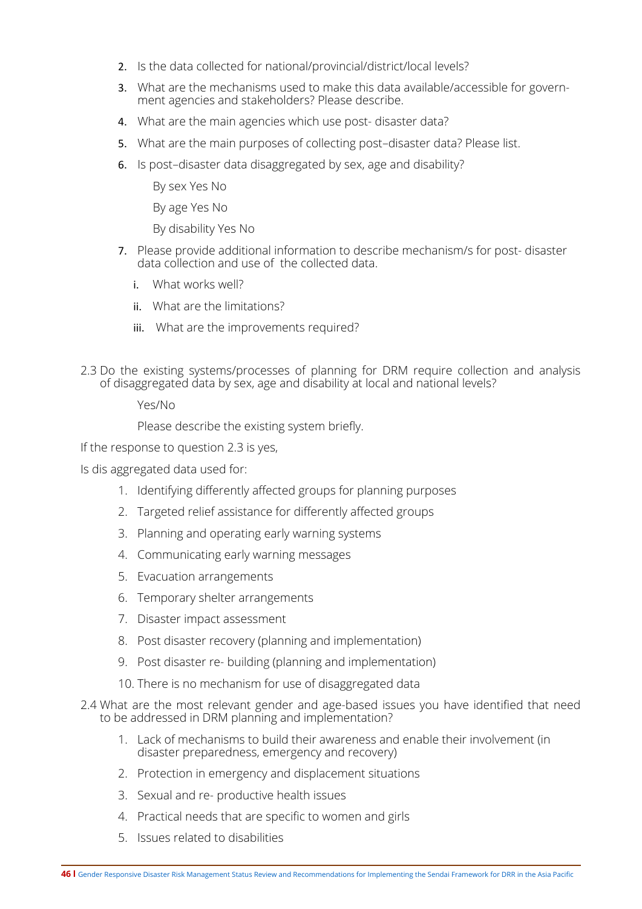2. Is the data collected for national/provincial/district/local levels?
3. What are the mechanisms used to make this data available/accessible for government agencies and stakeholders? Please describe.
4. What are the main agencies which use post- disaster data?
5. What are the main purposes of collecting post–disaster data? Please list.
6. Is post–disaster data disaggregated by sex, age and disability?

   By sex Yes No

   By age Yes No

   By disability Yes No

7. Please provide additional information to describe mechanism/s for post- disaster data collection and use of the collected data.
   - i. What works well?
   - ii. What are the limitations?
   - iii. What are the improvements required?

2.3 Do the existing systems/processes of planning for DRM require collection and analysis of disaggregated data by sex, age and disability at local and national levels?

Yes/No

Please describe the existing system briefly.

If the response to question 2.3 is yes,

Is dis aggregated data used for:

1. Identifying differently affected groups for planning purposes
2. Targeted relief assistance for differently affected groups
3. Planning and operating early warning systems
4. Communicating early warning messages
5. Evacuation arrangements
6. Temporary shelter arrangements
7. Disaster impact assessment
8. Post disaster recovery (planning and implementation)
9. Post disaster re- building (planning and implementation)
10. There is no mechanism for use of disaggregated data

2.4 What are the most relevant gender and age-based issues you have identified that need to be addressed in DRM planning and implementation?

1. Lack of mechanisms to build their awareness and enable their involvement (in disaster preparedness, emergency and recovery)
2. Protection in emergency and displacement situations
3. Sexual and re- productive health issues
4. Practical needs that are specific to women and girls
5. Issues related to disabilities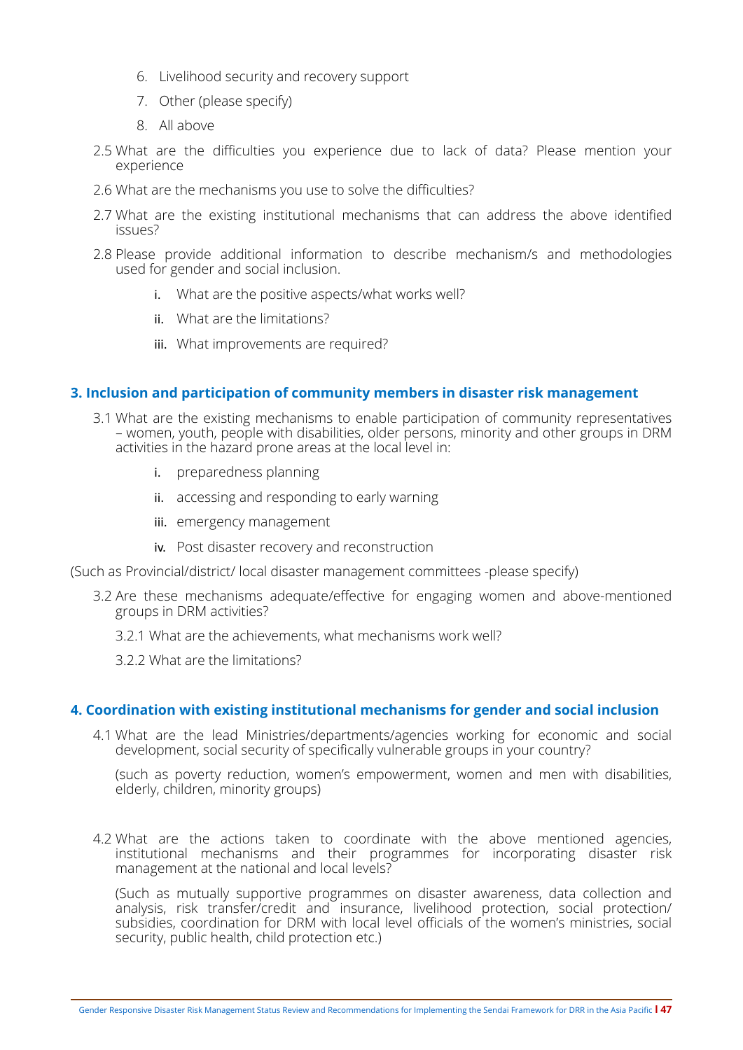6. Livelihood security and recovery support
7. Other (please specify)
8. All above

2.5 What are the difficulties you experience due to lack of data? Please mention your experience

2.6 What are the mechanisms you use to solve the difficulties?

2.7 What are the existing institutional mechanisms that can address the above identified issues?

2.8 Please provide additional information to describe mechanism/s and methodologies used for gender and social inclusion.

i. What are the positive aspects/what works well?

ii. What are the limitations?

iii. What improvements are required?

## 3. Inclusion and participation of community members in disaster risk management

3.1 What are the existing mechanisms to enable participation of community representatives – women, youth, people with disabilities, older persons, minority and other groups in DRM activities in the hazard prone areas at the local level in:

i. preparedness planning

ii. accessing and responding to early warning

iii. emergency management

iv. Post disaster recovery and reconstruction

(Such as Provincial/district/ local disaster management committees -please specify)

3.2 Are these mechanisms adequate/effective for engaging women and above-mentioned groups in DRM activities?

3.2.1 What are the achievements, what mechanisms work well?

3.2.2 What are the limitations?

## 4. Coordination with existing institutional mechanisms for gender and social inclusion

4.1 What are the lead Ministries/departments/agencies working for economic and social development, social security of specifically vulnerable groups in your country?

(such as poverty reduction, women's empowerment, women and men with disabilities, elderly, children, minority groups)

4.2 What are the actions taken to coordinate with the above mentioned agencies, institutional mechanisms and their programmes for incorporating disaster risk management at the national and local levels?

(Such as mutually supportive programmes on disaster awareness, data collection and analysis, risk transfer/credit and insurance, livelihood protection, social protection/ subsidies, coordination for DRM with local level officials of the women's ministries, social security, public health, child protection etc.)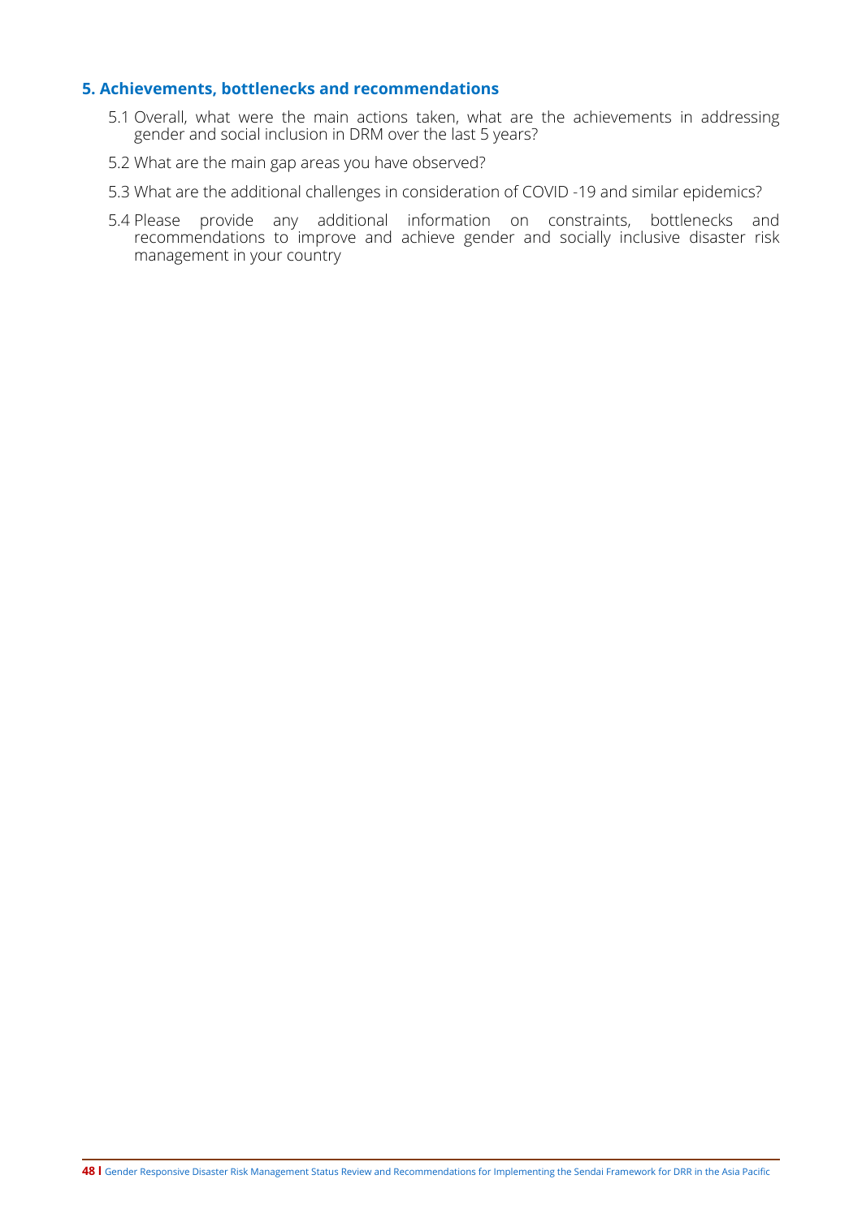## 5. Achievements, bottlenecks and recommendations

5.1 Overall, what were the main actions taken, what are the achievements in addressing gender and social inclusion in DRM over the last 5 years?

5.2 What are the main gap areas you have observed?

5.3 What are the additional challenges in consideration of COVID -19 and similar epidemics?

5.4 Please provide any additional information on constraints, bottlenecks and recommendations to improve and achieve gender and socially inclusive disaster risk management in your country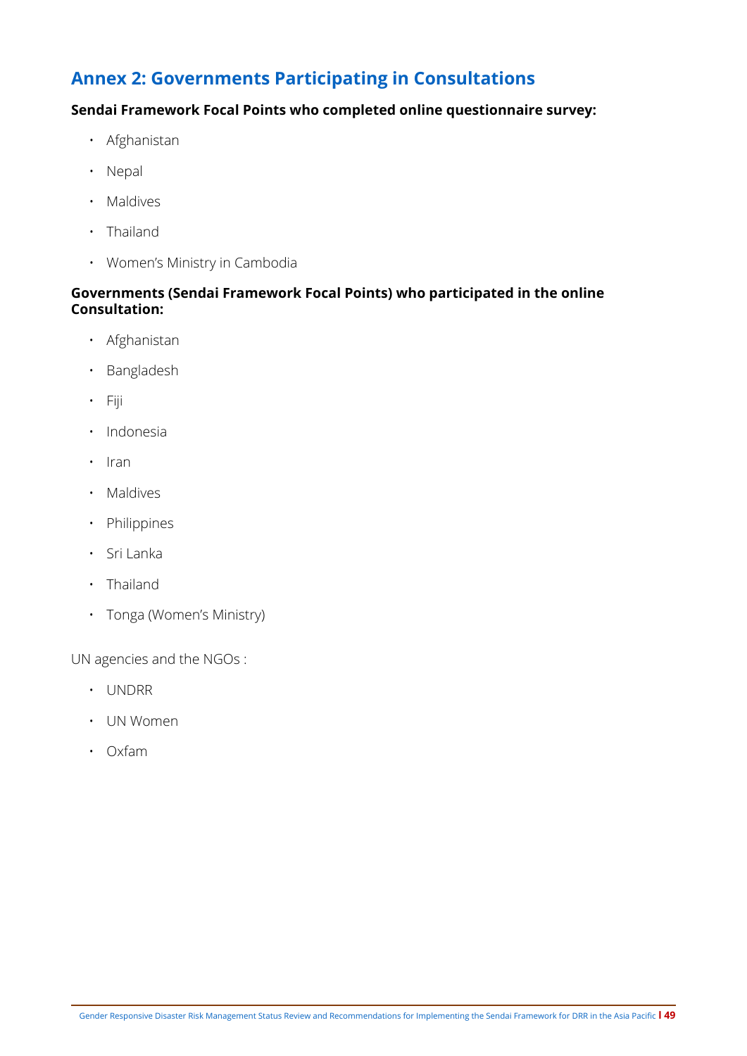## Annex 2: Governments Participating in Consultations

**Sendai Framework Focal Points who completed online questionnaire survey:**

- Afghanistan
- Nepal
- Maldives
- Thailand
- Women's Ministry in Cambodia

**Governments (Sendai Framework Focal Points) who participated in the online Consultation:**

- Afghanistan
- Bangladesh
- Fiji
- Indonesia
- Iran
- Maldives
- Philippines
- Sri Lanka
- Thailand
- Tonga (Women's Ministry)

UN agencies and the NGOs :

- UNDRR
- UN Women
- Oxfam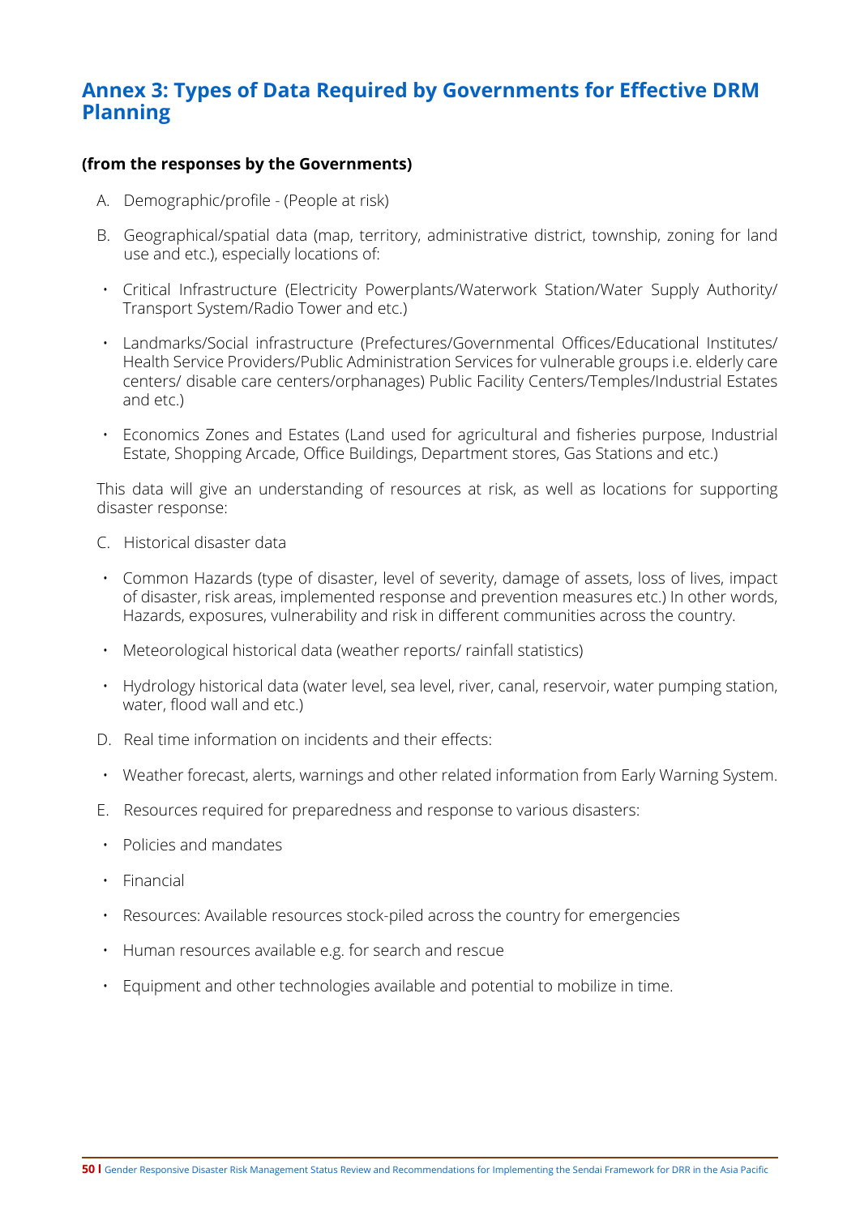# Annex 3: Types of Data Required by Governments for Effective DRM Planning

**(from the responses by the Governments)**

A. Demographic/profile - (People at risk)

B. Geographical/spatial data (map, territory, administrative district, township, zoning for land use and etc.), especially locations of:

- Critical Infrastructure (Electricity Powerplants/Waterwork Station/Water Supply Authority/ Transport System/Radio Tower and etc.)
- Landmarks/Social infrastructure (Prefectures/Governmental Offices/Educational Institutes/ Health Service Providers/Public Administration Services for vulnerable groups i.e. elderly care centers/ disable care centers/orphanages) Public Facility Centers/Temples/Industrial Estates and etc.)
- Economics Zones and Estates (Land used for agricultural and fisheries purpose, Industrial Estate, Shopping Arcade, Office Buildings, Department stores, Gas Stations and etc.)

This data will give an understanding of resources at risk, as well as locations for supporting disaster response:

C. Historical disaster data

- Common Hazards (type of disaster, level of severity, damage of assets, loss of lives, impact of disaster, risk areas, implemented response and prevention measures etc.) In other words, Hazards, exposures, vulnerability and risk in different communities across the country.
- Meteorological historical data (weather reports/ rainfall statistics)
- Hydrology historical data (water level, sea level, river, canal, reservoir, water pumping station, water, flood wall and etc.)

D. Real time information on incidents and their effects:

- Weather forecast, alerts, warnings and other related information from Early Warning System.

E. Resources required for preparedness and response to various disasters:

- Policies and mandates
- Financial
- Resources: Available resources stock-piled across the country for emergencies
- Human resources available e.g. for search and rescue
- Equipment and other technologies available and potential to mobilize in time.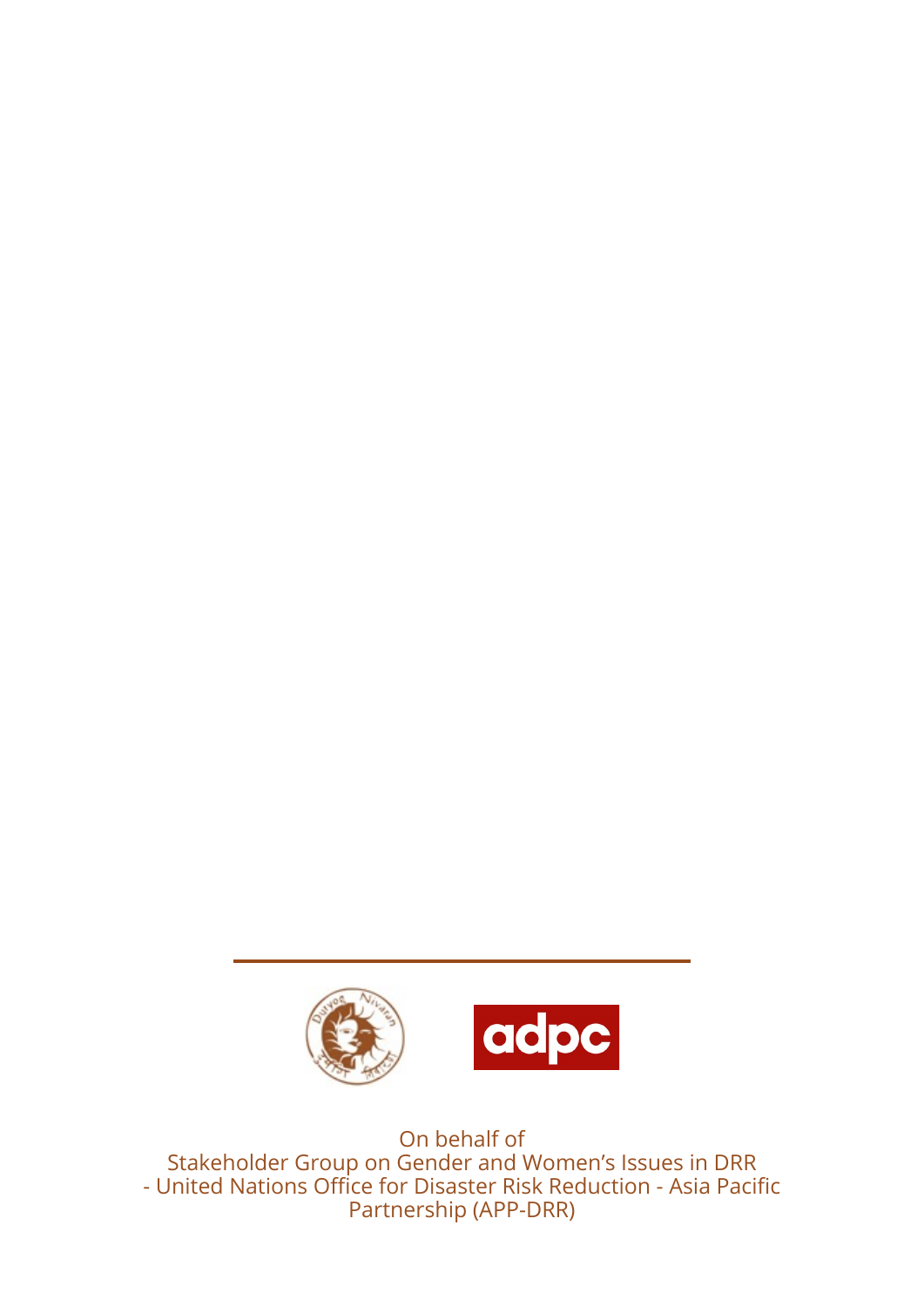On behalf of
Stakeholder Group on Gender and Women's Issues in DRR
- United Nations Office for Disaster Risk Reduction - Asia Pacific Partnership (APP-DRR)